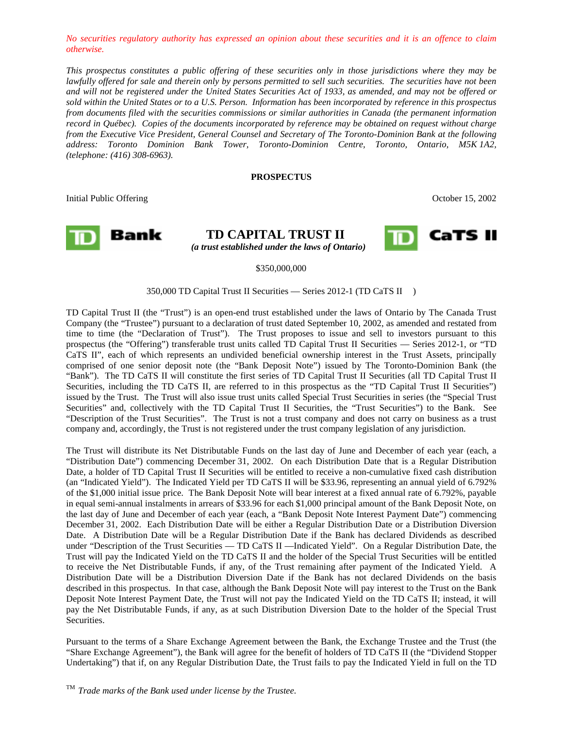*No securities regulatory authority has expressed an opinion about these securities and it is an offence to claim otherwise.*

*This prospectus constitutes a public offering of these securities only in those jurisdictions where they may be lawfully offered for sale and therein only by persons permitted to sell such securities. The securities have not been and will not be registered under the United States Securities Act of 1933, as amended, and may not be offered or sold within the United States or to a U.S. Person. Information has been incorporated by reference in this prospectus from documents filed with the securities commissions or similar authorities in Canada (the permanent information record in Québec). Copies of the documents incorporated by reference may be obtained on request without charge from the Executive Vice President, General Counsel and Secretary of The Toronto-Dominion Bank at the following address: Toronto Dominion Bank Tower, Toronto-Dominion Centre, Toronto, Ontario, M5K 1A2, (telephone: (416) 308-6963).*

**PROSPECTUS**

Initial Public Offering October 15, 2002

TD Bank

# TD CAPITAL TRUST II

***(a trust established under the laws of Ontario)***

TD CaTS II

$350,000,000

350,000 TD Capital Trust II Securities — Series 2012-1 (TD CaTS II™)

TD Capital Trust II (the "Trust") is an open-end trust established under the laws of Ontario by The Canada Trust Company (the "Trustee") pursuant to a declaration of trust dated September 10, 2002, as amended and restated from time to time (the "Declaration of Trust"). The Trust proposes to issue and sell to investors pursuant to this prospectus (the "Offering") transferable trust units called TD Capital Trust II Securities — Series 2012-1, or "TD CaTS II", each of which represents an undivided beneficial ownership interest in the Trust Assets, principally comprised of one senior deposit note (the "Bank Deposit Note") issued by The Toronto-Dominion Bank (the "Bank"). The TD CaTS II will constitute the first series of TD Capital Trust II Securities (all TD Capital Trust II Securities, including the TD CaTS II, are referred to in this prospectus as the "TD Capital Trust II Securities") issued by the Trust. The Trust will also issue trust units called Special Trust Securities in series (the "Special Trust Securities" and, collectively with the TD Capital Trust II Securities, the "Trust Securities") to the Bank. See "Description of the Trust Securities". The Trust is not a trust company and does not carry on business as a trust company and, accordingly, the Trust is not registered under the trust company legislation of any jurisdiction.

The Trust will distribute its Net Distributable Funds on the last day of June and December of each year (each, a "Distribution Date") commencing December 31, 2002. On each Distribution Date that is a Regular Distribution Date, a holder of TD Capital Trust II Securities will be entitled to receive a non-cumulative fixed cash distribution (an "Indicated Yield"). The Indicated Yield per TD CaTS II will be $33.96, representing an annual yield of 6.792% of the $1,000 initial issue price. The Bank Deposit Note will bear interest at a fixed annual rate of 6.792%, payable in equal semi-annual instalments in arrears of $33.96 for each $1,000 principal amount of the Bank Deposit Note, on the last day of June and December of each year (each, a "Bank Deposit Note Interest Payment Date") commencing December 31, 2002. Each Distribution Date will be either a Regular Distribution Date or a Distribution Diversion Date. A Distribution Date will be a Regular Distribution Date if the Bank has declared Dividends as described under "Description of the Trust Securities — TD CaTS II —Indicated Yield". On a Regular Distribution Date, the Trust will pay the Indicated Yield on the TD CaTS II and the holder of the Special Trust Securities will be entitled to receive the Net Distributable Funds, if any, of the Trust remaining after payment of the Indicated Yield. A Distribution Date will be a Distribution Diversion Date if the Bank has not declared Dividends on the basis described in this prospectus. In that case, although the Bank Deposit Note will pay interest to the Trust on the Bank Deposit Note Interest Payment Date, the Trust will not pay the Indicated Yield on the TD CaTS II; instead, it will pay the Net Distributable Funds, if any, as at such Distribution Diversion Date to the holder of the Special Trust Securities.

Pursuant to the terms of a Share Exchange Agreement between the Bank, the Exchange Trustee and the Trust (the "Share Exchange Agreement"), the Bank will agree for the benefit of holders of TD CaTS II (the "Dividend Stopper Undertaking") that if, on any Regular Distribution Date, the Trust fails to pay the Indicated Yield in full on the TD

™ *Trade marks of the Bank used under license by the Trustee.*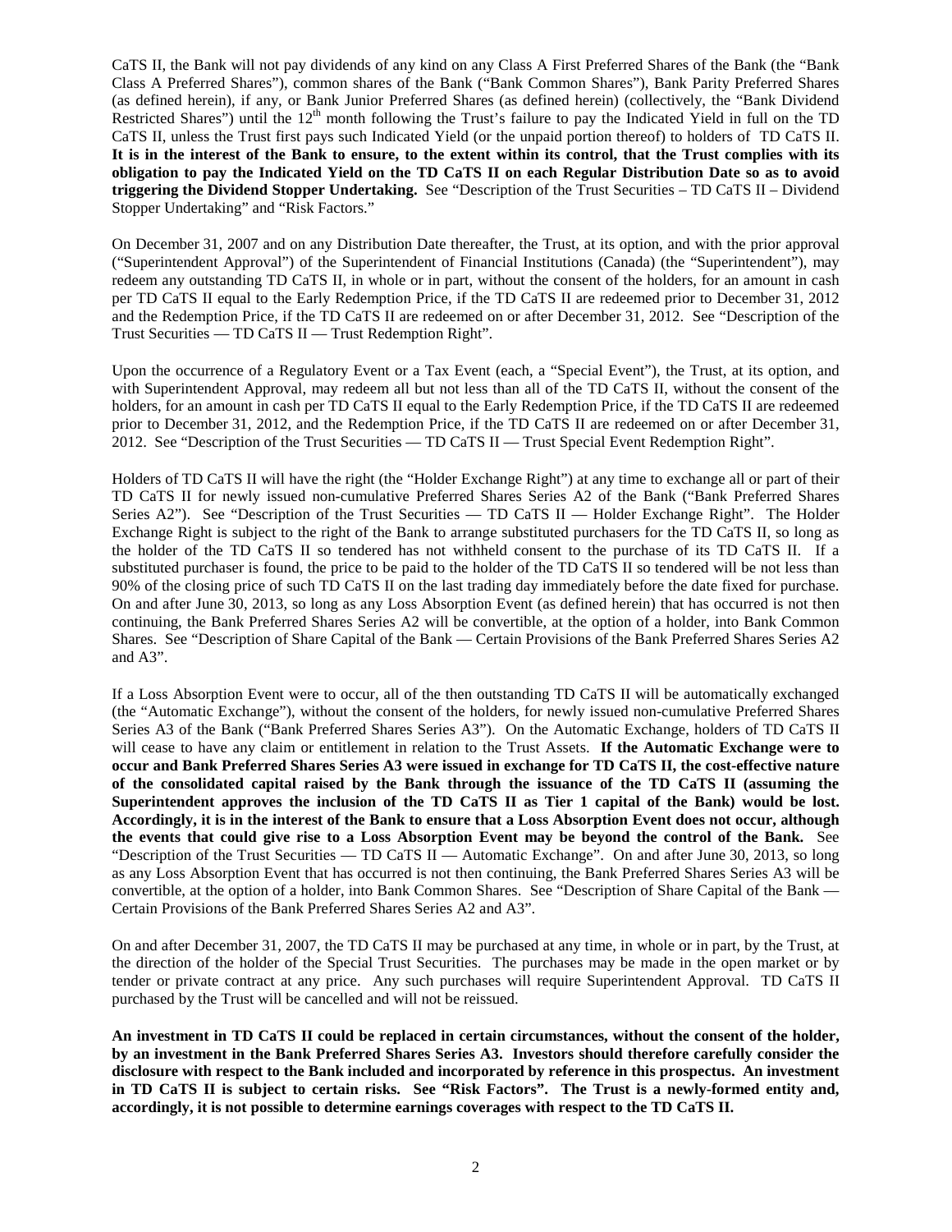CaTS II, the Bank will not pay dividends of any kind on any Class A First Preferred Shares of the Bank (the "Bank Class A Preferred Shares"), common shares of the Bank ("Bank Common Shares"), Bank Parity Preferred Shares (as defined herein), if any, or Bank Junior Preferred Shares (as defined herein) (collectively, the "Bank Dividend Restricted Shares") until the 12th month following the Trust's failure to pay the Indicated Yield in full on the TD CaTS II, unless the Trust first pays such Indicated Yield (or the unpaid portion thereof) to holders of TD CaTS II. **It is in the interest of the Bank to ensure, to the extent within its control, that the Trust complies with its obligation to pay the Indicated Yield on the TD CaTS II on each Regular Distribution Date so as to avoid triggering the Dividend Stopper Undertaking.** See "Description of the Trust Securities – TD CaTS II – Dividend Stopper Undertaking" and "Risk Factors."

On December 31, 2007 and on any Distribution Date thereafter, the Trust, at its option, and with the prior approval ("Superintendent Approval") of the Superintendent of Financial Institutions (Canada) (the "Superintendent"), may redeem any outstanding TD CaTS II, in whole or in part, without the consent of the holders, for an amount in cash per TD CaTS II equal to the Early Redemption Price, if the TD CaTS II are redeemed prior to December 31, 2012 and the Redemption Price, if the TD CaTS II are redeemed on or after December 31, 2012. See "Description of the Trust Securities — TD CaTS II — Trust Redemption Right".

Upon the occurrence of a Regulatory Event or a Tax Event (each, a "Special Event"), the Trust, at its option, and with Superintendent Approval, may redeem all but not less than all of the TD CaTS II, without the consent of the holders, for an amount in cash per TD CaTS II equal to the Early Redemption Price, if the TD CaTS II are redeemed prior to December 31, 2012, and the Redemption Price, if the TD CaTS II are redeemed on or after December 31, 2012. See "Description of the Trust Securities — TD CaTS II — Trust Special Event Redemption Right".

Holders of TD CaTS II will have the right (the "Holder Exchange Right") at any time to exchange all or part of their TD CaTS II for newly issued non-cumulative Preferred Shares Series A2 of the Bank ("Bank Preferred Shares Series A2"). See "Description of the Trust Securities — TD CaTS II — Holder Exchange Right". The Holder Exchange Right is subject to the right of the Bank to arrange substituted purchasers for the TD CaTS II, so long as the holder of the TD CaTS II so tendered has not withheld consent to the purchase of its TD CaTS II. If a substituted purchaser is found, the price to be paid to the holder of the TD CaTS II so tendered will be not less than 90% of the closing price of such TD CaTS II on the last trading day immediately before the date fixed for purchase. On and after June 30, 2013, so long as any Loss Absorption Event (as defined herein) that has occurred is not then continuing, the Bank Preferred Shares Series A2 will be convertible, at the option of a holder, into Bank Common Shares. See "Description of Share Capital of the Bank — Certain Provisions of the Bank Preferred Shares Series A2 and A3".

If a Loss Absorption Event were to occur, all of the then outstanding TD CaTS II will be automatically exchanged (the "Automatic Exchange"), without the consent of the holders, for newly issued non-cumulative Preferred Shares Series A3 of the Bank ("Bank Preferred Shares Series A3"). On the Automatic Exchange, holders of TD CaTS II will cease to have any claim or entitlement in relation to the Trust Assets. **If the Automatic Exchange were to occur and Bank Preferred Shares Series A3 were issued in exchange for TD CaTS II, the cost-effective nature of the consolidated capital raised by the Bank through the issuance of the TD CaTS II (assuming the Superintendent approves the inclusion of the TD CaTS II as Tier 1 capital of the Bank) would be lost. Accordingly, it is in the interest of the Bank to ensure that a Loss Absorption Event does not occur, although the events that could give rise to a Loss Absorption Event may be beyond the control of the Bank.** See "Description of the Trust Securities — TD CaTS II — Automatic Exchange". On and after June 30, 2013, so long as any Loss Absorption Event that has occurred is not then continuing, the Bank Preferred Shares Series A3 will be convertible, at the option of a holder, into Bank Common Shares. See "Description of Share Capital of the Bank — Certain Provisions of the Bank Preferred Shares Series A2 and A3".

On and after December 31, 2007, the TD CaTS II may be purchased at any time, in whole or in part, by the Trust, at the direction of the holder of the Special Trust Securities. The purchases may be made in the open market or by tender or private contract at any price. Any such purchases will require Superintendent Approval. TD CaTS II purchased by the Trust will be cancelled and will not be reissued.

**An investment in TD CaTS II could be replaced in certain circumstances, without the consent of the holder, by an investment in the Bank Preferred Shares Series A3. Investors should therefore carefully consider the disclosure with respect to the Bank included and incorporated by reference in this prospectus. An investment in TD CaTS II is subject to certain risks. See "Risk Factors". The Trust is a newly-formed entity and, accordingly, it is not possible to determine earnings coverages with respect to the TD CaTS II.**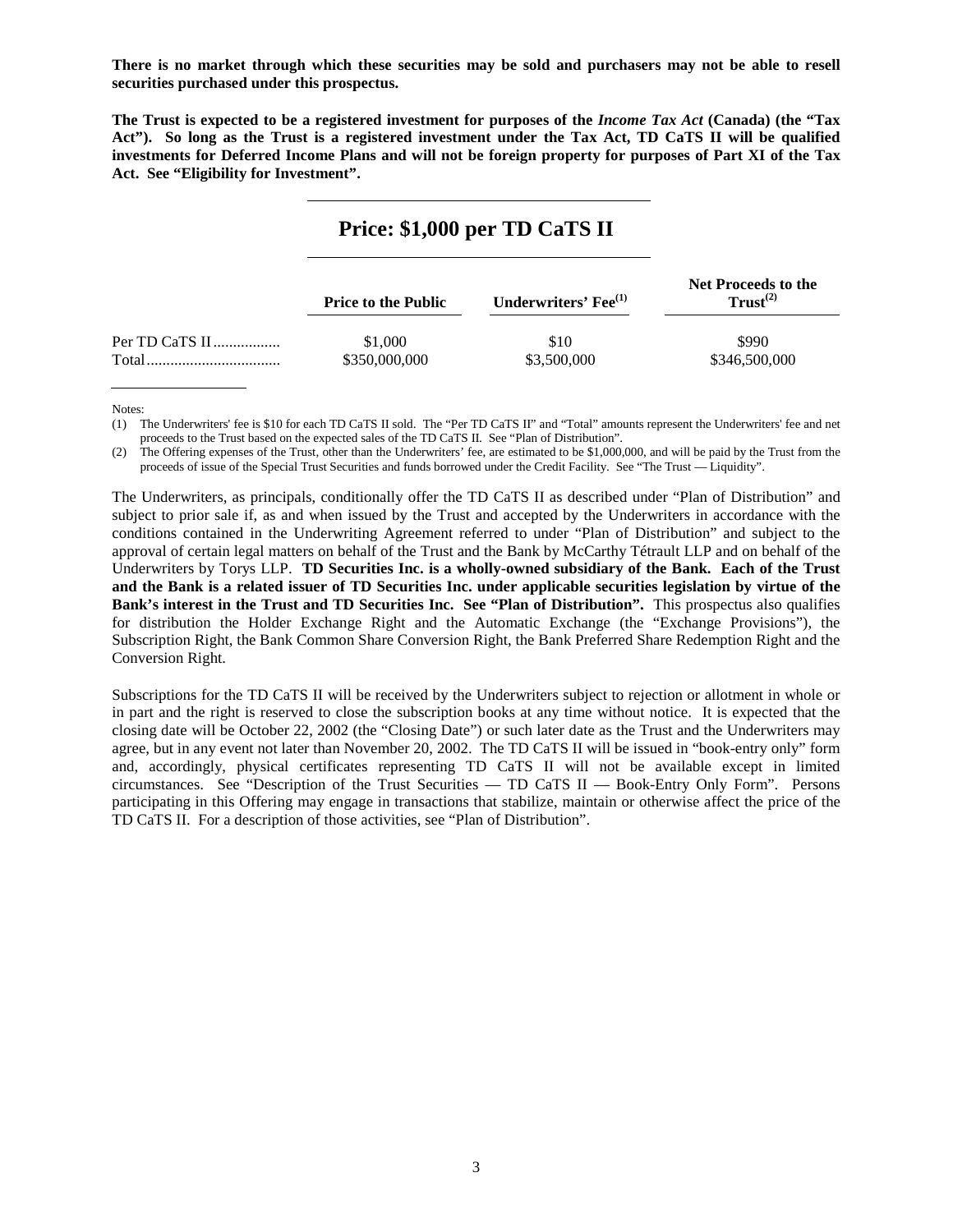**There is no market through which these securities may be sold and purchasers may not be able to resell securities purchased under this prospectus.**

**The Trust is expected to be a registered investment for purposes of the *Income Tax Act* (Canada) (the "Tax Act"). So long as the Trust is a registered investment under the Tax Act, TD CaTS II will be qualified investments for Deferred Income Plans and will not be foreign property for purposes of Part XI of the Tax Act. See "Eligibility for Investment".**

## Price: $1,000 per TD CaTS II

| | Price to the Public | Underwriters' Fee[(1)] | Net Proceeds to the Trust[(2)] |
|---|---|---|---|
| Per TD CaTS II | $1,000 | $10 | $990 |
| Total | $350,000,000 | $3,500,000 | $346,500,000 |

Notes:

(1) The Underwriters' fee is $10 for each TD CaTS II sold. The "Per TD CaTS II" and "Total" amounts represent the Underwriters' fee and net proceeds to the Trust based on the expected sales of the TD CaTS II. See "Plan of Distribution".

(2) The Offering expenses of the Trust, other than the Underwriters' fee, are estimated to be $1,000,000, and will be paid by the Trust from the proceeds of issue of the Special Trust Securities and funds borrowed under the Credit Facility. See "The Trust — Liquidity".

The Underwriters, as principals, conditionally offer the TD CaTS II as described under "Plan of Distribution" and subject to prior sale if, as and when issued by the Trust and accepted by the Underwriters in accordance with the conditions contained in the Underwriting Agreement referred to under "Plan of Distribution" and subject to the approval of certain legal matters on behalf of the Trust and the Bank by McCarthy Tétrault LLP and on behalf of the Underwriters by Torys LLP. **TD Securities Inc. is a wholly-owned subsidiary of the Bank. Each of the Trust and the Bank is a related issuer of TD Securities Inc. under applicable securities legislation by virtue of the Bank's interest in the Trust and TD Securities Inc. See "Plan of Distribution".** This prospectus also qualifies for distribution the Holder Exchange Right and the Automatic Exchange (the "Exchange Provisions"), the Subscription Right, the Bank Common Share Conversion Right, the Bank Preferred Share Redemption Right and the Conversion Right.

Subscriptions for the TD CaTS II will be received by the Underwriters subject to rejection or allotment in whole or in part and the right is reserved to close the subscription books at any time without notice. It is expected that the closing date will be October 22, 2002 (the "Closing Date") or such later date as the Trust and the Underwriters may agree, but in any event not later than November 20, 2002. The TD CaTS II will be issued in "book-entry only" form and, accordingly, physical certificates representing TD CaTS II will not be available except in limited circumstances. See "Description of the Trust Securities — TD CaTS II — Book-Entry Only Form". Persons participating in this Offering may engage in transactions that stabilize, maintain or otherwise affect the price of the TD CaTS II. For a description of those activities, see "Plan of Distribution".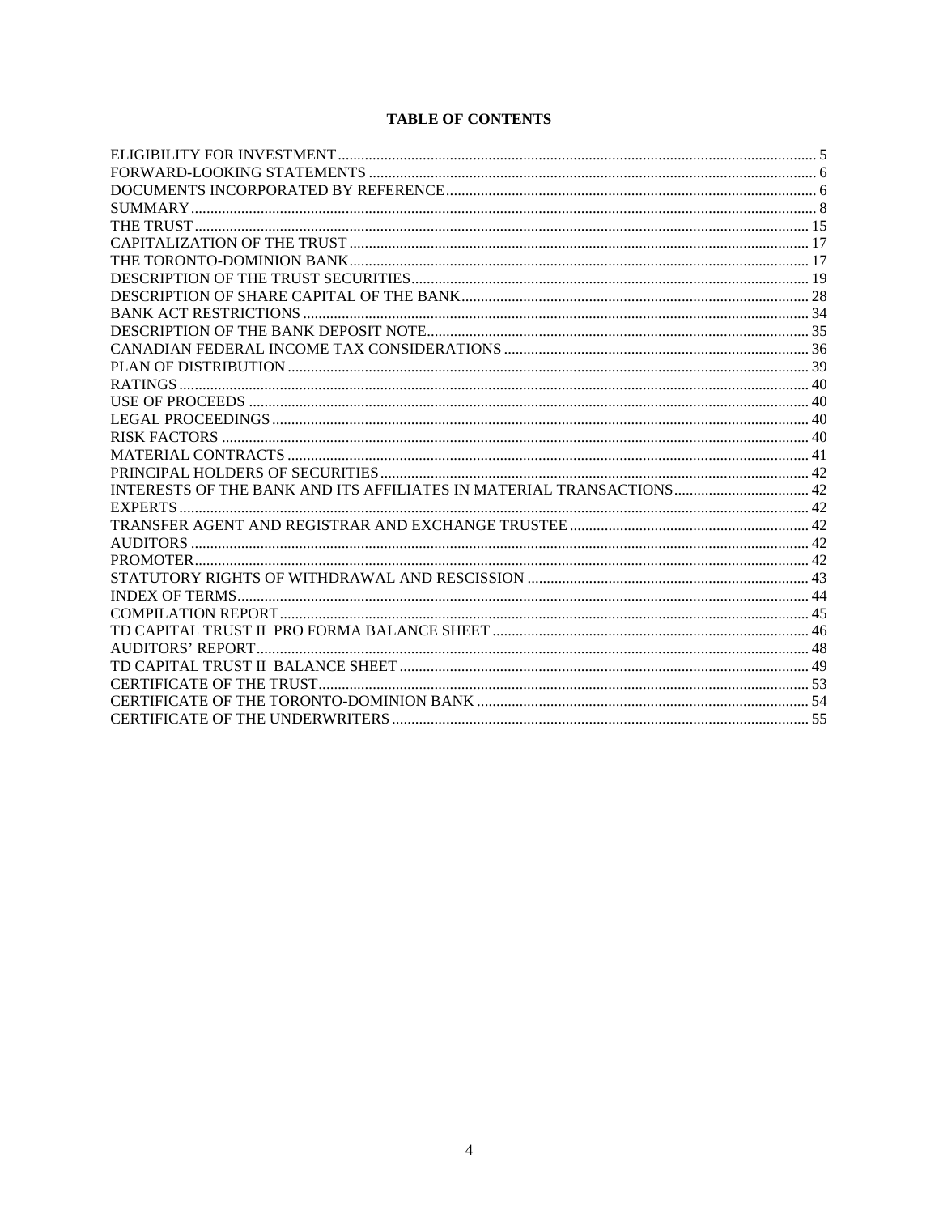## TABLE OF CONTENTS

| | |
|---|---|
| ELIGIBILITY FOR INVESTMENT | 5 |
| FORWARD-LOOKING STATEMENTS | 6 |
| DOCUMENTS INCORPORATED BY REFERENCE | 6 |
| SUMMARY | 8 |
| THE TRUST | 15 |
| CAPITALIZATION OF THE TRUST | 17 |
| THE TORONTO-DOMINION BANK | 17 |
| DESCRIPTION OF THE TRUST SECURITIES | 19 |
| DESCRIPTION OF SHARE CAPITAL OF THE BANK | 28 |
| BANK ACT RESTRICTIONS | 34 |
| DESCRIPTION OF THE BANK DEPOSIT NOTE | 35 |
| CANADIAN FEDERAL INCOME TAX CONSIDERATIONS | 36 |
| PLAN OF DISTRIBUTION | 39 |
| RATINGS | 40 |
| USE OF PROCEEDS | 40 |
| LEGAL PROCEEDINGS | 40 |
| RISK FACTORS | 40 |
| MATERIAL CONTRACTS | 41 |
| PRINCIPAL HOLDERS OF SECURITIES | 42 |
| INTERESTS OF THE BANK AND ITS AFFILIATES IN MATERIAL TRANSACTIONS | 42 |
| EXPERTS | 42 |
| TRANSFER AGENT AND REGISTRAR AND EXCHANGE TRUSTEE | 42 |
| AUDITORS | 42 |
| PROMOTER | 42 |
| STATUTORY RIGHTS OF WITHDRAWAL AND RESCISSION | 43 |
| INDEX OF TERMS | 44 |
| COMPILATION REPORT | 45 |
| TD CAPITAL TRUST II PRO FORMA BALANCE SHEET | 46 |
| AUDITORS' REPORT | 48 |
| TD CAPITAL TRUST II BALANCE SHEET | 49 |
| CERTIFICATE OF THE TRUST | 53 |
| CERTIFICATE OF THE TORONTO-DOMINION BANK | 54 |
| CERTIFICATE OF THE UNDERWRITERS | 55 |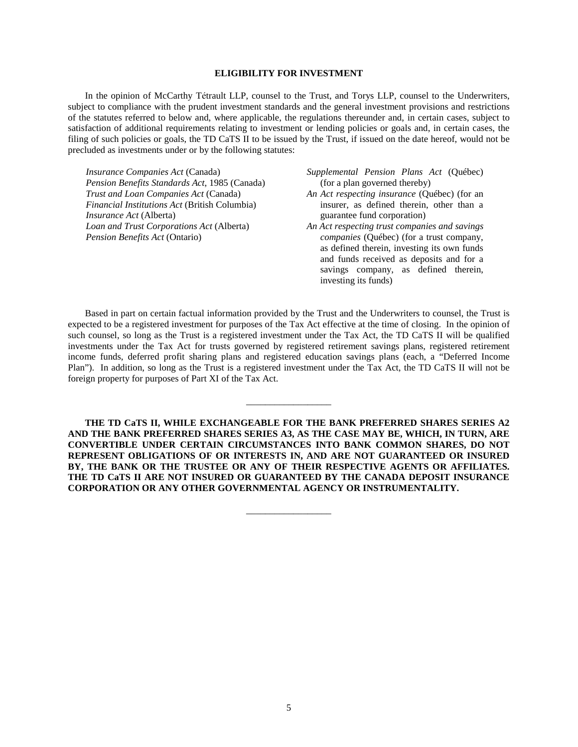## ELIGIBILITY FOR INVESTMENT

In the opinion of McCarthy Tétrault LLP, counsel to the Trust, and Torys LLP, counsel to the Underwriters, subject to compliance with the prudent investment standards and the general investment provisions and restrictions of the statutes referred to below and, where applicable, the regulations thereunder and, in certain cases, subject to satisfaction of additional requirements relating to investment or lending policies or goals and, in certain cases, the filing of such policies or goals, the TD CaTS II to be issued by the Trust, if issued on the date hereof, would not be precluded as investments under or by the following statutes:

- *Insurance Companies Act* (Canada)
- *Pension Benefits Standards Act*, 1985 (Canada)
- *Trust and Loan Companies Act* (Canada)
- *Financial Institutions Act* (British Columbia)
- *Insurance Act* (Alberta)
- *Loan and Trust Corporations Act* (Alberta)
- *Pension Benefits Act* (Ontario)
- *Supplemental Pension Plans Act* (Québec) (for a plan governed thereby)
- *An Act respecting insurance* (Québec) (for an insurer, as defined therein, other than a guarantee fund corporation)
- *An Act respecting trust companies and savings companies* (Québec) (for a trust company, as defined therein, investing its own funds and funds received as deposits and for a savings company, as defined therein, investing its funds)

Based in part on certain factual information provided by the Trust and the Underwriters to counsel, the Trust is expected to be a registered investment for purposes of the Tax Act effective at the time of closing. In the opinion of such counsel, so long as the Trust is a registered investment under the Tax Act, the TD CaTS II will be qualified investments under the Tax Act for trusts governed by registered retirement savings plans, registered retirement income funds, deferred profit sharing plans and registered education savings plans (each, a "Deferred Income Plan"). In addition, so long as the Trust is a registered investment under the Tax Act, the TD CaTS II will not be foreign property for purposes of Part XI of the Tax Act.

---

**THE TD CaTS II, WHILE EXCHANGEABLE FOR THE BANK PREFERRED SHARES SERIES A2 AND THE BANK PREFERRED SHARES SERIES A3, AS THE CASE MAY BE, WHICH, IN TURN, ARE CONVERTIBLE UNDER CERTAIN CIRCUMSTANCES INTO BANK COMMON SHARES, DO NOT REPRESENT OBLIGATIONS OF OR INTERESTS IN, AND ARE NOT GUARANTEED OR INSURED BY, THE BANK OR THE TRUSTEE OR ANY OF THEIR RESPECTIVE AGENTS OR AFFILIATES. THE TD CaTS II ARE NOT INSURED OR GUARANTEED BY THE CANADA DEPOSIT INSURANCE CORPORATION OR ANY OTHER GOVERNMENTAL AGENCY OR INSTRUMENTALITY.**

---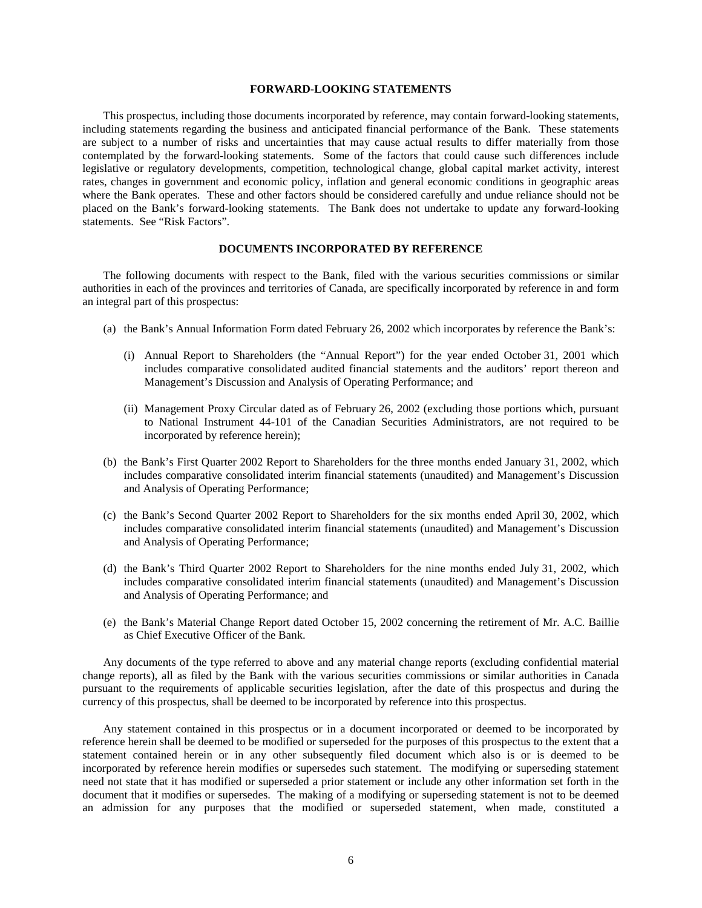## FORWARD-LOOKING STATEMENTS

This prospectus, including those documents incorporated by reference, may contain forward-looking statements, including statements regarding the business and anticipated financial performance of the Bank. These statements are subject to a number of risks and uncertainties that may cause actual results to differ materially from those contemplated by the forward-looking statements. Some of the factors that could cause such differences include legislative or regulatory developments, competition, technological change, global capital market activity, interest rates, changes in government and economic policy, inflation and general economic conditions in geographic areas where the Bank operates. These and other factors should be considered carefully and undue reliance should not be placed on the Bank's forward-looking statements. The Bank does not undertake to update any forward-looking statements. See "Risk Factors".

## DOCUMENTS INCORPORATED BY REFERENCE

The following documents with respect to the Bank, filed with the various securities commissions or similar authorities in each of the provinces and territories of Canada, are specifically incorporated by reference in and form an integral part of this prospectus:

(a) the Bank's Annual Information Form dated February 26, 2002 which incorporates by reference the Bank's:

   (i) Annual Report to Shareholders (the "Annual Report") for the year ended October 31, 2001 which includes comparative consolidated audited financial statements and the auditors' report thereon and Management's Discussion and Analysis of Operating Performance; and

   (ii) Management Proxy Circular dated as of February 26, 2002 (excluding those portions which, pursuant to National Instrument 44-101 of the Canadian Securities Administrators, are not required to be incorporated by reference herein);

(b) the Bank's First Quarter 2002 Report to Shareholders for the three months ended January 31, 2002, which includes comparative consolidated interim financial statements (unaudited) and Management's Discussion and Analysis of Operating Performance;

(c) the Bank's Second Quarter 2002 Report to Shareholders for the six months ended April 30, 2002, which includes comparative consolidated interim financial statements (unaudited) and Management's Discussion and Analysis of Operating Performance;

(d) the Bank's Third Quarter 2002 Report to Shareholders for the nine months ended July 31, 2002, which includes comparative consolidated interim financial statements (unaudited) and Management's Discussion and Analysis of Operating Performance; and

(e) the Bank's Material Change Report dated October 15, 2002 concerning the retirement of Mr. A.C. Baillie as Chief Executive Officer of the Bank.

Any documents of the type referred to above and any material change reports (excluding confidential material change reports), all as filed by the Bank with the various securities commissions or similar authorities in Canada pursuant to the requirements of applicable securities legislation, after the date of this prospectus and during the currency of this prospectus, shall be deemed to be incorporated by reference into this prospectus.

Any statement contained in this prospectus or in a document incorporated or deemed to be incorporated by reference herein shall be deemed to be modified or superseded for the purposes of this prospectus to the extent that a statement contained herein or in any other subsequently filed document which also is or is deemed to be incorporated by reference herein modifies or supersedes such statement. The modifying or superseding statement need not state that it has modified or superseded a prior statement or include any other information set forth in the document that it modifies or supersedes. The making of a modifying or superseding statement is not to be deemed an admission for any purposes that the modified or superseded statement, when made, constituted a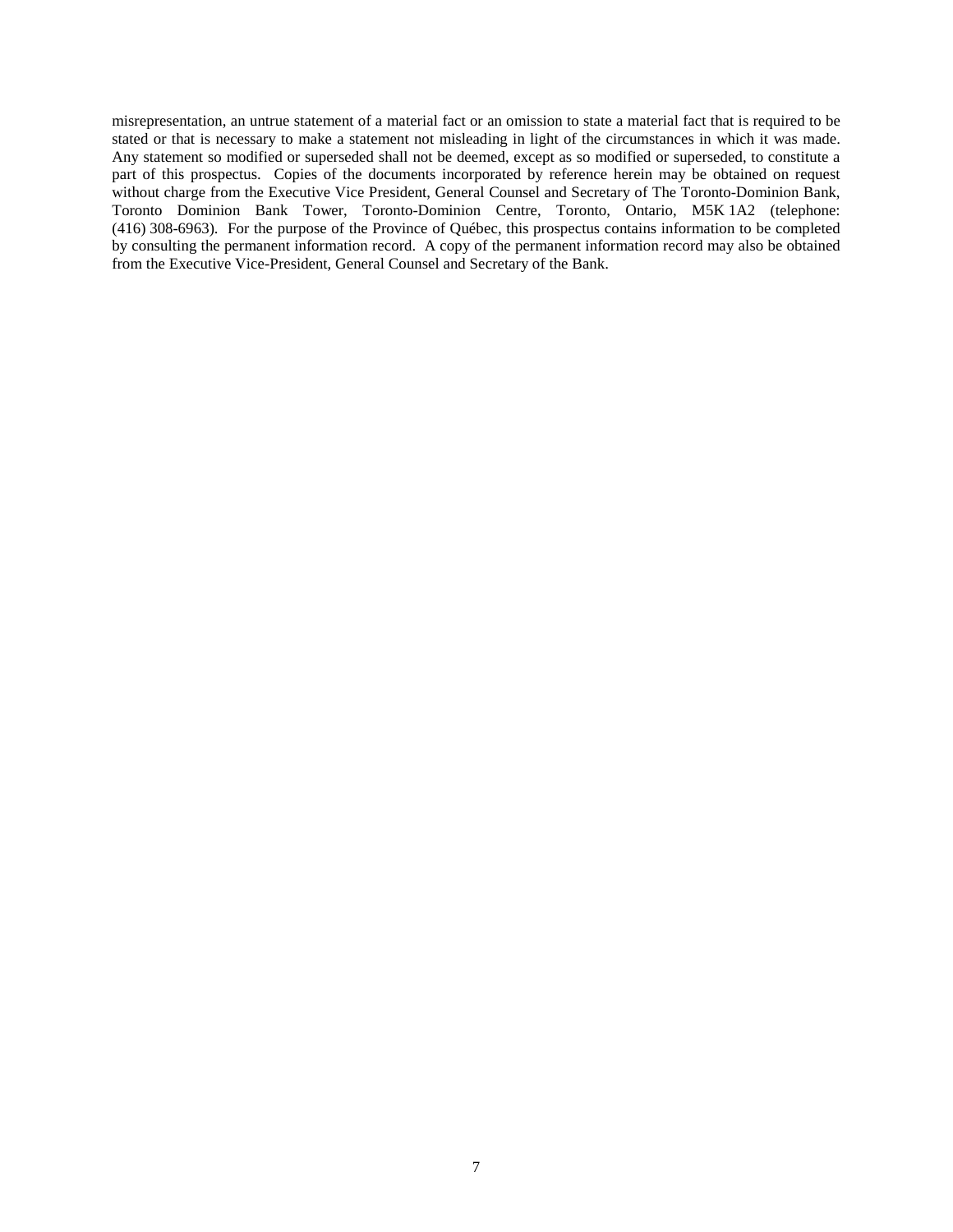misrepresentation, an untrue statement of a material fact or an omission to state a material fact that is required to be stated or that is necessary to make a statement not misleading in light of the circumstances in which it was made. Any statement so modified or superseded shall not be deemed, except as so modified or superseded, to constitute a part of this prospectus. Copies of the documents incorporated by reference herein may be obtained on request without charge from the Executive Vice President, General Counsel and Secretary of The Toronto-Dominion Bank, Toronto Dominion Bank Tower, Toronto-Dominion Centre, Toronto, Ontario, M5K 1A2 (telephone: (416) 308-6963). For the purpose of the Province of Québec, this prospectus contains information to be completed by consulting the permanent information record. A copy of the permanent information record may also be obtained from the Executive Vice-President, General Counsel and Secretary of the Bank.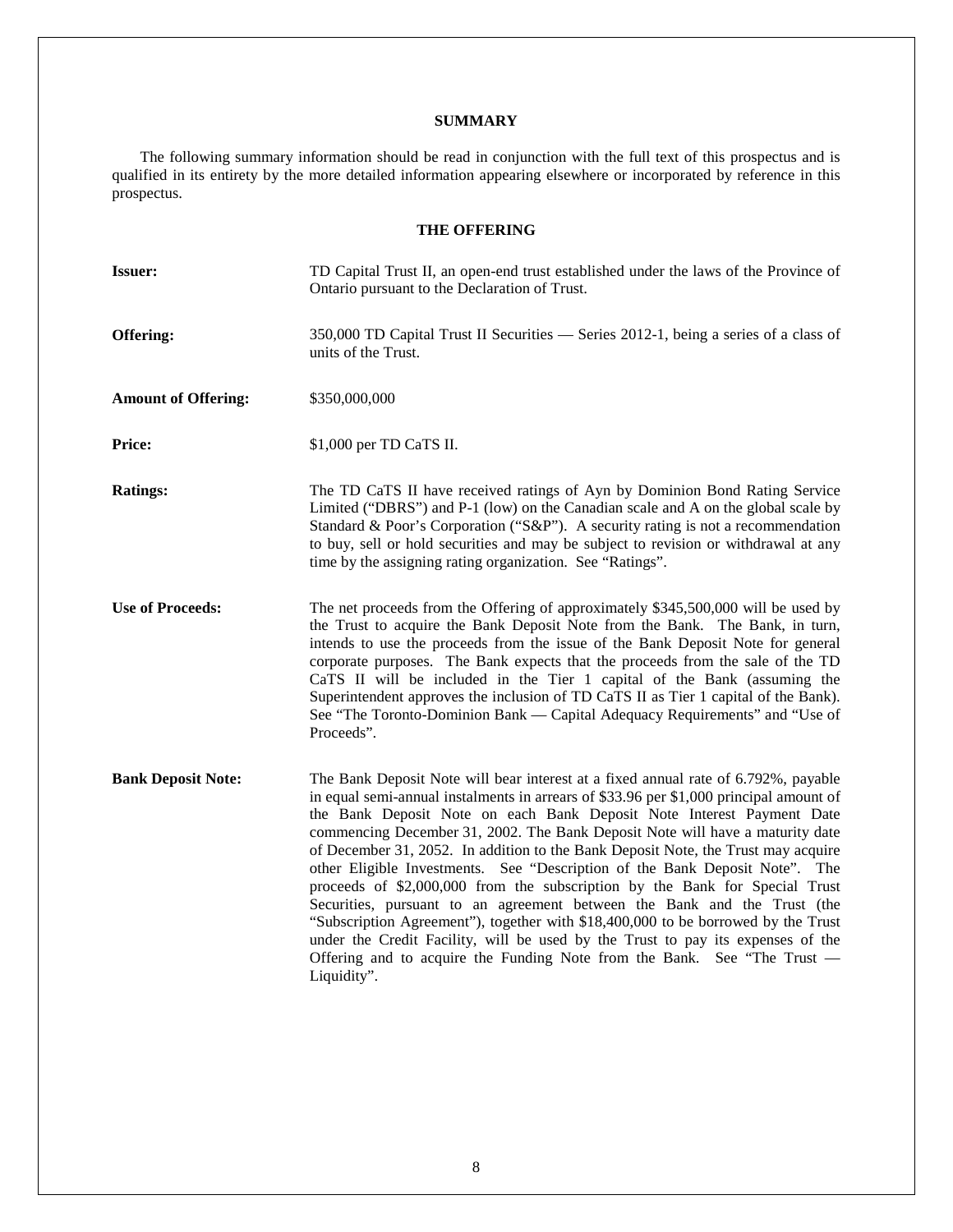## SUMMARY

The following summary information should be read in conjunction with the full text of this prospectus and is qualified in its entirety by the more detailed information appearing elsewhere or incorporated by reference in this prospectus.

### THE OFFERING

**Issuer:** TD Capital Trust II, an open-end trust established under the laws of the Province of Ontario pursuant to the Declaration of Trust.

**Offering:** 350,000 TD Capital Trust II Securities — Series 2012-1, being a series of a class of units of the Trust.

**Amount of Offering:** \$350,000,000

**Price:** \$1,000 per TD CaTS II.

**Ratings:** The TD CaTS II have received ratings of Ayn by Dominion Bond Rating Service Limited ("DBRS") and P-1 (low) on the Canadian scale and A on the global scale by Standard & Poor's Corporation ("S&P"). A security rating is not a recommendation to buy, sell or hold securities and may be subject to revision or withdrawal at any time by the assigning rating organization. See "Ratings".

**Use of Proceeds:** The net proceeds from the Offering of approximately \$345,500,000 will be used by the Trust to acquire the Bank Deposit Note from the Bank. The Bank, in turn, intends to use the proceeds from the issue of the Bank Deposit Note for general corporate purposes. The Bank expects that the proceeds from the sale of the TD CaTS II will be included in the Tier 1 capital of the Bank (assuming the Superintendent approves the inclusion of TD CaTS II as Tier 1 capital of the Bank). See "The Toronto-Dominion Bank — Capital Adequacy Requirements" and "Use of Proceeds".

**Bank Deposit Note:** The Bank Deposit Note will bear interest at a fixed annual rate of 6.792%, payable in equal semi-annual instalments in arrears of \$33.96 per \$1,000 principal amount of the Bank Deposit Note on each Bank Deposit Note Interest Payment Date commencing December 31, 2002. The Bank Deposit Note will have a maturity date of December 31, 2052. In addition to the Bank Deposit Note, the Trust may acquire other Eligible Investments. See "Description of the Bank Deposit Note". The proceeds of \$2,000,000 from the subscription by the Bank for Special Trust Securities, pursuant to an agreement between the Bank and the Trust (the "Subscription Agreement"), together with \$18,400,000 to be borrowed by the Trust under the Credit Facility, will be used by the Trust to pay its expenses of the Offering and to acquire the Funding Note from the Bank. See "The Trust — Liquidity".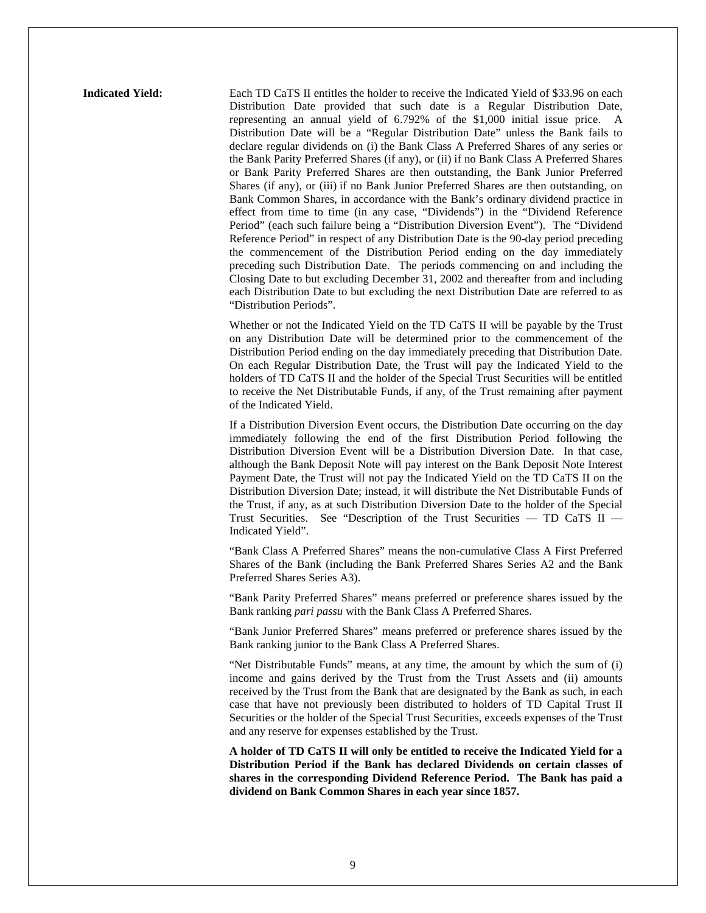**Indicated Yield:**

Each TD CaTS II entitles the holder to receive the Indicated Yield of $33.96 on each Distribution Date provided that such date is a Regular Distribution Date, representing an annual yield of 6.792% of the $1,000 initial issue price. A Distribution Date will be a "Regular Distribution Date" unless the Bank fails to declare regular dividends on (i) the Bank Class A Preferred Shares of any series or the Bank Parity Preferred Shares (if any), or (ii) if no Bank Class A Preferred Shares or Bank Parity Preferred Shares are then outstanding, the Bank Junior Preferred Shares (if any), or (iii) if no Bank Junior Preferred Shares are then outstanding, on Bank Common Shares, in accordance with the Bank's ordinary dividend practice in effect from time to time (in any case, "Dividends") in the "Dividend Reference Period" (each such failure being a "Distribution Diversion Event"). The "Dividend Reference Period" in respect of any Distribution Date is the 90-day period preceding the commencement of the Distribution Period ending on the day immediately preceding such Distribution Date. The periods commencing on and including the Closing Date to but excluding December 31, 2002 and thereafter from and including each Distribution Date to but excluding the next Distribution Date are referred to as "Distribution Periods".

Whether or not the Indicated Yield on the TD CaTS II will be payable by the Trust on any Distribution Date will be determined prior to the commencement of the Distribution Period ending on the day immediately preceding that Distribution Date. On each Regular Distribution Date, the Trust will pay the Indicated Yield to the holders of TD CaTS II and the holder of the Special Trust Securities will be entitled to receive the Net Distributable Funds, if any, of the Trust remaining after payment of the Indicated Yield.

If a Distribution Diversion Event occurs, the Distribution Date occurring on the day immediately following the end of the first Distribution Period following the Distribution Diversion Event will be a Distribution Diversion Date. In that case, although the Bank Deposit Note will pay interest on the Bank Deposit Note Interest Payment Date, the Trust will not pay the Indicated Yield on the TD CaTS II on the Distribution Diversion Date; instead, it will distribute the Net Distributable Funds of the Trust, if any, as at such Distribution Diversion Date to the holder of the Special Trust Securities. See "Description of the Trust Securities — TD CaTS II — Indicated Yield".

"Bank Class A Preferred Shares" means the non-cumulative Class A First Preferred Shares of the Bank (including the Bank Preferred Shares Series A2 and the Bank Preferred Shares Series A3).

"Bank Parity Preferred Shares" means preferred or preference shares issued by the Bank ranking *pari passu* with the Bank Class A Preferred Shares.

"Bank Junior Preferred Shares" means preferred or preference shares issued by the Bank ranking junior to the Bank Class A Preferred Shares.

"Net Distributable Funds" means, at any time, the amount by which the sum of (i) income and gains derived by the Trust from the Trust Assets and (ii) amounts received by the Trust from the Bank that are designated by the Bank as such, in each case that have not previously been distributed to holders of TD Capital Trust II Securities or the holder of the Special Trust Securities, exceeds expenses of the Trust and any reserve for expenses established by the Trust.

**A holder of TD CaTS II will only be entitled to receive the Indicated Yield for a Distribution Period if the Bank has declared Dividends on certain classes of shares in the corresponding Dividend Reference Period. The Bank has paid a dividend on Bank Common Shares in each year since 1857.**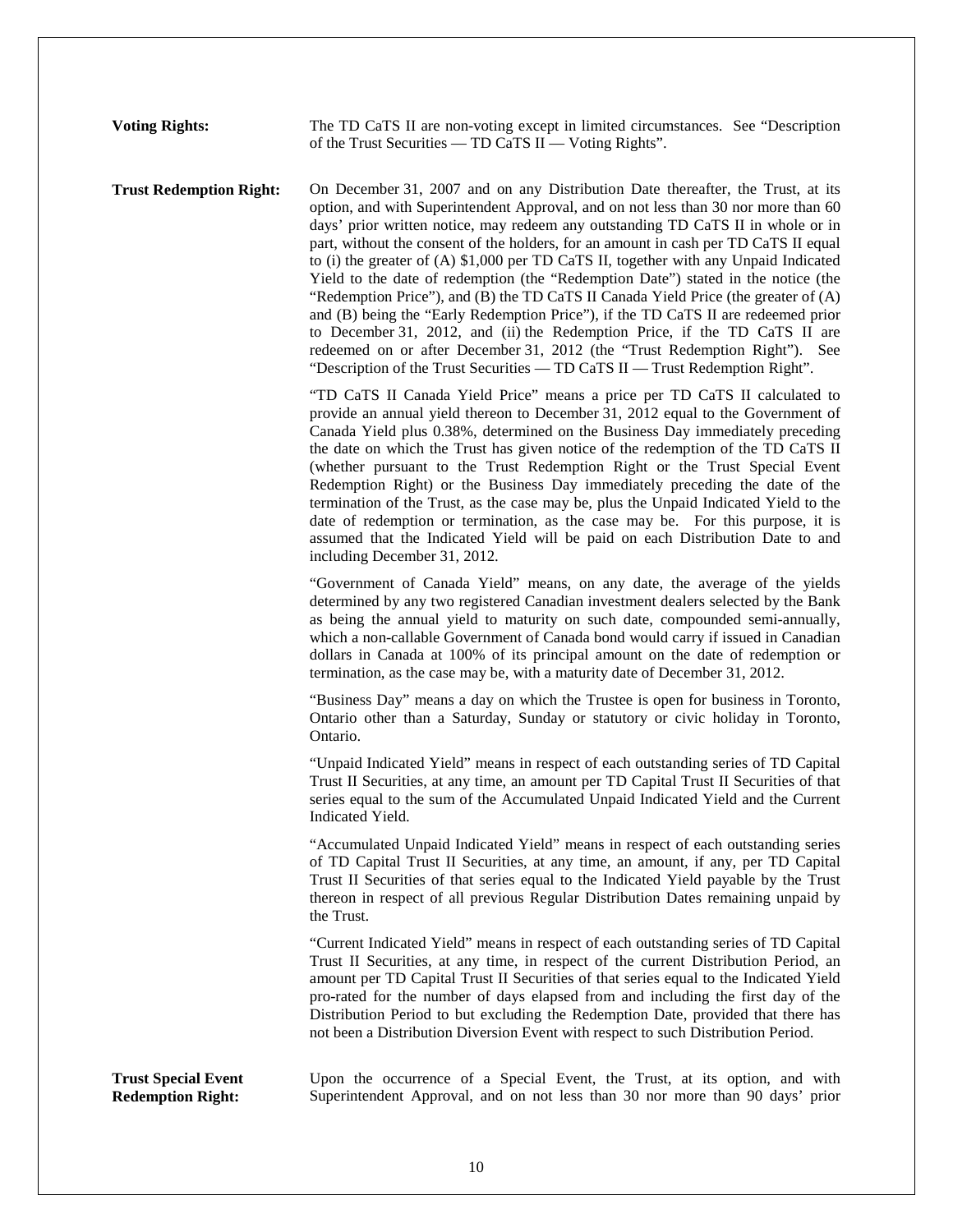**Voting Rights:** The TD CaTS II are non-voting except in limited circumstances. See "Description of the Trust Securities — TD CaTS II — Voting Rights".

**Trust Redemption Right:** On December 31, 2007 and on any Distribution Date thereafter, the Trust, at its option, and with Superintendent Approval, and on not less than 30 nor more than 60 days' prior written notice, may redeem any outstanding TD CaTS II in whole or in part, without the consent of the holders, for an amount in cash per TD CaTS II equal to (i) the greater of (A) $1,000 per TD CaTS II, together with any Unpaid Indicated Yield to the date of redemption (the "Redemption Date") stated in the notice (the "Redemption Price"), and (B) the TD CaTS II Canada Yield Price (the greater of (A) and (B) being the "Early Redemption Price"), if the TD CaTS II are redeemed prior to December 31, 2012, and (ii) the Redemption Price, if the TD CaTS II are redeemed on or after December 31, 2012 (the "Trust Redemption Right"). See "Description of the Trust Securities — TD CaTS II — Trust Redemption Right".

"TD CaTS II Canada Yield Price" means a price per TD CaTS II calculated to provide an annual yield thereon to December 31, 2012 equal to the Government of Canada Yield plus 0.38%, determined on the Business Day immediately preceding the date on which the Trust has given notice of the redemption of the TD CaTS II (whether pursuant to the Trust Redemption Right or the Trust Special Event Redemption Right) or the Business Day immediately preceding the date of the termination of the Trust, as the case may be, plus the Unpaid Indicated Yield to the date of redemption or termination, as the case may be. For this purpose, it is assumed that the Indicated Yield will be paid on each Distribution Date to and including December 31, 2012.

"Government of Canada Yield" means, on any date, the average of the yields determined by any two registered Canadian investment dealers selected by the Bank as being the annual yield to maturity on such date, compounded semi-annually, which a non-callable Government of Canada bond would carry if issued in Canadian dollars in Canada at 100% of its principal amount on the date of redemption or termination, as the case may be, with a maturity date of December 31, 2012.

"Business Day" means a day on which the Trustee is open for business in Toronto, Ontario other than a Saturday, Sunday or statutory or civic holiday in Toronto, Ontario.

"Unpaid Indicated Yield" means in respect of each outstanding series of TD Capital Trust II Securities, at any time, an amount per TD Capital Trust II Securities of that series equal to the sum of the Accumulated Unpaid Indicated Yield and the Current Indicated Yield.

"Accumulated Unpaid Indicated Yield" means in respect of each outstanding series of TD Capital Trust II Securities, at any time, an amount, if any, per TD Capital Trust II Securities of that series equal to the Indicated Yield payable by the Trust thereon in respect of all previous Regular Distribution Dates remaining unpaid by the Trust.

"Current Indicated Yield" means in respect of each outstanding series of TD Capital Trust II Securities, at any time, in respect of the current Distribution Period, an amount per TD Capital Trust II Securities of that series equal to the Indicated Yield pro-rated for the number of days elapsed from and including the first day of the Distribution Period to but excluding the Redemption Date, provided that there has not been a Distribution Diversion Event with respect to such Distribution Period.

**Trust Special Event Redemption Right:** Upon the occurrence of a Special Event, the Trust, at its option, and with Superintendent Approval, and on not less than 30 nor more than 90 days' prior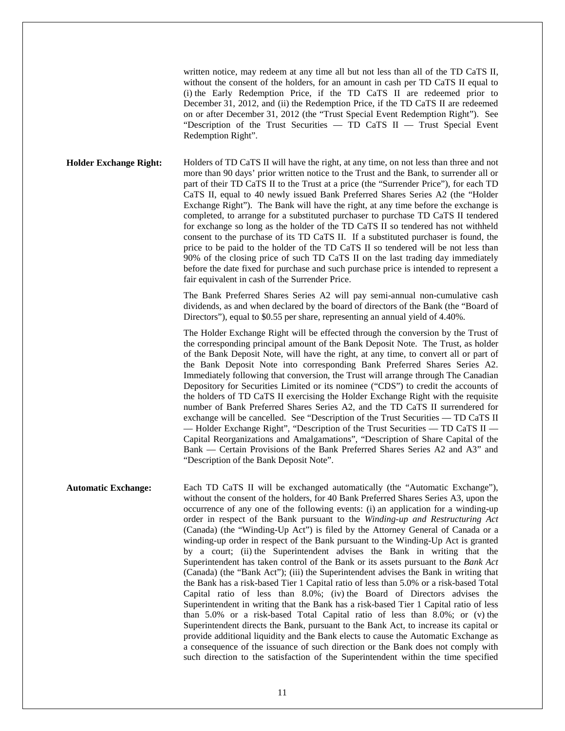written notice, may redeem at any time all but not less than all of the TD CaTS II, without the consent of the holders, for an amount in cash per TD CaTS II equal to (i) the Early Redemption Price, if the TD CaTS II are redeemed prior to December 31, 2012, and (ii) the Redemption Price, if the TD CaTS II are redeemed on or after December 31, 2012 (the "Trust Special Event Redemption Right"). See "Description of the Trust Securities — TD CaTS II — Trust Special Event Redemption Right".

**Holder Exchange Right:** Holders of TD CaTS II will have the right, at any time, on not less than three and not more than 90 days' prior written notice to the Trust and the Bank, to surrender all or part of their TD CaTS II to the Trust at a price (the "Surrender Price"), for each TD CaTS II, equal to 40 newly issued Bank Preferred Shares Series A2 (the "Holder Exchange Right"). The Bank will have the right, at any time before the exchange is completed, to arrange for a substituted purchaser to purchase TD CaTS II tendered for exchange so long as the holder of the TD CaTS II so tendered has not withheld consent to the purchase of its TD CaTS II. If a substituted purchaser is found, the price to be paid to the holder of the TD CaTS II so tendered will be not less than 90% of the closing price of such TD CaTS II on the last trading day immediately before the date fixed for purchase and such purchase price is intended to represent a fair equivalent in cash of the Surrender Price.

The Bank Preferred Shares Series A2 will pay semi-annual non-cumulative cash dividends, as and when declared by the board of directors of the Bank (the "Board of Directors"), equal to $0.55 per share, representing an annual yield of 4.40%.

The Holder Exchange Right will be effected through the conversion by the Trust of the corresponding principal amount of the Bank Deposit Note. The Trust, as holder of the Bank Deposit Note, will have the right, at any time, to convert all or part of the Bank Deposit Note into corresponding Bank Preferred Shares Series A2. Immediately following that conversion, the Trust will arrange through The Canadian Depository for Securities Limited or its nominee ("CDS") to credit the accounts of the holders of TD CaTS II exercising the Holder Exchange Right with the requisite number of Bank Preferred Shares Series A2, and the TD CaTS II surrendered for exchange will be cancelled. See "Description of the Trust Securities — TD CaTS II — Holder Exchange Right", "Description of the Trust Securities — TD CaTS II — Capital Reorganizations and Amalgamations", "Description of Share Capital of the Bank — Certain Provisions of the Bank Preferred Shares Series A2 and A3" and "Description of the Bank Deposit Note".

**Automatic Exchange:** Each TD CaTS II will be exchanged automatically (the "Automatic Exchange"), without the consent of the holders, for 40 Bank Preferred Shares Series A3, upon the occurrence of any one of the following events: (i) an application for a winding-up order in respect of the Bank pursuant to the *Winding-up and Restructuring Act* (Canada) (the "Winding-Up Act") is filed by the Attorney General of Canada or a winding-up order in respect of the Bank pursuant to the Winding-Up Act is granted by a court; (ii) the Superintendent advises the Bank in writing that the Superintendent has taken control of the Bank or its assets pursuant to the *Bank Act* (Canada) (the "Bank Act"); (iii) the Superintendent advises the Bank in writing that the Bank has a risk-based Tier 1 Capital ratio of less than 5.0% or a risk-based Total Capital ratio of less than 8.0%; (iv) the Board of Directors advises the Superintendent in writing that the Bank has a risk-based Tier 1 Capital ratio of less than 5.0% or a risk-based Total Capital ratio of less than 8.0%; or (v) the Superintendent directs the Bank, pursuant to the Bank Act, to increase its capital or provide additional liquidity and the Bank elects to cause the Automatic Exchange as a consequence of the issuance of such direction or the Bank does not comply with such direction to the satisfaction of the Superintendent within the time specified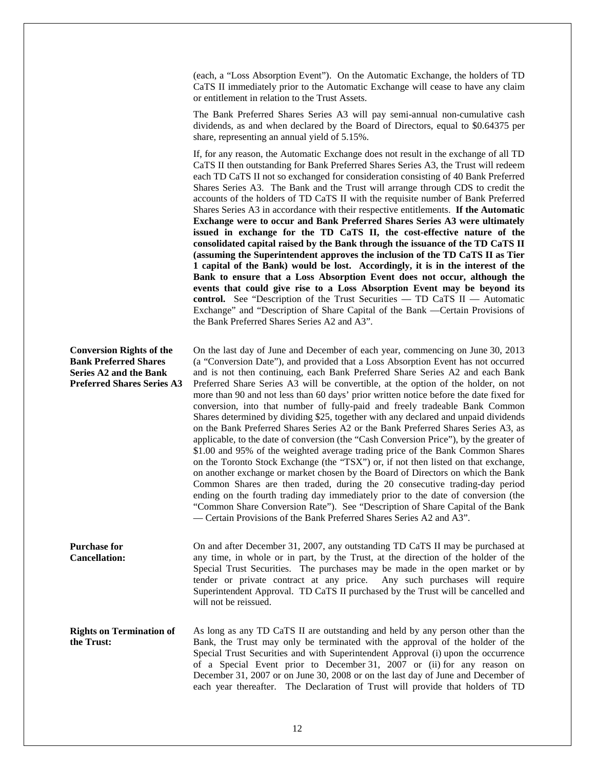(each, a “Loss Absorption Event”). On the Automatic Exchange, the holders of TD CaTS II immediately prior to the Automatic Exchange will cease to have any claim or entitlement in relation to the Trust Assets.

The Bank Preferred Shares Series A3 will pay semi-annual non-cumulative cash dividends, as and when declared by the Board of Directors, equal to $0.64375 per share, representing an annual yield of 5.15%.

If, for any reason, the Automatic Exchange does not result in the exchange of all TD CaTS II then outstanding for Bank Preferred Shares Series A3, the Trust will redeem each TD CaTS II not so exchanged for consideration consisting of 40 Bank Preferred Shares Series A3. The Bank and the Trust will arrange through CDS to credit the accounts of the holders of TD CaTS II with the requisite number of Bank Preferred Shares Series A3 in accordance with their respective entitlements. **If the Automatic Exchange were to occur and Bank Preferred Shares Series A3 were ultimately issued in exchange for the TD CaTS II, the cost-effective nature of the consolidated capital raised by the Bank through the issuance of the TD CaTS II (assuming the Superintendent approves the inclusion of the TD CaTS II as Tier 1 capital of the Bank) would be lost. Accordingly, it is in the interest of the Bank to ensure that a Loss Absorption Event does not occur, although the events that could give rise to a Loss Absorption Event may be beyond its control.** See “Description of the Trust Securities — TD CaTS II — Automatic Exchange” and “Description of Share Capital of the Bank —Certain Provisions of the Bank Preferred Shares Series A2 and A3”.

**Conversion Rights of the Bank Preferred Shares Series A2 and the Bank Preferred Shares Series A3**

On the last day of June and December of each year, commencing on June 30, 2013 (a “Conversion Date”), and provided that a Loss Absorption Event has not occurred and is not then continuing, each Bank Preferred Share Series A2 and each Bank Preferred Share Series A3 will be convertible, at the option of the holder, on not more than 90 and not less than 60 days’ prior written notice before the date fixed for conversion, into that number of fully-paid and freely tradeable Bank Common Shares determined by dividing $25, together with any declared and unpaid dividends on the Bank Preferred Shares Series A2 or the Bank Preferred Shares Series A3, as applicable, to the date of conversion (the “Cash Conversion Price”), by the greater of $1.00 and 95% of the weighted average trading price of the Bank Common Shares on the Toronto Stock Exchange (the “TSX”) or, if not then listed on that exchange, on another exchange or market chosen by the Board of Directors on which the Bank Common Shares are then traded, during the 20 consecutive trading-day period ending on the fourth trading day immediately prior to the date of conversion (the “Common Share Conversion Rate”). See “Description of Share Capital of the Bank — Certain Provisions of the Bank Preferred Shares Series A2 and A3”.

**Purchase for Cancellation:**

On and after December 31, 2007, any outstanding TD CaTS II may be purchased at any time, in whole or in part, by the Trust, at the direction of the holder of the Special Trust Securities. The purchases may be made in the open market or by tender or private contract at any price. Any such purchases will require Superintendent Approval. TD CaTS II purchased by the Trust will be cancelled and will not be reissued.

**Rights on Termination of the Trust:**

As long as any TD CaTS II are outstanding and held by any person other than the Bank, the Trust may only be terminated with the approval of the holder of the Special Trust Securities and with Superintendent Approval (i) upon the occurrence of a Special Event prior to December 31, 2007 or (ii) for any reason on December 31, 2007 or on June 30, 2008 or on the last day of June and December of each year thereafter. The Declaration of Trust will provide that holders of TD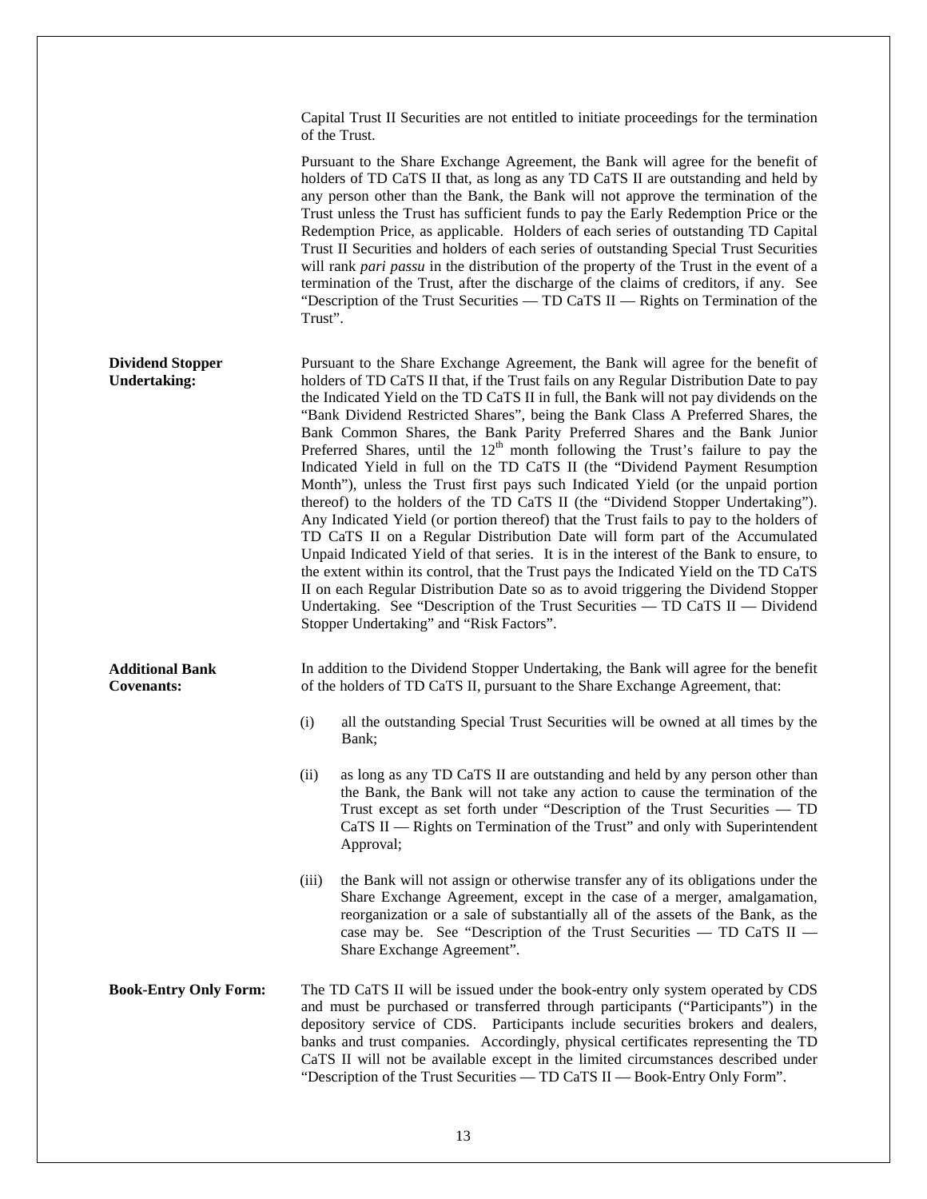Capital Trust II Securities are not entitled to initiate proceedings for the termination of the Trust.

Pursuant to the Share Exchange Agreement, the Bank will agree for the benefit of holders of TD CaTS II that, as long as any TD CaTS II are outstanding and held by any person other than the Bank, the Bank will not approve the termination of the Trust unless the Trust has sufficient funds to pay the Early Redemption Price or the Redemption Price, as applicable. Holders of each series of outstanding TD Capital Trust II Securities and holders of each series of outstanding Special Trust Securities will rank *pari passu* in the distribution of the property of the Trust in the event of a termination of the Trust, after the discharge of the claims of creditors, if any. See "Description of the Trust Securities — TD CaTS II — Rights on Termination of the Trust".

**Dividend Stopper Undertaking:**

Pursuant to the Share Exchange Agreement, the Bank will agree for the benefit of holders of TD CaTS II that, if the Trust fails on any Regular Distribution Date to pay the Indicated Yield on the TD CaTS II in full, the Bank will not pay dividends on the "Bank Dividend Restricted Shares", being the Bank Class A Preferred Shares, the Bank Common Shares, the Bank Parity Preferred Shares and the Bank Junior Preferred Shares, until the 12th month following the Trust's failure to pay the Indicated Yield in full on the TD CaTS II (the "Dividend Payment Resumption Month"), unless the Trust first pays such Indicated Yield (or the unpaid portion thereof) to the holders of the TD CaTS II (the "Dividend Stopper Undertaking"). Any Indicated Yield (or portion thereof) that the Trust fails to pay to the holders of TD CaTS II on a Regular Distribution Date will form part of the Accumulated Unpaid Indicated Yield of that series. It is in the interest of the Bank to ensure, to the extent within its control, that the Trust pays the Indicated Yield on the TD CaTS II on each Regular Distribution Date so as to avoid triggering the Dividend Stopper Undertaking. See "Description of the Trust Securities — TD CaTS II — Dividend Stopper Undertaking" and "Risk Factors".

**Additional Bank Covenants:**

In addition to the Dividend Stopper Undertaking, the Bank will agree for the benefit of the holders of TD CaTS II, pursuant to the Share Exchange Agreement, that:

(i) all the outstanding Special Trust Securities will be owned at all times by the Bank;

(ii) as long as any TD CaTS II are outstanding and held by any person other than the Bank, the Bank will not take any action to cause the termination of the Trust except as set forth under "Description of the Trust Securities — TD CaTS II — Rights on Termination of the Trust" and only with Superintendent Approval;

(iii) the Bank will not assign or otherwise transfer any of its obligations under the Share Exchange Agreement, except in the case of a merger, amalgamation, reorganization or a sale of substantially all of the assets of the Bank, as the case may be. See "Description of the Trust Securities — TD CaTS II — Share Exchange Agreement".

**Book-Entry Only Form:**

The TD CaTS II will be issued under the book-entry only system operated by CDS and must be purchased or transferred through participants ("Participants") in the depository service of CDS. Participants include securities brokers and dealers, banks and trust companies. Accordingly, physical certificates representing the TD CaTS II will not be available except in the limited circumstances described under "Description of the Trust Securities — TD CaTS II — Book-Entry Only Form".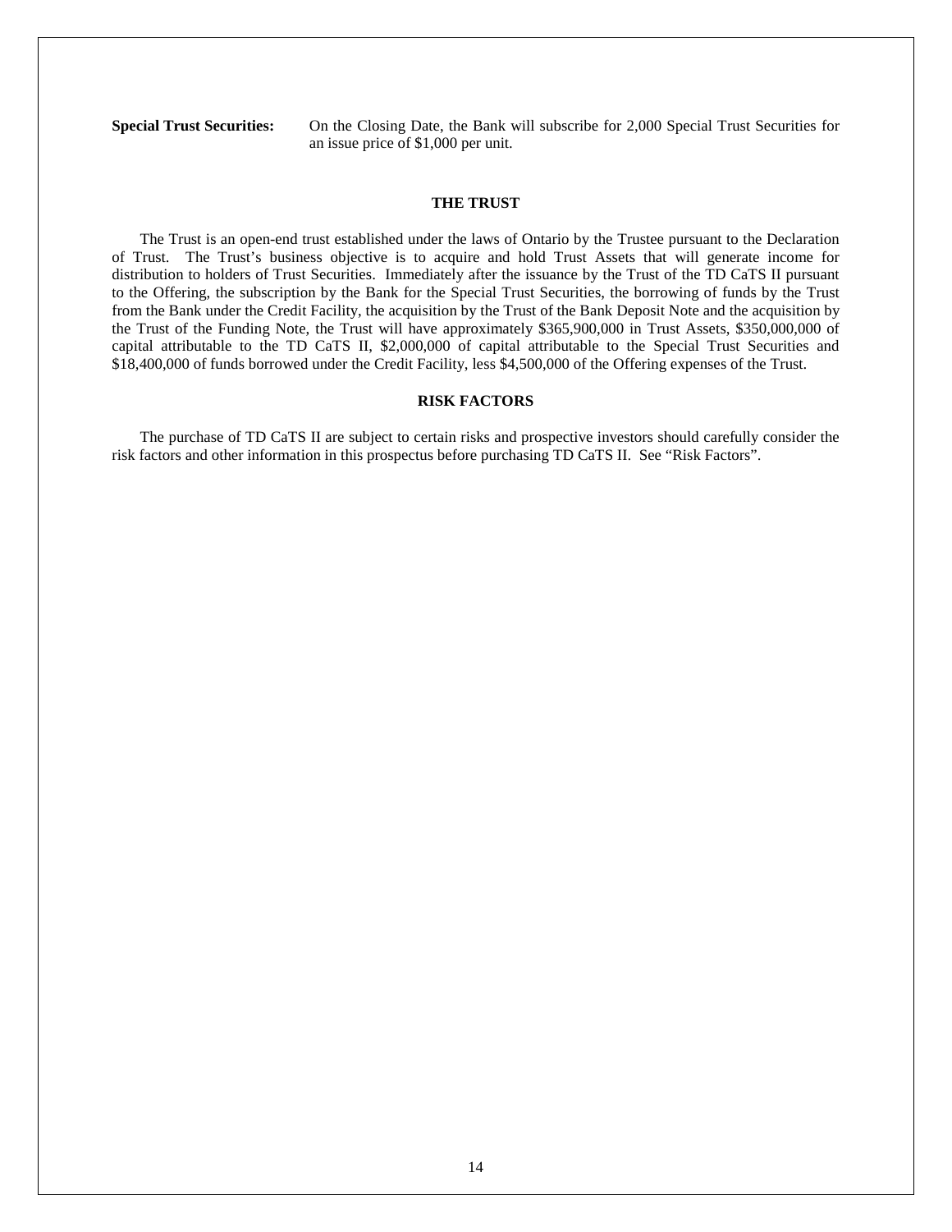**Special Trust Securities:** On the Closing Date, the Bank will subscribe for 2,000 Special Trust Securities for an issue price of $1,000 per unit.

## THE TRUST

The Trust is an open-end trust established under the laws of Ontario by the Trustee pursuant to the Declaration of Trust. The Trust's business objective is to acquire and hold Trust Assets that will generate income for distribution to holders of Trust Securities. Immediately after the issuance by the Trust of the TD CaTS II pursuant to the Offering, the subscription by the Bank for the Special Trust Securities, the borrowing of funds by the Trust from the Bank under the Credit Facility, the acquisition by the Trust of the Bank Deposit Note and the acquisition by the Trust of the Funding Note, the Trust will have approximately $365,900,000 in Trust Assets, $350,000,000 of capital attributable to the TD CaTS II, $2,000,000 of capital attributable to the Special Trust Securities and $18,400,000 of funds borrowed under the Credit Facility, less $4,500,000 of the Offering expenses of the Trust.

## RISK FACTORS

The purchase of TD CaTS II are subject to certain risks and prospective investors should carefully consider the risk factors and other information in this prospectus before purchasing TD CaTS II. See "Risk Factors".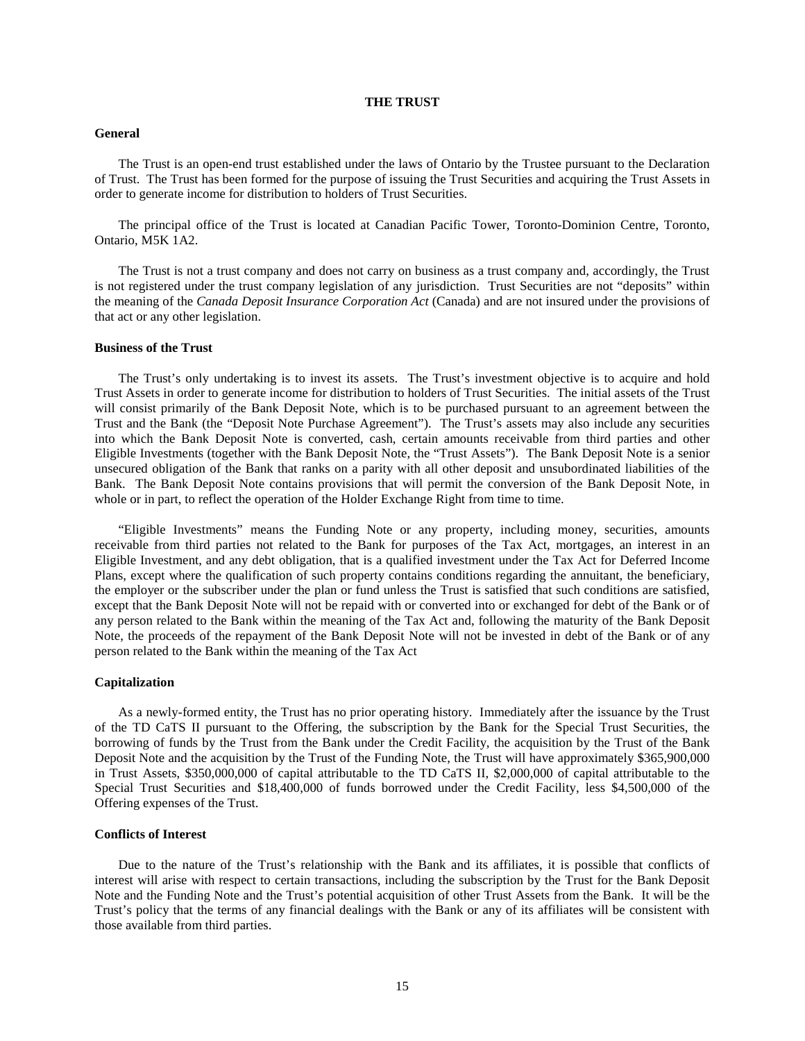# THE TRUST

## General

The Trust is an open-end trust established under the laws of Ontario by the Trustee pursuant to the Declaration of Trust. The Trust has been formed for the purpose of issuing the Trust Securities and acquiring the Trust Assets in order to generate income for distribution to holders of Trust Securities.

The principal office of the Trust is located at Canadian Pacific Tower, Toronto-Dominion Centre, Toronto, Ontario, M5K 1A2.

The Trust is not a trust company and does not carry on business as a trust company and, accordingly, the Trust is not registered under the trust company legislation of any jurisdiction. Trust Securities are not "deposits" within the meaning of the *Canada Deposit Insurance Corporation Act* (Canada) and are not insured under the provisions of that act or any other legislation.

## Business of the Trust

The Trust's only undertaking is to invest its assets. The Trust's investment objective is to acquire and hold Trust Assets in order to generate income for distribution to holders of Trust Securities. The initial assets of the Trust will consist primarily of the Bank Deposit Note, which is to be purchased pursuant to an agreement between the Trust and the Bank (the "Deposit Note Purchase Agreement"). The Trust's assets may also include any securities into which the Bank Deposit Note is converted, cash, certain amounts receivable from third parties and other Eligible Investments (together with the Bank Deposit Note, the "Trust Assets"). The Bank Deposit Note is a senior unsecured obligation of the Bank that ranks on a parity with all other deposit and unsubordinated liabilities of the Bank. The Bank Deposit Note contains provisions that will permit the conversion of the Bank Deposit Note, in whole or in part, to reflect the operation of the Holder Exchange Right from time to time.

"Eligible Investments" means the Funding Note or any property, including money, securities, amounts receivable from third parties not related to the Bank for purposes of the Tax Act, mortgages, an interest in an Eligible Investment, and any debt obligation, that is a qualified investment under the Tax Act for Deferred Income Plans, except where the qualification of such property contains conditions regarding the annuitant, the beneficiary, the employer or the subscriber under the plan or fund unless the Trust is satisfied that such conditions are satisfied, except that the Bank Deposit Note will not be repaid with or converted into or exchanged for debt of the Bank or of any person related to the Bank within the meaning of the Tax Act and, following the maturity of the Bank Deposit Note, the proceeds of the repayment of the Bank Deposit Note will not be invested in debt of the Bank or of any person related to the Bank within the meaning of the Tax Act

## Capitalization

As a newly-formed entity, the Trust has no prior operating history. Immediately after the issuance by the Trust of the TD CaTS II pursuant to the Offering, the subscription by the Bank for the Special Trust Securities, the borrowing of funds by the Trust from the Bank under the Credit Facility, the acquisition by the Trust of the Bank Deposit Note and the acquisition by the Trust of the Funding Note, the Trust will have approximately $365,900,000 in Trust Assets, $350,000,000 of capital attributable to the TD CaTS II, $2,000,000 of capital attributable to the Special Trust Securities and $18,400,000 of funds borrowed under the Credit Facility, less $4,500,000 of the Offering expenses of the Trust.

## Conflicts of Interest

Due to the nature of the Trust's relationship with the Bank and its affiliates, it is possible that conflicts of interest will arise with respect to certain transactions, including the subscription by the Trust for the Bank Deposit Note and the Funding Note and the Trust's potential acquisition of other Trust Assets from the Bank. It will be the Trust's policy that the terms of any financial dealings with the Bank or any of its affiliates will be consistent with those available from third parties.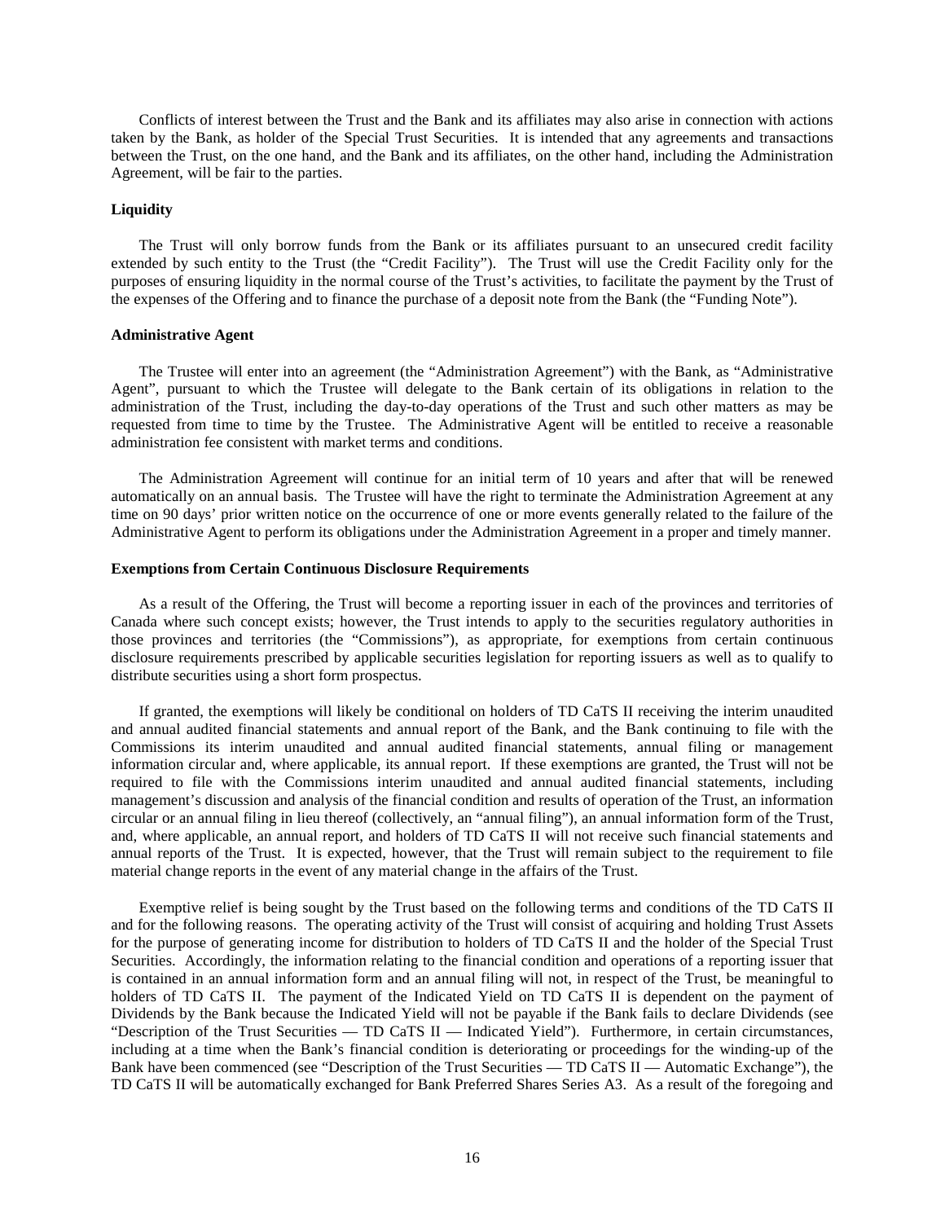Conflicts of interest between the Trust and the Bank and its affiliates may also arise in connection with actions taken by the Bank, as holder of the Special Trust Securities. It is intended that any agreements and transactions between the Trust, on the one hand, and the Bank and its affiliates, on the other hand, including the Administration Agreement, will be fair to the parties.

### Liquidity

The Trust will only borrow funds from the Bank or its affiliates pursuant to an unsecured credit facility extended by such entity to the Trust (the "Credit Facility"). The Trust will use the Credit Facility only for the purposes of ensuring liquidity in the normal course of the Trust's activities, to facilitate the payment by the Trust of the expenses of the Offering and to finance the purchase of a deposit note from the Bank (the "Funding Note").

### Administrative Agent

The Trustee will enter into an agreement (the "Administration Agreement") with the Bank, as "Administrative Agent", pursuant to which the Trustee will delegate to the Bank certain of its obligations in relation to the administration of the Trust, including the day-to-day operations of the Trust and such other matters as may be requested from time to time by the Trustee. The Administrative Agent will be entitled to receive a reasonable administration fee consistent with market terms and conditions.

The Administration Agreement will continue for an initial term of 10 years and after that will be renewed automatically on an annual basis. The Trustee will have the right to terminate the Administration Agreement at any time on 90 days' prior written notice on the occurrence of one or more events generally related to the failure of the Administrative Agent to perform its obligations under the Administration Agreement in a proper and timely manner.

### Exemptions from Certain Continuous Disclosure Requirements

As a result of the Offering, the Trust will become a reporting issuer in each of the provinces and territories of Canada where such concept exists; however, the Trust intends to apply to the securities regulatory authorities in those provinces and territories (the "Commissions"), as appropriate, for exemptions from certain continuous disclosure requirements prescribed by applicable securities legislation for reporting issuers as well as to qualify to distribute securities using a short form prospectus.

If granted, the exemptions will likely be conditional on holders of TD CaTS II receiving the interim unaudited and annual audited financial statements and annual report of the Bank, and the Bank continuing to file with the Commissions its interim unaudited and annual audited financial statements, annual filing or management information circular and, where applicable, its annual report. If these exemptions are granted, the Trust will not be required to file with the Commissions interim unaudited and annual audited financial statements, including management's discussion and analysis of the financial condition and results of operation of the Trust, an information circular or an annual filing in lieu thereof (collectively, an "annual filing"), an annual information form of the Trust, and, where applicable, an annual report, and holders of TD CaTS II will not receive such financial statements and annual reports of the Trust. It is expected, however, that the Trust will remain subject to the requirement to file material change reports in the event of any material change in the affairs of the Trust.

Exemptive relief is being sought by the Trust based on the following terms and conditions of the TD CaTS II and for the following reasons. The operating activity of the Trust will consist of acquiring and holding Trust Assets for the purpose of generating income for distribution to holders of TD CaTS II and the holder of the Special Trust Securities. Accordingly, the information relating to the financial condition and operations of a reporting issuer that is contained in an annual information form and an annual filing will not, in respect of the Trust, be meaningful to holders of TD CaTS II. The payment of the Indicated Yield on TD CaTS II is dependent on the payment of Dividends by the Bank because the Indicated Yield will not be payable if the Bank fails to declare Dividends (see "Description of the Trust Securities — TD CaTS II — Indicated Yield"). Furthermore, in certain circumstances, including at a time when the Bank's financial condition is deteriorating or proceedings for the winding-up of the Bank have been commenced (see "Description of the Trust Securities — TD CaTS II — Automatic Exchange"), the TD CaTS II will be automatically exchanged for Bank Preferred Shares Series A3. As a result of the foregoing and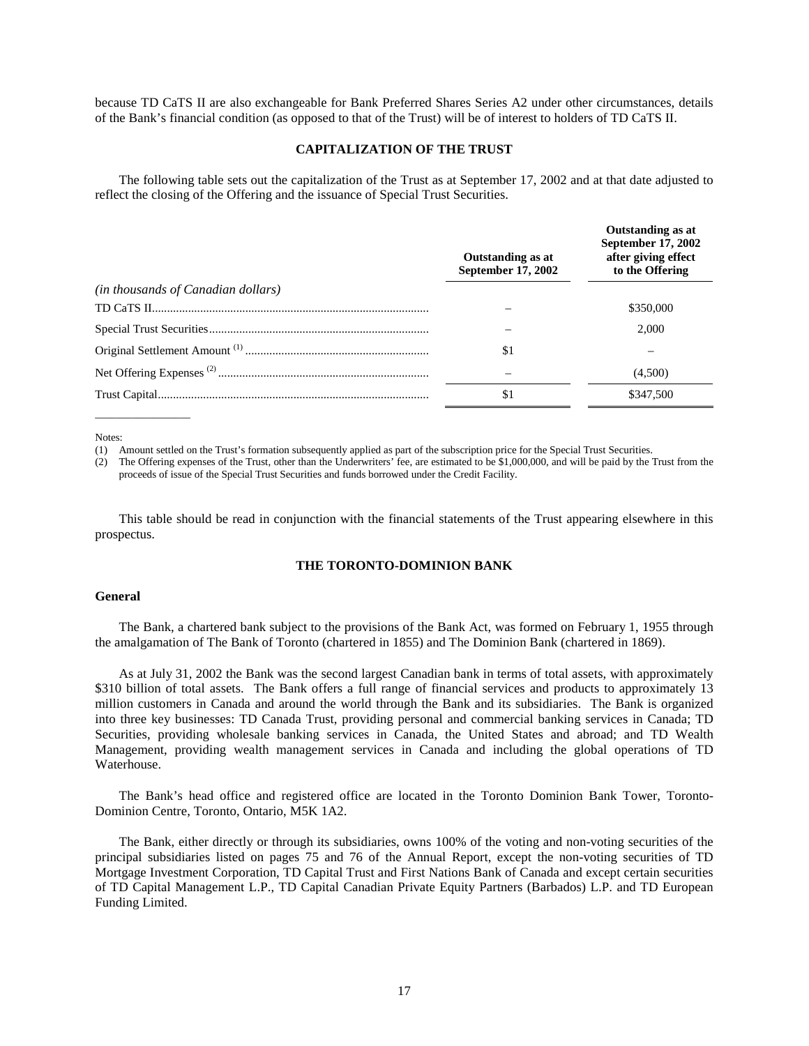because TD CaTS II are also exchangeable for Bank Preferred Shares Series A2 under other circumstances, details of the Bank's financial condition (as opposed to that of the Trust) will be of interest to holders of TD CaTS II.

## CAPITALIZATION OF THE TRUST

The following table sets out the capitalization of the Trust as at September 17, 2002 and at that date adjusted to reflect the closing of the Offering and the issuance of Special Trust Securities.

| | Outstanding as at September 17, 2002 | Outstanding as at September 17, 2002 after giving effect to the Offering |
|---|---|---|
| *(in thousands of Canadian dollars)* | | |
| TD CaTS II | – | $350,000 |
| Special Trust Securities | – | 2,000 |
| Original Settlement Amount [(1)] | $1 | – |
| Net Offering Expenses [(2)] | – | (4,500) |
| Trust Capital | $1 | $347,500 |

Notes:

(1) Amount settled on the Trust's formation subsequently applied as part of the subscription price for the Special Trust Securities.

(2) The Offering expenses of the Trust, other than the Underwriters' fee, are estimated to be $1,000,000, and will be paid by the Trust from the proceeds of issue of the Special Trust Securities and funds borrowed under the Credit Facility.

This table should be read in conjunction with the financial statements of the Trust appearing elsewhere in this prospectus.

## THE TORONTO-DOMINION BANK

### General

The Bank, a chartered bank subject to the provisions of the Bank Act, was formed on February 1, 1955 through the amalgamation of The Bank of Toronto (chartered in 1855) and The Dominion Bank (chartered in 1869).

As at July 31, 2002 the Bank was the second largest Canadian bank in terms of total assets, with approximately $310 billion of total assets. The Bank offers a full range of financial services and products to approximately 13 million customers in Canada and around the world through the Bank and its subsidiaries. The Bank is organized into three key businesses: TD Canada Trust, providing personal and commercial banking services in Canada; TD Securities, providing wholesale banking services in Canada, the United States and abroad; and TD Wealth Management, providing wealth management services in Canada and including the global operations of TD Waterhouse.

The Bank's head office and registered office are located in the Toronto Dominion Bank Tower, Toronto-Dominion Centre, Toronto, Ontario, M5K 1A2.

The Bank, either directly or through its subsidiaries, owns 100% of the voting and non-voting securities of the principal subsidiaries listed on pages 75 and 76 of the Annual Report, except the non-voting securities of TD Mortgage Investment Corporation, TD Capital Trust and First Nations Bank of Canada and except certain securities of TD Capital Management L.P., TD Capital Canadian Private Equity Partners (Barbados) L.P. and TD European Funding Limited.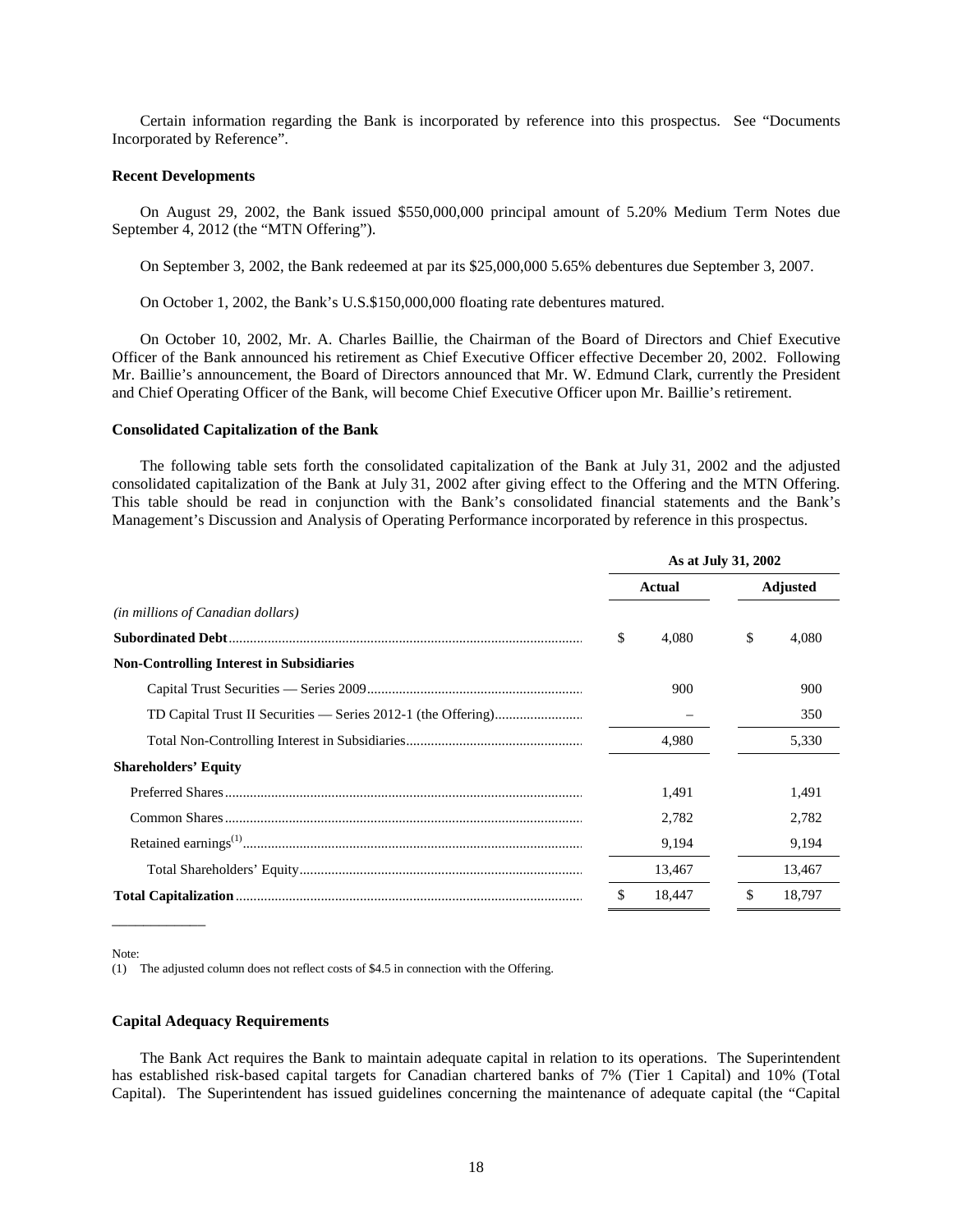Certain information regarding the Bank is incorporated by reference into this prospectus. See "Documents Incorporated by Reference".

**Recent Developments**

On August 29, 2002, the Bank issued $550,000,000 principal amount of 5.20% Medium Term Notes due September 4, 2012 (the "MTN Offering").

On September 3, 2002, the Bank redeemed at par its $25,000,000 5.65% debentures due September 3, 2007.

On October 1, 2002, the Bank's U.S.$150,000,000 floating rate debentures matured.

On October 10, 2002, Mr. A. Charles Baillie, the Chairman of the Board of Directors and Chief Executive Officer of the Bank announced his retirement as Chief Executive Officer effective December 20, 2002. Following Mr. Baillie's announcement, the Board of Directors announced that Mr. W. Edmund Clark, currently the President and Chief Operating Officer of the Bank, will become Chief Executive Officer upon Mr. Baillie's retirement.

**Consolidated Capitalization of the Bank**

The following table sets forth the consolidated capitalization of the Bank at July 31, 2002 and the adjusted consolidated capitalization of the Bank at July 31, 2002 after giving effect to the Offering and the MTN Offering. This table should be read in conjunction with the Bank's consolidated financial statements and the Bank's Management's Discussion and Analysis of Operating Performance incorporated by reference in this prospectus.

| | As at July 31, 2002 | |
|---|---|---|
| | **Actual** | **Adjusted** |
| *(in millions of Canadian dollars)* | | |
| **Subordinated Debt** | $ 4,080 | $ 4,080 |
| **Non-Controlling Interest in Subsidiaries** | | |
| Capital Trust Securities — Series 2009 | 900 | 900 |
| TD Capital Trust II Securities — Series 2012-1 (the Offering) | – | 350 |
| Total Non-Controlling Interest in Subsidiaries | 4,980 | 5,330 |
| **Shareholders' Equity** | | |
| Preferred Shares | 1,491 | 1,491 |
| Common Shares | 2,782 | 2,782 |
| Retained earnings[(1)] | 9,194 | 9,194 |
| Total Shareholders' Equity | 13,467 | 13,467 |
| **Total Capitalization** | $ 18,447 | $ 18,797 |

Note:

(1) The adjusted column does not reflect costs of $4.5 in connection with the Offering.

**Capital Adequacy Requirements**

The Bank Act requires the Bank to maintain adequate capital in relation to its operations. The Superintendent has established risk-based capital targets for Canadian chartered banks of 7% (Tier 1 Capital) and 10% (Total Capital). The Superintendent has issued guidelines concerning the maintenance of adequate capital (the "Capital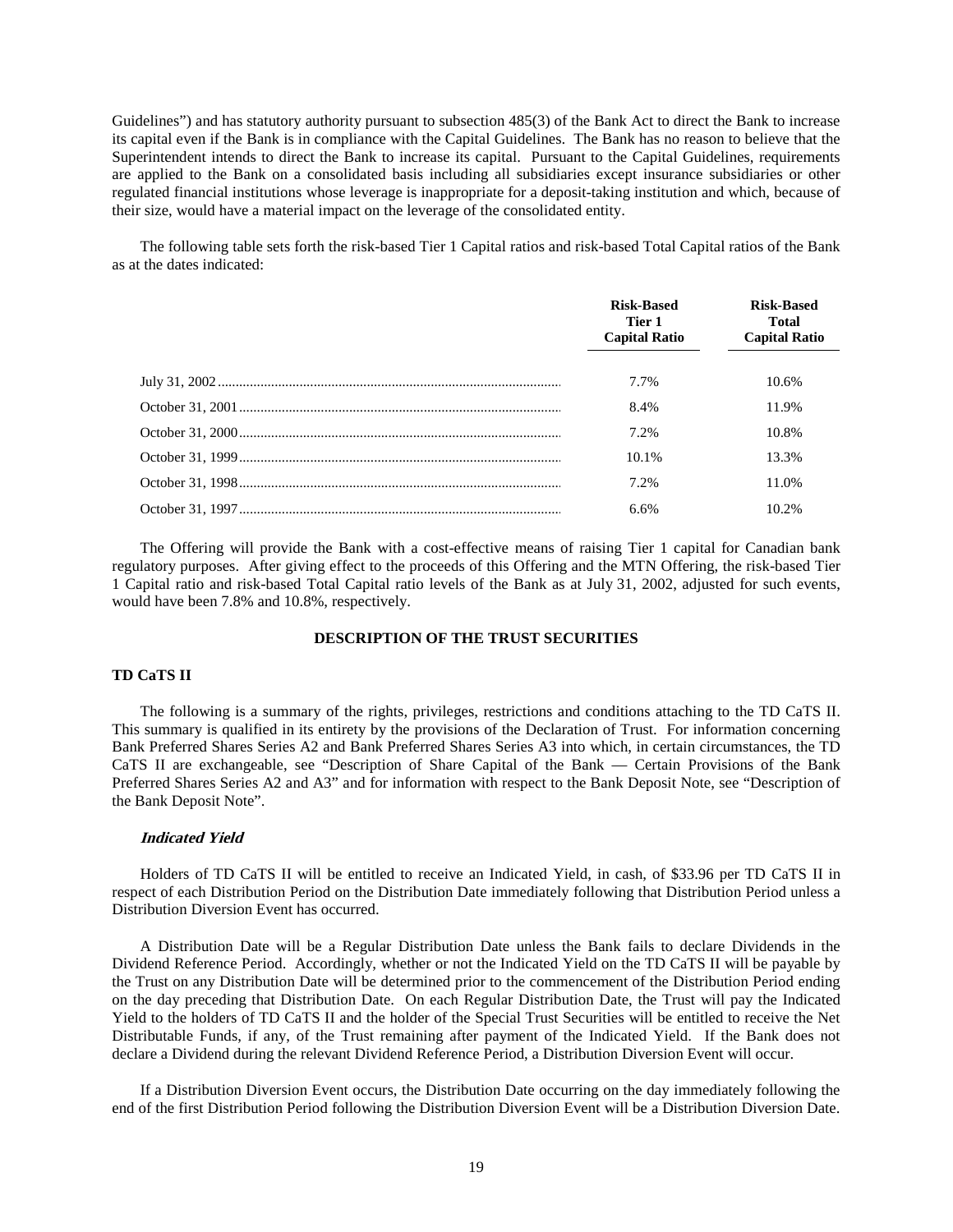Guidelines") and has statutory authority pursuant to subsection 485(3) of the Bank Act to direct the Bank to increase its capital even if the Bank is in compliance with the Capital Guidelines. The Bank has no reason to believe that the Superintendent intends to direct the Bank to increase its capital. Pursuant to the Capital Guidelines, requirements are applied to the Bank on a consolidated basis including all subsidiaries except insurance subsidiaries or other regulated financial institutions whose leverage is inappropriate for a deposit-taking institution and which, because of their size, would have a material impact on the leverage of the consolidated entity.

The following table sets forth the risk-based Tier 1 Capital ratios and risk-based Total Capital ratios of the Bank as at the dates indicated:

| | Risk-Based Tier 1 Capital Ratio | Risk-Based Total Capital Ratio |
|---|---|---|
| July 31, 2002 | 7.7% | 10.6% |
| October 31, 2001 | 8.4% | 11.9% |
| October 31, 2000 | 7.2% | 10.8% |
| October 31, 1999 | 10.1% | 13.3% |
| October 31, 1998 | 7.2% | 11.0% |
| October 31, 1997 | 6.6% | 10.2% |

The Offering will provide the Bank with a cost-effective means of raising Tier 1 capital for Canadian bank regulatory purposes. After giving effect to the proceeds of this Offering and the MTN Offering, the risk-based Tier 1 Capital ratio and risk-based Total Capital ratio levels of the Bank as at July 31, 2002, adjusted for such events, would have been 7.8% and 10.8%, respectively.

## DESCRIPTION OF THE TRUST SECURITIES

### TD CaTS II

The following is a summary of the rights, privileges, restrictions and conditions attaching to the TD CaTS II. This summary is qualified in its entirety by the provisions of the Declaration of Trust. For information concerning Bank Preferred Shares Series A2 and Bank Preferred Shares Series A3 into which, in certain circumstances, the TD CaTS II are exchangeable, see "Description of Share Capital of the Bank — Certain Provisions of the Bank Preferred Shares Series A2 and A3" and for information with respect to the Bank Deposit Note, see "Description of the Bank Deposit Note".

#### *Indicated Yield*

Holders of TD CaTS II will be entitled to receive an Indicated Yield, in cash, of $33.96 per TD CaTS II in respect of each Distribution Period on the Distribution Date immediately following that Distribution Period unless a Distribution Diversion Event has occurred.

A Distribution Date will be a Regular Distribution Date unless the Bank fails to declare Dividends in the Dividend Reference Period. Accordingly, whether or not the Indicated Yield on the TD CaTS II will be payable by the Trust on any Distribution Date will be determined prior to the commencement of the Distribution Period ending on the day preceding that Distribution Date. On each Regular Distribution Date, the Trust will pay the Indicated Yield to the holders of TD CaTS II and the holder of the Special Trust Securities will be entitled to receive the Net Distributable Funds, if any, of the Trust remaining after payment of the Indicated Yield. If the Bank does not declare a Dividend during the relevant Dividend Reference Period, a Distribution Diversion Event will occur.

If a Distribution Diversion Event occurs, the Distribution Date occurring on the day immediately following the end of the first Distribution Period following the Distribution Diversion Event will be a Distribution Diversion Date.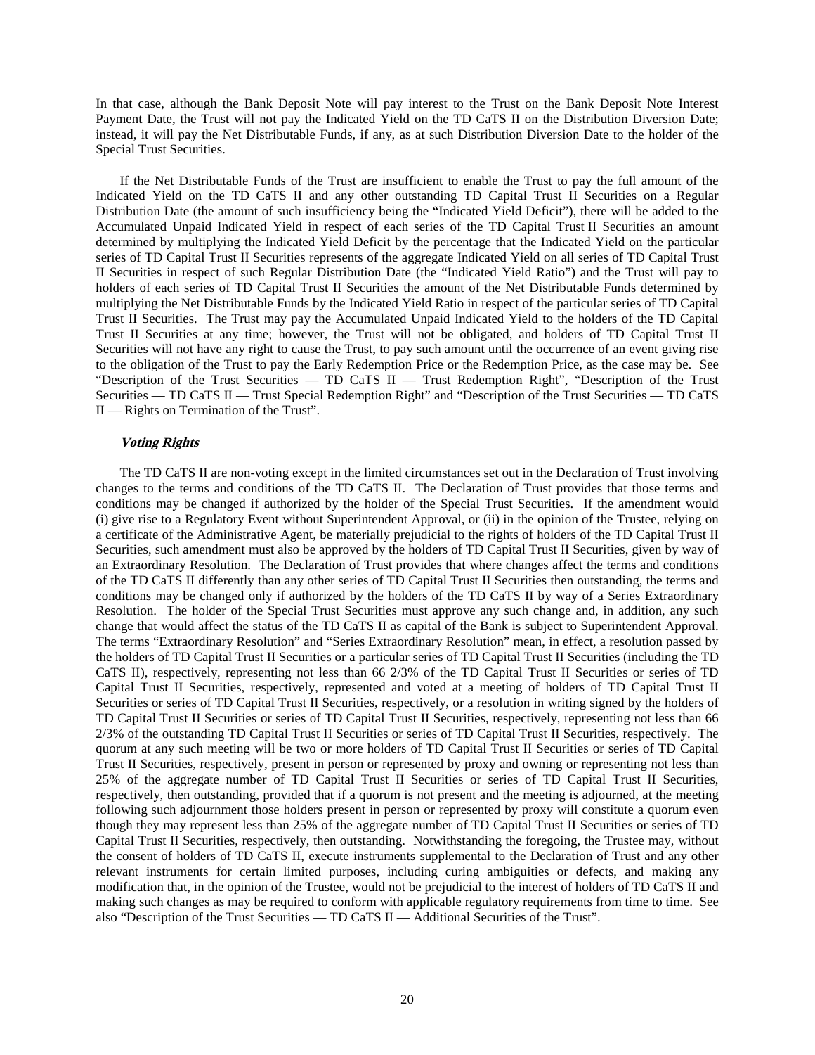In that case, although the Bank Deposit Note will pay interest to the Trust on the Bank Deposit Note Interest Payment Date, the Trust will not pay the Indicated Yield on the TD CaTS II on the Distribution Diversion Date; instead, it will pay the Net Distributable Funds, if any, as at such Distribution Diversion Date to the holder of the Special Trust Securities.

If the Net Distributable Funds of the Trust are insufficient to enable the Trust to pay the full amount of the Indicated Yield on the TD CaTS II and any other outstanding TD Capital Trust II Securities on a Regular Distribution Date (the amount of such insufficiency being the "Indicated Yield Deficit"), there will be added to the Accumulated Unpaid Indicated Yield in respect of each series of the TD Capital Trust II Securities an amount determined by multiplying the Indicated Yield Deficit by the percentage that the Indicated Yield on the particular series of TD Capital Trust II Securities represents of the aggregate Indicated Yield on all series of TD Capital Trust II Securities in respect of such Regular Distribution Date (the "Indicated Yield Ratio") and the Trust will pay to holders of each series of TD Capital Trust II Securities the amount of the Net Distributable Funds determined by multiplying the Net Distributable Funds by the Indicated Yield Ratio in respect of the particular series of TD Capital Trust II Securities. The Trust may pay the Accumulated Unpaid Indicated Yield to the holders of the TD Capital Trust II Securities at any time; however, the Trust will not be obligated, and holders of TD Capital Trust II Securities will not have any right to cause the Trust, to pay such amount until the occurrence of an event giving rise to the obligation of the Trust to pay the Early Redemption Price or the Redemption Price, as the case may be. See "Description of the Trust Securities — TD CaTS II — Trust Redemption Right", "Description of the Trust Securities — TD CaTS II — Trust Special Redemption Right" and "Description of the Trust Securities — TD CaTS II — Rights on Termination of the Trust".

***Voting Rights***

The TD CaTS II are non-voting except in the limited circumstances set out in the Declaration of Trust involving changes to the terms and conditions of the TD CaTS II. The Declaration of Trust provides that those terms and conditions may be changed if authorized by the holder of the Special Trust Securities. If the amendment would (i) give rise to a Regulatory Event without Superintendent Approval, or (ii) in the opinion of the Trustee, relying on a certificate of the Administrative Agent, be materially prejudicial to the rights of holders of the TD Capital Trust II Securities, such amendment must also be approved by the holders of TD Capital Trust II Securities, given by way of an Extraordinary Resolution. The Declaration of Trust provides that where changes affect the terms and conditions of the TD CaTS II differently than any other series of TD Capital Trust II Securities then outstanding, the terms and conditions may be changed only if authorized by the holders of the TD CaTS II by way of a Series Extraordinary Resolution. The holder of the Special Trust Securities must approve any such change and, in addition, any such change that would affect the status of the TD CaTS II as capital of the Bank is subject to Superintendent Approval. The terms "Extraordinary Resolution" and "Series Extraordinary Resolution" mean, in effect, a resolution passed by the holders of TD Capital Trust II Securities or a particular series of TD Capital Trust II Securities (including the TD CaTS II), respectively, representing not less than 66 2/3% of the TD Capital Trust II Securities or series of TD Capital Trust II Securities, respectively, represented and voted at a meeting of holders of TD Capital Trust II Securities or series of TD Capital Trust II Securities, respectively, or a resolution in writing signed by the holders of TD Capital Trust II Securities or series of TD Capital Trust II Securities, respectively, representing not less than 66 2/3% of the outstanding TD Capital Trust II Securities or series of TD Capital Trust II Securities, respectively. The quorum at any such meeting will be two or more holders of TD Capital Trust II Securities or series of TD Capital Trust II Securities, respectively, present in person or represented by proxy and owning or representing not less than 25% of the aggregate number of TD Capital Trust II Securities or series of TD Capital Trust II Securities, respectively, then outstanding, provided that if a quorum is not present and the meeting is adjourned, at the meeting following such adjournment those holders present in person or represented by proxy will constitute a quorum even though they may represent less than 25% of the aggregate number of TD Capital Trust II Securities or series of TD Capital Trust II Securities, respectively, then outstanding. Notwithstanding the foregoing, the Trustee may, without the consent of holders of TD CaTS II, execute instruments supplemental to the Declaration of Trust and any other relevant instruments for certain limited purposes, including curing ambiguities or defects, and making any modification that, in the opinion of the Trustee, would not be prejudicial to the interest of holders of TD CaTS II and making such changes as may be required to conform with applicable regulatory requirements from time to time. See also "Description of the Trust Securities — TD CaTS II — Additional Securities of the Trust".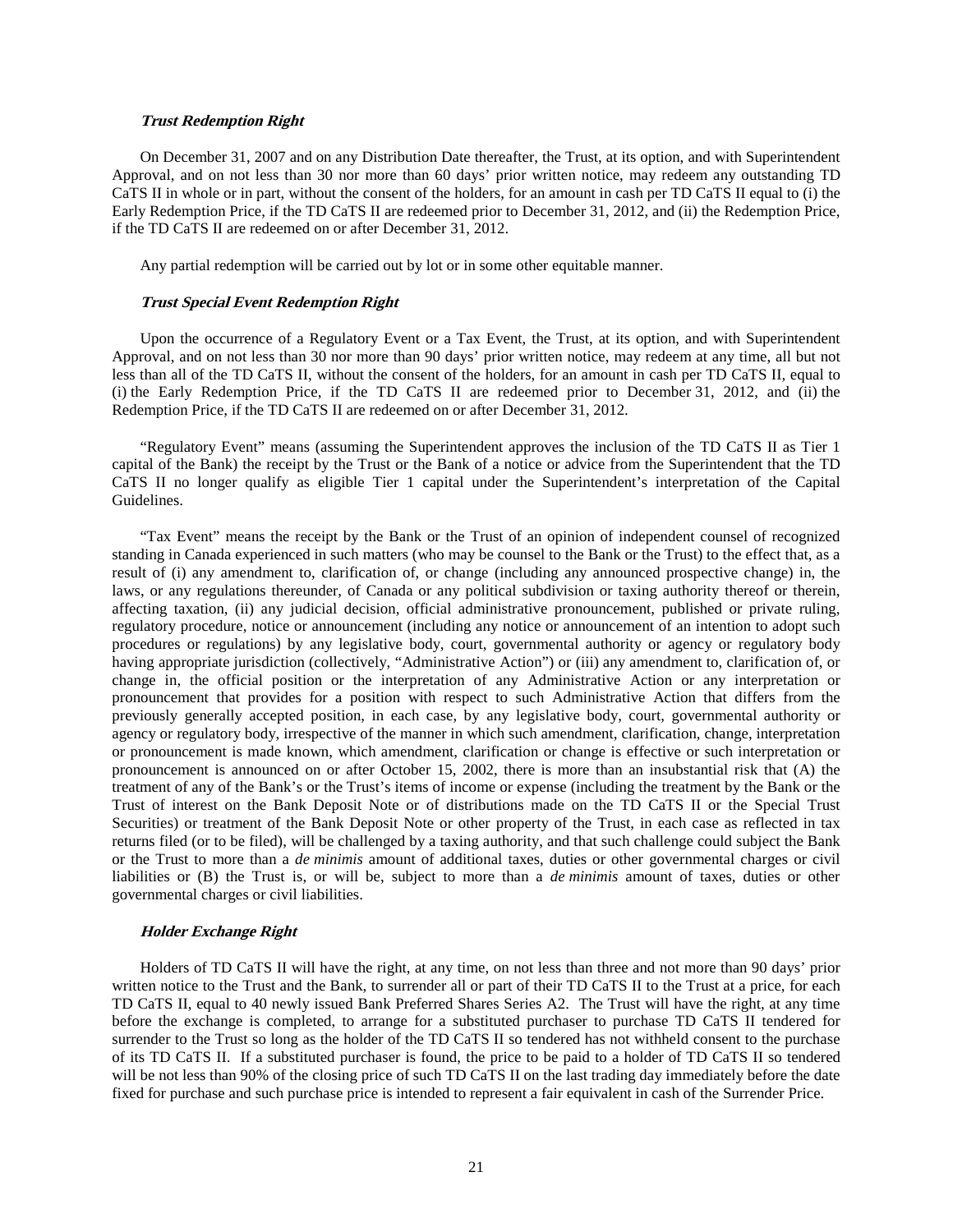#### *Trust Redemption Right*

On December 31, 2007 and on any Distribution Date thereafter, the Trust, at its option, and with Superintendent Approval, and on not less than 30 nor more than 60 days' prior written notice, may redeem any outstanding TD CaTS II in whole or in part, without the consent of the holders, for an amount in cash per TD CaTS II equal to (i) the Early Redemption Price, if the TD CaTS II are redeemed prior to December 31, 2012, and (ii) the Redemption Price, if the TD CaTS II are redeemed on or after December 31, 2012.

Any partial redemption will be carried out by lot or in some other equitable manner.

#### *Trust Special Event Redemption Right*

Upon the occurrence of a Regulatory Event or a Tax Event, the Trust, at its option, and with Superintendent Approval, and on not less than 30 nor more than 90 days' prior written notice, may redeem at any time, all but not less than all of the TD CaTS II, without the consent of the holders, for an amount in cash per TD CaTS II, equal to (i) the Early Redemption Price, if the TD CaTS II are redeemed prior to December 31, 2012, and (ii) the Redemption Price, if the TD CaTS II are redeemed on or after December 31, 2012.

"Regulatory Event" means (assuming the Superintendent approves the inclusion of the TD CaTS II as Tier 1 capital of the Bank) the receipt by the Trust or the Bank of a notice or advice from the Superintendent that the TD CaTS II no longer qualify as eligible Tier 1 capital under the Superintendent's interpretation of the Capital Guidelines.

"Tax Event" means the receipt by the Bank or the Trust of an opinion of independent counsel of recognized standing in Canada experienced in such matters (who may be counsel to the Bank or the Trust) to the effect that, as a result of (i) any amendment to, clarification of, or change (including any announced prospective change) in, the laws, or any regulations thereunder, of Canada or any political subdivision or taxing authority thereof or therein, affecting taxation, (ii) any judicial decision, official administrative pronouncement, published or private ruling, regulatory procedure, notice or announcement (including any notice or announcement of an intention to adopt such procedures or regulations) by any legislative body, court, governmental authority or agency or regulatory body having appropriate jurisdiction (collectively, "Administrative Action") or (iii) any amendment to, clarification of, or change in, the official position or the interpretation of any Administrative Action or any interpretation or pronouncement that provides for a position with respect to such Administrative Action that differs from the previously generally accepted position, in each case, by any legislative body, court, governmental authority or agency or regulatory body, irrespective of the manner in which such amendment, clarification, change, interpretation or pronouncement is made known, which amendment, clarification or change is effective or such interpretation or pronouncement is announced on or after October 15, 2002, there is more than an insubstantial risk that (A) the treatment of any of the Bank's or the Trust's items of income or expense (including the treatment by the Bank or the Trust of interest on the Bank Deposit Note or of distributions made on the TD CaTS II or the Special Trust Securities) or treatment of the Bank Deposit Note or other property of the Trust, in each case as reflected in tax returns filed (or to be filed), will be challenged by a taxing authority, and that such challenge could subject the Bank or the Trust to more than a *de minimis* amount of additional taxes, duties or other governmental charges or civil liabilities or (B) the Trust is, or will be, subject to more than a *de minimis* amount of taxes, duties or other governmental charges or civil liabilities.

#### *Holder Exchange Right*

Holders of TD CaTS II will have the right, at any time, on not less than three and not more than 90 days' prior written notice to the Trust and the Bank, to surrender all or part of their TD CaTS II to the Trust at a price, for each TD CaTS II, equal to 40 newly issued Bank Preferred Shares Series A2. The Trust will have the right, at any time before the exchange is completed, to arrange for a substituted purchaser to purchase TD CaTS II tendered for surrender to the Trust so long as the holder of the TD CaTS II so tendered has not withheld consent to the purchase of its TD CaTS II. If a substituted purchaser is found, the price to be paid to a holder of TD CaTS II so tendered will be not less than 90% of the closing price of such TD CaTS II on the last trading day immediately before the date fixed for purchase and such purchase price is intended to represent a fair equivalent in cash of the Surrender Price.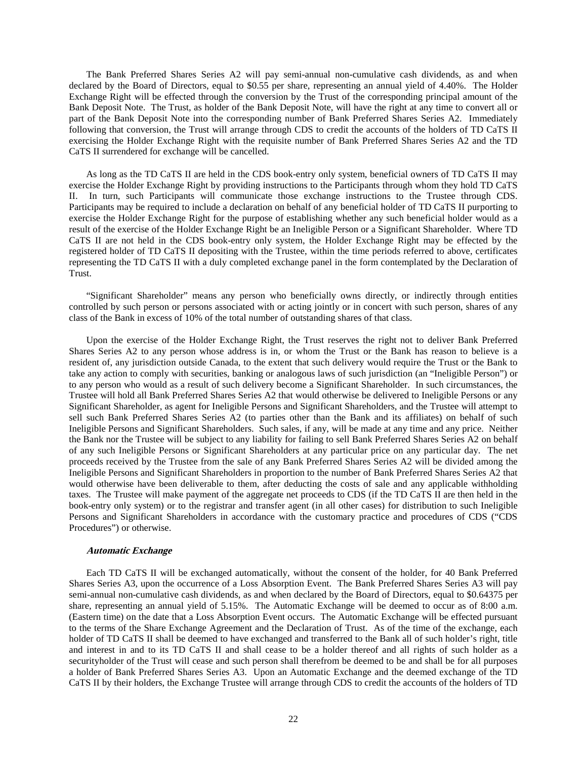The Bank Preferred Shares Series A2 will pay semi-annual non-cumulative cash dividends, as and when declared by the Board of Directors, equal to $0.55 per share, representing an annual yield of 4.40%. The Holder Exchange Right will be effected through the conversion by the Trust of the corresponding principal amount of the Bank Deposit Note. The Trust, as holder of the Bank Deposit Note, will have the right at any time to convert all or part of the Bank Deposit Note into the corresponding number of Bank Preferred Shares Series A2. Immediately following that conversion, the Trust will arrange through CDS to credit the accounts of the holders of TD CaTS II exercising the Holder Exchange Right with the requisite number of Bank Preferred Shares Series A2 and the TD CaTS II surrendered for exchange will be cancelled.

As long as the TD CaTS II are held in the CDS book-entry only system, beneficial owners of TD CaTS II may exercise the Holder Exchange Right by providing instructions to the Participants through whom they hold TD CaTS II. In turn, such Participants will communicate those exchange instructions to the Trustee through CDS. Participants may be required to include a declaration on behalf of any beneficial holder of TD CaTS II purporting to exercise the Holder Exchange Right for the purpose of establishing whether any such beneficial holder would as a result of the exercise of the Holder Exchange Right be an Ineligible Person or a Significant Shareholder. Where TD CaTS II are not held in the CDS book-entry only system, the Holder Exchange Right may be effected by the registered holder of TD CaTS II depositing with the Trustee, within the time periods referred to above, certificates representing the TD CaTS II with a duly completed exchange panel in the form contemplated by the Declaration of Trust.

"Significant Shareholder" means any person who beneficially owns directly, or indirectly through entities controlled by such person or persons associated with or acting jointly or in concert with such person, shares of any class of the Bank in excess of 10% of the total number of outstanding shares of that class.

Upon the exercise of the Holder Exchange Right, the Trust reserves the right not to deliver Bank Preferred Shares Series A2 to any person whose address is in, or whom the Trust or the Bank has reason to believe is a resident of, any jurisdiction outside Canada, to the extent that such delivery would require the Trust or the Bank to take any action to comply with securities, banking or analogous laws of such jurisdiction (an "Ineligible Person") or to any person who would as a result of such delivery become a Significant Shareholder. In such circumstances, the Trustee will hold all Bank Preferred Shares Series A2 that would otherwise be delivered to Ineligible Persons or any Significant Shareholder, as agent for Ineligible Persons and Significant Shareholders, and the Trustee will attempt to sell such Bank Preferred Shares Series A2 (to parties other than the Bank and its affiliates) on behalf of such Ineligible Persons and Significant Shareholders. Such sales, if any, will be made at any time and any price. Neither the Bank nor the Trustee will be subject to any liability for failing to sell Bank Preferred Shares Series A2 on behalf of any such Ineligible Persons or Significant Shareholders at any particular price on any particular day. The net proceeds received by the Trustee from the sale of any Bank Preferred Shares Series A2 will be divided among the Ineligible Persons and Significant Shareholders in proportion to the number of Bank Preferred Shares Series A2 that would otherwise have been deliverable to them, after deducting the costs of sale and any applicable withholding taxes. The Trustee will make payment of the aggregate net proceeds to CDS (if the TD CaTS II are then held in the book-entry only system) or to the registrar and transfer agent (in all other cases) for distribution to such Ineligible Persons and Significant Shareholders in accordance with the customary practice and procedures of CDS ("CDS Procedures") or otherwise.

***Automatic Exchange***

Each TD CaTS II will be exchanged automatically, without the consent of the holder, for 40 Bank Preferred Shares Series A3, upon the occurrence of a Loss Absorption Event. The Bank Preferred Shares Series A3 will pay semi-annual non-cumulative cash dividends, as and when declared by the Board of Directors, equal to $0.64375 per share, representing an annual yield of 5.15%. The Automatic Exchange will be deemed to occur as of 8:00 a.m. (Eastern time) on the date that a Loss Absorption Event occurs. The Automatic Exchange will be effected pursuant to the terms of the Share Exchange Agreement and the Declaration of Trust. As of the time of the exchange, each holder of TD CaTS II shall be deemed to have exchanged and transferred to the Bank all of such holder's right, title and interest in and to its TD CaTS II and shall cease to be a holder thereof and all rights of such holder as a securityholder of the Trust will cease and such person shall therefrom be deemed to be and shall be for all purposes a holder of Bank Preferred Shares Series A3. Upon an Automatic Exchange and the deemed exchange of the TD CaTS II by their holders, the Exchange Trustee will arrange through CDS to credit the accounts of the holders of TD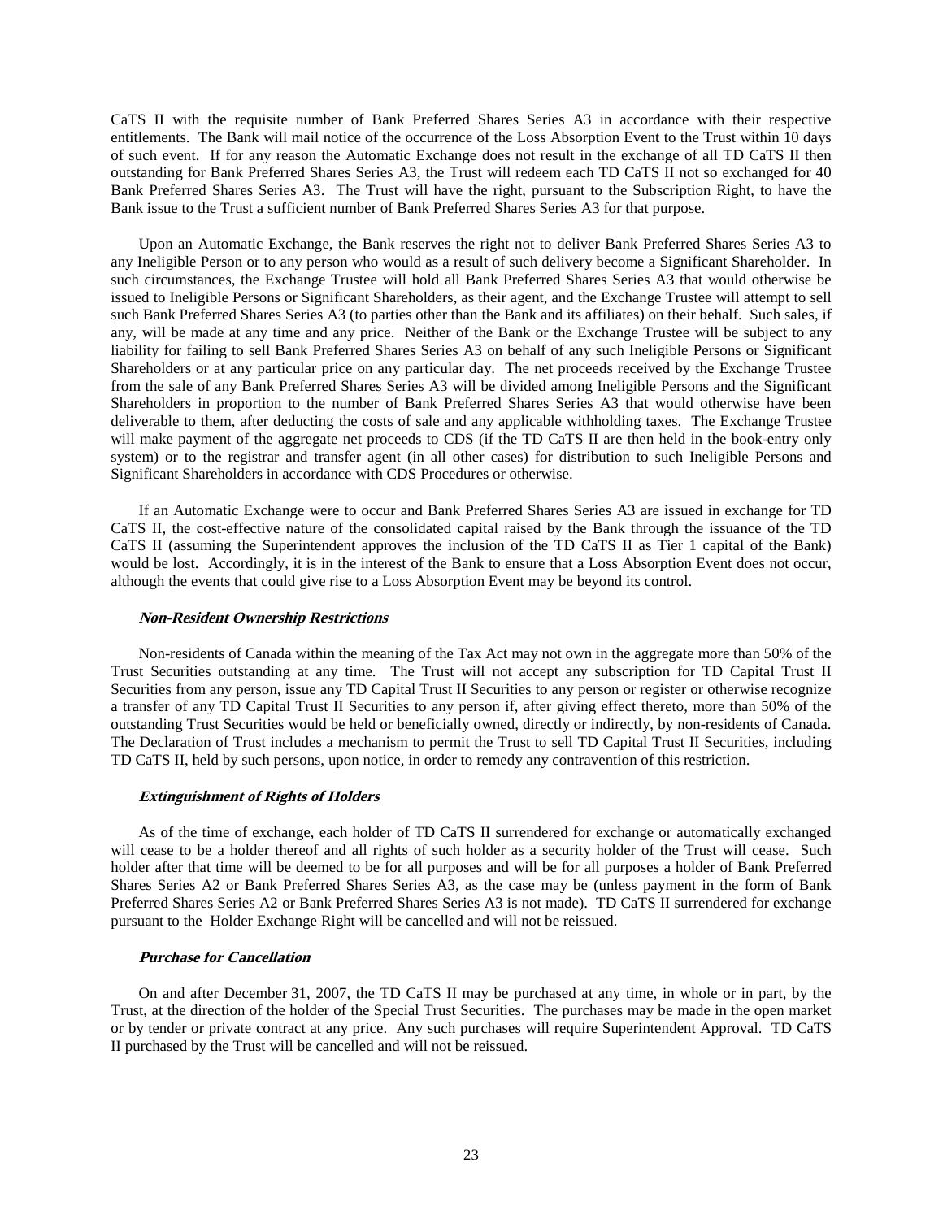CaTS II with the requisite number of Bank Preferred Shares Series A3 in accordance with their respective entitlements. The Bank will mail notice of the occurrence of the Loss Absorption Event to the Trust within 10 days of such event. If for any reason the Automatic Exchange does not result in the exchange of all TD CaTS II then outstanding for Bank Preferred Shares Series A3, the Trust will redeem each TD CaTS II not so exchanged for 40 Bank Preferred Shares Series A3. The Trust will have the right, pursuant to the Subscription Right, to have the Bank issue to the Trust a sufficient number of Bank Preferred Shares Series A3 for that purpose.

Upon an Automatic Exchange, the Bank reserves the right not to deliver Bank Preferred Shares Series A3 to any Ineligible Person or to any person who would as a result of such delivery become a Significant Shareholder. In such circumstances, the Exchange Trustee will hold all Bank Preferred Shares Series A3 that would otherwise be issued to Ineligible Persons or Significant Shareholders, as their agent, and the Exchange Trustee will attempt to sell such Bank Preferred Shares Series A3 (to parties other than the Bank and its affiliates) on their behalf. Such sales, if any, will be made at any time and any price. Neither of the Bank or the Exchange Trustee will be subject to any liability for failing to sell Bank Preferred Shares Series A3 on behalf of any such Ineligible Persons or Significant Shareholders or at any particular price on any particular day. The net proceeds received by the Exchange Trustee from the sale of any Bank Preferred Shares Series A3 will be divided among Ineligible Persons and the Significant Shareholders in proportion to the number of Bank Preferred Shares Series A3 that would otherwise have been deliverable to them, after deducting the costs of sale and any applicable withholding taxes. The Exchange Trustee will make payment of the aggregate net proceeds to CDS (if the TD CaTS II are then held in the book-entry only system) or to the registrar and transfer agent (in all other cases) for distribution to such Ineligible Persons and Significant Shareholders in accordance with CDS Procedures or otherwise.

If an Automatic Exchange were to occur and Bank Preferred Shares Series A3 are issued in exchange for TD CaTS II, the cost-effective nature of the consolidated capital raised by the Bank through the issuance of the TD CaTS II (assuming the Superintendent approves the inclusion of the TD CaTS II as Tier 1 capital of the Bank) would be lost. Accordingly, it is in the interest of the Bank to ensure that a Loss Absorption Event does not occur, although the events that could give rise to a Loss Absorption Event may be beyond its control.

#### *Non-Resident Ownership Restrictions*

Non-residents of Canada within the meaning of the Tax Act may not own in the aggregate more than 50% of the Trust Securities outstanding at any time. The Trust will not accept any subscription for TD Capital Trust II Securities from any person, issue any TD Capital Trust II Securities to any person or register or otherwise recognize a transfer of any TD Capital Trust II Securities to any person if, after giving effect thereto, more than 50% of the outstanding Trust Securities would be held or beneficially owned, directly or indirectly, by non-residents of Canada. The Declaration of Trust includes a mechanism to permit the Trust to sell TD Capital Trust II Securities, including TD CaTS II, held by such persons, upon notice, in order to remedy any contravention of this restriction.

#### *Extinguishment of Rights of Holders*

As of the time of exchange, each holder of TD CaTS II surrendered for exchange or automatically exchanged will cease to be a holder thereof and all rights of such holder as a security holder of the Trust will cease. Such holder after that time will be deemed to be for all purposes and will be for all purposes a holder of Bank Preferred Shares Series A2 or Bank Preferred Shares Series A3, as the case may be (unless payment in the form of Bank Preferred Shares Series A2 or Bank Preferred Shares Series A3 is not made). TD CaTS II surrendered for exchange pursuant to the Holder Exchange Right will be cancelled and will not be reissued.

#### *Purchase for Cancellation*

On and after December 31, 2007, the TD CaTS II may be purchased at any time, in whole or in part, by the Trust, at the direction of the holder of the Special Trust Securities. The purchases may be made in the open market or by tender or private contract at any price. Any such purchases will require Superintendent Approval. TD CaTS II purchased by the Trust will be cancelled and will not be reissued.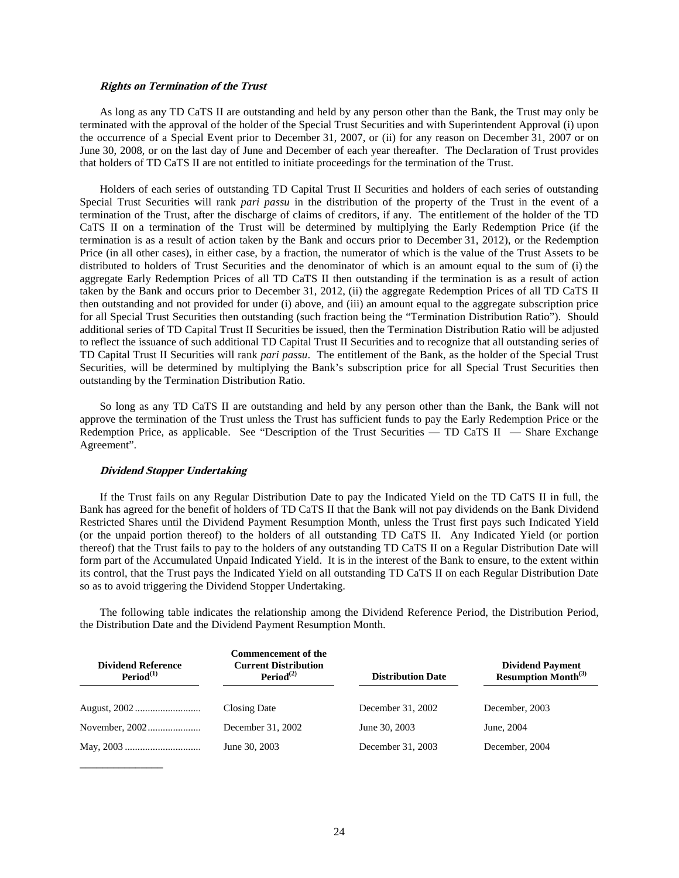### *Rights on Termination of the Trust*

As long as any TD CaTS II are outstanding and held by any person other than the Bank, the Trust may only be terminated with the approval of the holder of the Special Trust Securities and with Superintendent Approval (i) upon the occurrence of a Special Event prior to December 31, 2007, or (ii) for any reason on December 31, 2007 or on June 30, 2008, or on the last day of June and December of each year thereafter. The Declaration of Trust provides that holders of TD CaTS II are not entitled to initiate proceedings for the termination of the Trust.

Holders of each series of outstanding TD Capital Trust II Securities and holders of each series of outstanding Special Trust Securities will rank *pari passu* in the distribution of the property of the Trust in the event of a termination of the Trust, after the discharge of claims of creditors, if any. The entitlement of the holder of the TD CaTS II on a termination of the Trust will be determined by multiplying the Early Redemption Price (if the termination is as a result of action taken by the Bank and occurs prior to December 31, 2012), or the Redemption Price (in all other cases), in either case, by a fraction, the numerator of which is the value of the Trust Assets to be distributed to holders of Trust Securities and the denominator of which is an amount equal to the sum of (i) the aggregate Early Redemption Prices of all TD CaTS II then outstanding if the termination is as a result of action taken by the Bank and occurs prior to December 31, 2012, (ii) the aggregate Redemption Prices of all TD CaTS II then outstanding and not provided for under (i) above, and (iii) an amount equal to the aggregate subscription price for all Special Trust Securities then outstanding (such fraction being the "Termination Distribution Ratio"). Should additional series of TD Capital Trust II Securities be issued, then the Termination Distribution Ratio will be adjusted to reflect the issuance of such additional TD Capital Trust II Securities and to recognize that all outstanding series of TD Capital Trust II Securities will rank *pari passu*. The entitlement of the Bank, as the holder of the Special Trust Securities, will be determined by multiplying the Bank's subscription price for all Special Trust Securities then outstanding by the Termination Distribution Ratio.

So long as any TD CaTS II are outstanding and held by any person other than the Bank, the Bank will not approve the termination of the Trust unless the Trust has sufficient funds to pay the Early Redemption Price or the Redemption Price, as applicable. See "Description of the Trust Securities — TD CaTS II — Share Exchange Agreement".

### *Dividend Stopper Undertaking*

If the Trust fails on any Regular Distribution Date to pay the Indicated Yield on the TD CaTS II in full, the Bank has agreed for the benefit of holders of TD CaTS II that the Bank will not pay dividends on the Bank Dividend Restricted Shares until the Dividend Payment Resumption Month, unless the Trust first pays such Indicated Yield (or the unpaid portion thereof) to the holders of all outstanding TD CaTS II. Any Indicated Yield (or portion thereof) that the Trust fails to pay to the holders of any outstanding TD CaTS II on a Regular Distribution Date will form part of the Accumulated Unpaid Indicated Yield. It is in the interest of the Bank to ensure, to the extent within its control, that the Trust pays the Indicated Yield on all outstanding TD CaTS II on each Regular Distribution Date so as to avoid triggering the Dividend Stopper Undertaking.

The following table indicates the relationship among the Dividend Reference Period, the Distribution Period, the Distribution Date and the Dividend Payment Resumption Month.

| Dividend Reference Period[(1)] | Commencement of the Current Distribution Period[(2)] | Distribution Date | Dividend Payment Resumption Month[(3)] |
|---|---|---|---|
| August, 2002 | Closing Date | December 31, 2002 | December, 2003 |
| November, 2002 | December 31, 2002 | June 30, 2003 | June, 2004 |
| May, 2003 | June 30, 2003 | December 31, 2003 | December, 2004 |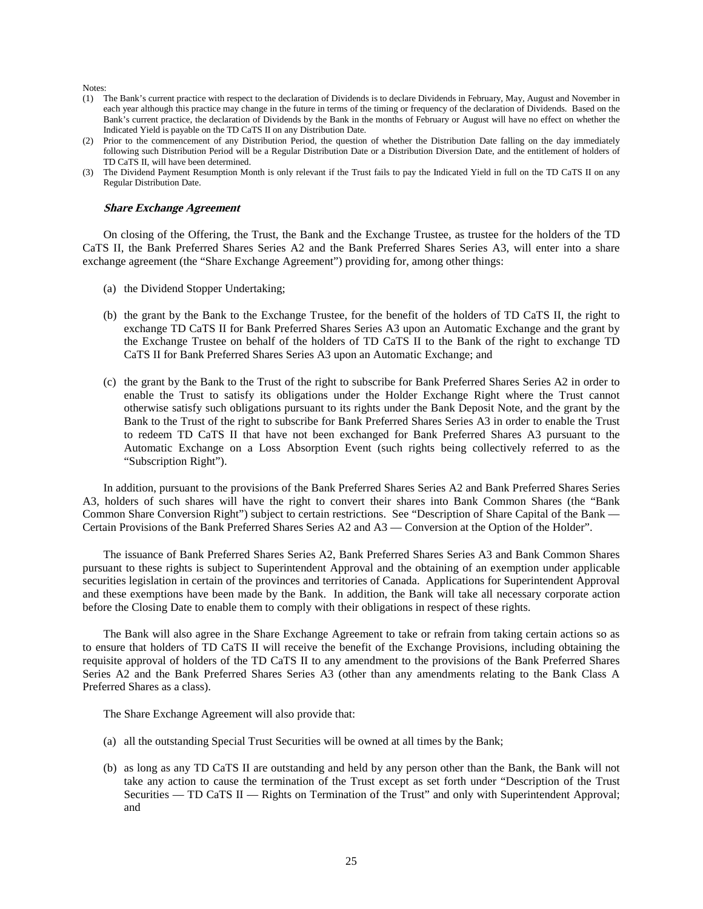Notes:

(1) The Bank's current practice with respect to the declaration of Dividends is to declare Dividends in February, May, August and November in each year although this practice may change in the future in terms of the timing or frequency of the declaration of Dividends. Based on the Bank's current practice, the declaration of Dividends by the Bank in the months of February or August will have no effect on whether the Indicated Yield is payable on the TD CaTS II on any Distribution Date.

(2) Prior to the commencement of any Distribution Period, the question of whether the Distribution Date falling on the day immediately following such Distribution Period will be a Regular Distribution Date or a Distribution Diversion Date, and the entitlement of holders of TD CaTS II, will have been determined.

(3) The Dividend Payment Resumption Month is only relevant if the Trust fails to pay the Indicated Yield in full on the TD CaTS II on any Regular Distribution Date.

***Share Exchange Agreement***

On closing of the Offering, the Trust, the Bank and the Exchange Trustee, as trustee for the holders of the TD CaTS II, the Bank Preferred Shares Series A2 and the Bank Preferred Shares Series A3, will enter into a share exchange agreement (the "Share Exchange Agreement") providing for, among other things:

(a) the Dividend Stopper Undertaking;

(b) the grant by the Bank to the Exchange Trustee, for the benefit of the holders of TD CaTS II, the right to exchange TD CaTS II for Bank Preferred Shares Series A3 upon an Automatic Exchange and the grant by the Exchange Trustee on behalf of the holders of TD CaTS II to the Bank of the right to exchange TD CaTS II for Bank Preferred Shares Series A3 upon an Automatic Exchange; and

(c) the grant by the Bank to the Trust of the right to subscribe for Bank Preferred Shares Series A2 in order to enable the Trust to satisfy its obligations under the Holder Exchange Right where the Trust cannot otherwise satisfy such obligations pursuant to its rights under the Bank Deposit Note, and the grant by the Bank to the Trust of the right to subscribe for Bank Preferred Shares Series A3 in order to enable the Trust to redeem TD CaTS II that have not been exchanged for Bank Preferred Shares A3 pursuant to the Automatic Exchange on a Loss Absorption Event (such rights being collectively referred to as the "Subscription Right").

In addition, pursuant to the provisions of the Bank Preferred Shares Series A2 and Bank Preferred Shares Series A3, holders of such shares will have the right to convert their shares into Bank Common Shares (the "Bank Common Share Conversion Right") subject to certain restrictions. See "Description of Share Capital of the Bank — Certain Provisions of the Bank Preferred Shares Series A2 and A3 — Conversion at the Option of the Holder".

The issuance of Bank Preferred Shares Series A2, Bank Preferred Shares Series A3 and Bank Common Shares pursuant to these rights is subject to Superintendent Approval and the obtaining of an exemption under applicable securities legislation in certain of the provinces and territories of Canada. Applications for Superintendent Approval and these exemptions have been made by the Bank. In addition, the Bank will take all necessary corporate action before the Closing Date to enable them to comply with their obligations in respect of these rights.

The Bank will also agree in the Share Exchange Agreement to take or refrain from taking certain actions so as to ensure that holders of TD CaTS II will receive the benefit of the Exchange Provisions, including obtaining the requisite approval of holders of the TD CaTS II to any amendment to the provisions of the Bank Preferred Shares Series A2 and the Bank Preferred Shares Series A3 (other than any amendments relating to the Bank Class A Preferred Shares as a class).

The Share Exchange Agreement will also provide that:

(a) all the outstanding Special Trust Securities will be owned at all times by the Bank;

(b) as long as any TD CaTS II are outstanding and held by any person other than the Bank, the Bank will not take any action to cause the termination of the Trust except as set forth under "Description of the Trust Securities — TD CaTS II — Rights on Termination of the Trust" and only with Superintendent Approval; and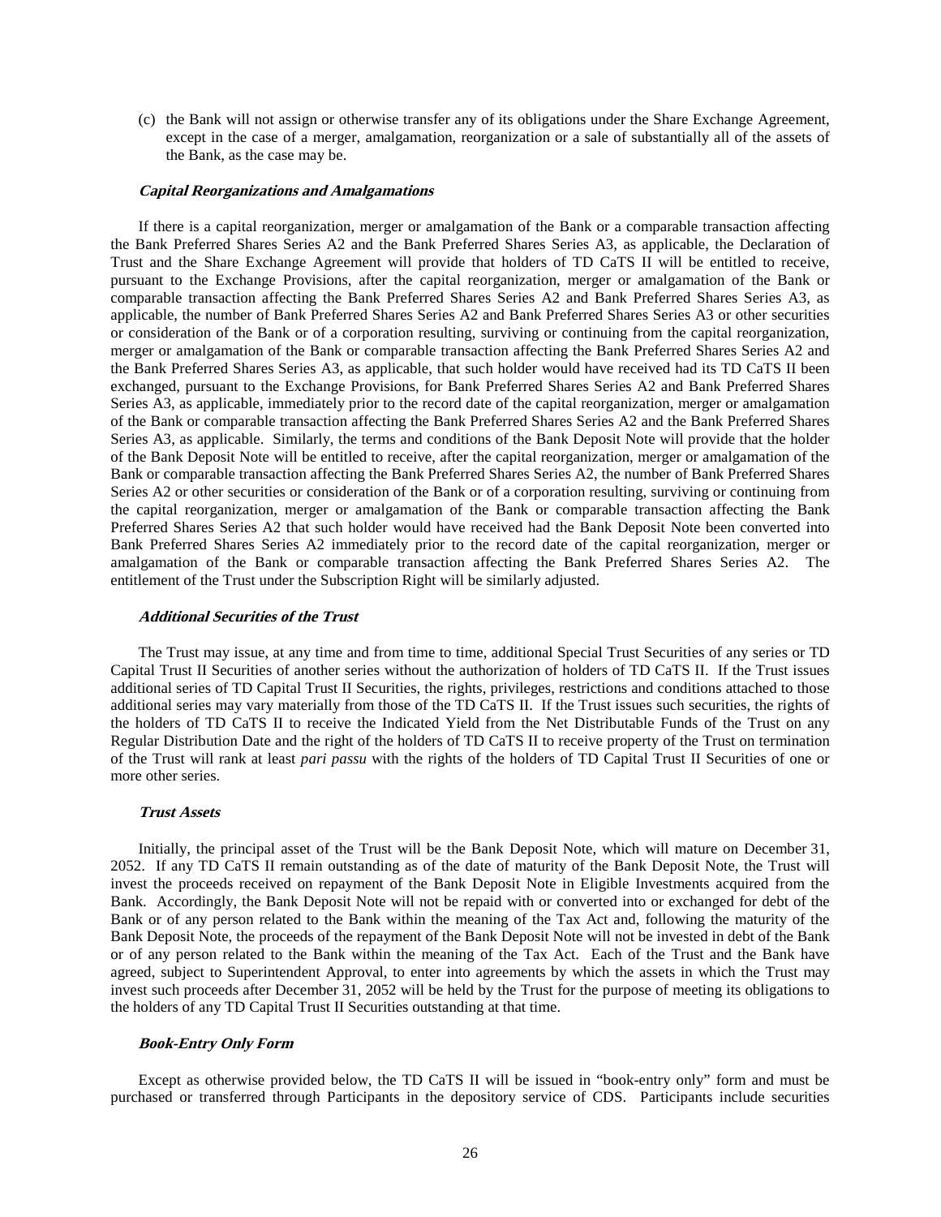(c) the Bank will not assign or otherwise transfer any of its obligations under the Share Exchange Agreement, except in the case of a merger, amalgamation, reorganization or a sale of substantially all of the assets of the Bank, as the case may be.

***Capital Reorganizations and Amalgamations***

If there is a capital reorganization, merger or amalgamation of the Bank or a comparable transaction affecting the Bank Preferred Shares Series A2 and the Bank Preferred Shares Series A3, as applicable, the Declaration of Trust and the Share Exchange Agreement will provide that holders of TD CaTS II will be entitled to receive, pursuant to the Exchange Provisions, after the capital reorganization, merger or amalgamation of the Bank or comparable transaction affecting the Bank Preferred Shares Series A2 and Bank Preferred Shares Series A3, as applicable, the number of Bank Preferred Shares Series A2 and Bank Preferred Shares Series A3 or other securities or consideration of the Bank or of a corporation resulting, surviving or continuing from the capital reorganization, merger or amalgamation of the Bank or comparable transaction affecting the Bank Preferred Shares Series A2 and the Bank Preferred Shares Series A3, as applicable, that such holder would have received had its TD CaTS II been exchanged, pursuant to the Exchange Provisions, for Bank Preferred Shares Series A2 and Bank Preferred Shares Series A3, as applicable, immediately prior to the record date of the capital reorganization, merger or amalgamation of the Bank or comparable transaction affecting the Bank Preferred Shares Series A2 and the Bank Preferred Shares Series A3, as applicable. Similarly, the terms and conditions of the Bank Deposit Note will provide that the holder of the Bank Deposit Note will be entitled to receive, after the capital reorganization, merger or amalgamation of the Bank or comparable transaction affecting the Bank Preferred Shares Series A2, the number of Bank Preferred Shares Series A2 or other securities or consideration of the Bank or of a corporation resulting, surviving or continuing from the capital reorganization, merger or amalgamation of the Bank or comparable transaction affecting the Bank Preferred Shares Series A2 that such holder would have received had the Bank Deposit Note been converted into Bank Preferred Shares Series A2 immediately prior to the record date of the capital reorganization, merger or amalgamation of the Bank or comparable transaction affecting the Bank Preferred Shares Series A2. The entitlement of the Trust under the Subscription Right will be similarly adjusted.

***Additional Securities of the Trust***

The Trust may issue, at any time and from time to time, additional Special Trust Securities of any series or TD Capital Trust II Securities of another series without the authorization of holders of TD CaTS II. If the Trust issues additional series of TD Capital Trust II Securities, the rights, privileges, restrictions and conditions attached to those additional series may vary materially from those of the TD CaTS II. If the Trust issues such securities, the rights of the holders of TD CaTS II to receive the Indicated Yield from the Net Distributable Funds of the Trust on any Regular Distribution Date and the right of the holders of TD CaTS II to receive property of the Trust on termination of the Trust will rank at least *pari passu* with the rights of the holders of TD Capital Trust II Securities of one or more other series.

***Trust Assets***

Initially, the principal asset of the Trust will be the Bank Deposit Note, which will mature on December 31, 2052. If any TD CaTS II remain outstanding as of the date of maturity of the Bank Deposit Note, the Trust will invest the proceeds received on repayment of the Bank Deposit Note in Eligible Investments acquired from the Bank. Accordingly, the Bank Deposit Note will not be repaid with or converted into or exchanged for debt of the Bank or of any person related to the Bank within the meaning of the Tax Act and, following the maturity of the Bank Deposit Note, the proceeds of the repayment of the Bank Deposit Note will not be invested in debt of the Bank or of any person related to the Bank within the meaning of the Tax Act. Each of the Trust and the Bank have agreed, subject to Superintendent Approval, to enter into agreements by which the assets in which the Trust may invest such proceeds after December 31, 2052 will be held by the Trust for the purpose of meeting its obligations to the holders of any TD Capital Trust II Securities outstanding at that time.

***Book-Entry Only Form***

Except as otherwise provided below, the TD CaTS II will be issued in "book-entry only" form and must be purchased or transferred through Participants in the depository service of CDS. Participants include securities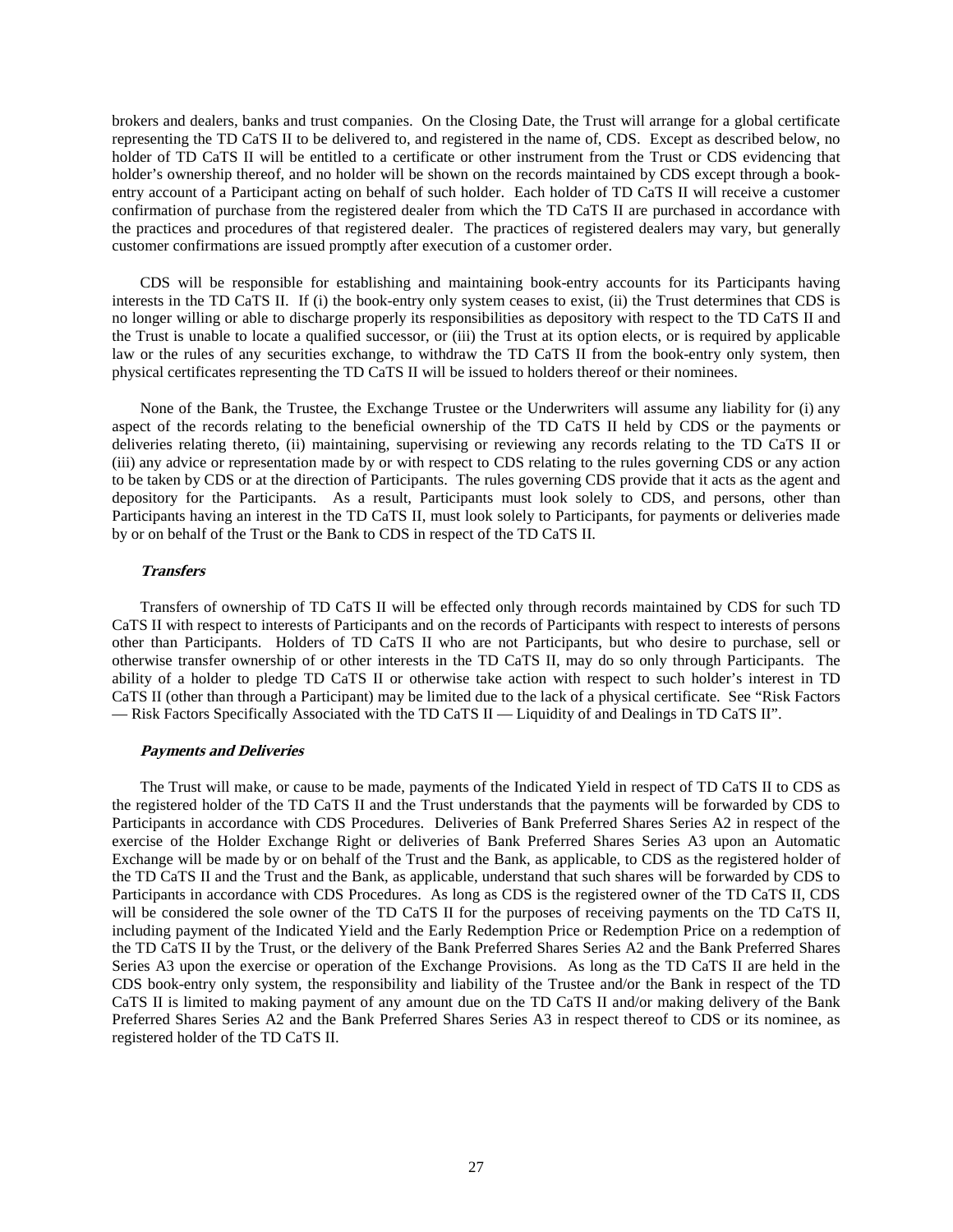brokers and dealers, banks and trust companies. On the Closing Date, the Trust will arrange for a global certificate representing the TD CaTS II to be delivered to, and registered in the name of, CDS. Except as described below, no holder of TD CaTS II will be entitled to a certificate or other instrument from the Trust or CDS evidencing that holder's ownership thereof, and no holder will be shown on the records maintained by CDS except through a book-entry account of a Participant acting on behalf of such holder. Each holder of TD CaTS II will receive a customer confirmation of purchase from the registered dealer from which the TD CaTS II are purchased in accordance with the practices and procedures of that registered dealer. The practices of registered dealers may vary, but generally customer confirmations are issued promptly after execution of a customer order.

CDS will be responsible for establishing and maintaining book-entry accounts for its Participants having interests in the TD CaTS II. If (i) the book-entry only system ceases to exist, (ii) the Trust determines that CDS is no longer willing or able to discharge properly its responsibilities as depository with respect to the TD CaTS II and the Trust is unable to locate a qualified successor, or (iii) the Trust at its option elects, or is required by applicable law or the rules of any securities exchange, to withdraw the TD CaTS II from the book-entry only system, then physical certificates representing the TD CaTS II will be issued to holders thereof or their nominees.

None of the Bank, the Trustee, the Exchange Trustee or the Underwriters will assume any liability for (i) any aspect of the records relating to the beneficial ownership of the TD CaTS II held by CDS or the payments or deliveries relating thereto, (ii) maintaining, supervising or reviewing any records relating to the TD CaTS II or (iii) any advice or representation made by or with respect to CDS relating to the rules governing CDS or any action to be taken by CDS or at the direction of Participants. The rules governing CDS provide that it acts as the agent and depository for the Participants. As a result, Participants must look solely to CDS, and persons, other than Participants having an interest in the TD CaTS II, must look solely to Participants, for payments or deliveries made by or on behalf of the Trust or the Bank to CDS in respect of the TD CaTS II.

***Transfers***

Transfers of ownership of TD CaTS II will be effected only through records maintained by CDS for such TD CaTS II with respect to interests of Participants and on the records of Participants with respect to interests of persons other than Participants. Holders of TD CaTS II who are not Participants, but who desire to purchase, sell or otherwise transfer ownership of or other interests in the TD CaTS II, may do so only through Participants. The ability of a holder to pledge TD CaTS II or otherwise take action with respect to such holder's interest in TD CaTS II (other than through a Participant) may be limited due to the lack of a physical certificate. See "Risk Factors — Risk Factors Specifically Associated with the TD CaTS II — Liquidity of and Dealings in TD CaTS II".

***Payments and Deliveries***

The Trust will make, or cause to be made, payments of the Indicated Yield in respect of TD CaTS II to CDS as the registered holder of the TD CaTS II and the Trust understands that the payments will be forwarded by CDS to Participants in accordance with CDS Procedures. Deliveries of Bank Preferred Shares Series A2 in respect of the exercise of the Holder Exchange Right or deliveries of Bank Preferred Shares Series A3 upon an Automatic Exchange will be made by or on behalf of the Trust and the Bank, as applicable, to CDS as the registered holder of the TD CaTS II and the Trust and the Bank, as applicable, understand that such shares will be forwarded by CDS to Participants in accordance with CDS Procedures. As long as CDS is the registered owner of the TD CaTS II, CDS will be considered the sole owner of the TD CaTS II for the purposes of receiving payments on the TD CaTS II, including payment of the Indicated Yield and the Early Redemption Price or Redemption Price on a redemption of the TD CaTS II by the Trust, or the delivery of the Bank Preferred Shares Series A2 and the Bank Preferred Shares Series A3 upon the exercise or operation of the Exchange Provisions. As long as the TD CaTS II are held in the CDS book-entry only system, the responsibility and liability of the Trustee and/or the Bank in respect of the TD CaTS II is limited to making payment of any amount due on the TD CaTS II and/or making delivery of the Bank Preferred Shares Series A2 and the Bank Preferred Shares Series A3 in respect thereof to CDS or its nominee, as registered holder of the TD CaTS II.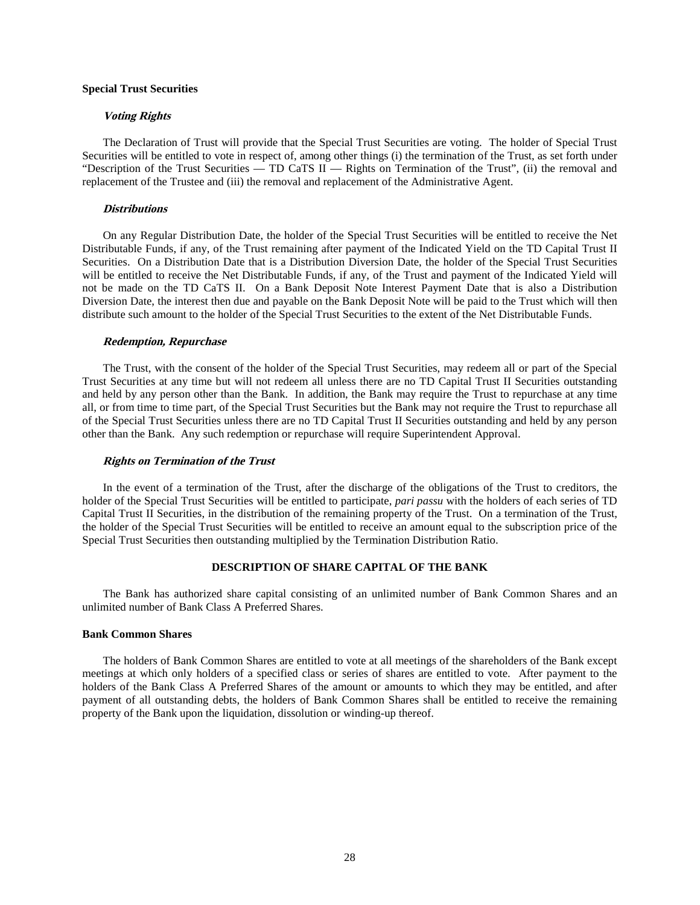**Special Trust Securities**

***Voting Rights***

The Declaration of Trust will provide that the Special Trust Securities are voting. The holder of Special Trust Securities will be entitled to vote in respect of, among other things (i) the termination of the Trust, as set forth under "Description of the Trust Securities — TD CaTS II — Rights on Termination of the Trust", (ii) the removal and replacement of the Trustee and (iii) the removal and replacement of the Administrative Agent.

***Distributions***

On any Regular Distribution Date, the holder of the Special Trust Securities will be entitled to receive the Net Distributable Funds, if any, of the Trust remaining after payment of the Indicated Yield on the TD Capital Trust II Securities. On a Distribution Date that is a Distribution Diversion Date, the holder of the Special Trust Securities will be entitled to receive the Net Distributable Funds, if any, of the Trust and payment of the Indicated Yield will not be made on the TD CaTS II. On a Bank Deposit Note Interest Payment Date that is also a Distribution Diversion Date, the interest then due and payable on the Bank Deposit Note will be paid to the Trust which will then distribute such amount to the holder of the Special Trust Securities to the extent of the Net Distributable Funds.

***Redemption, Repurchase***

The Trust, with the consent of the holder of the Special Trust Securities, may redeem all or part of the Special Trust Securities at any time but will not redeem all unless there are no TD Capital Trust II Securities outstanding and held by any person other than the Bank. In addition, the Bank may require the Trust to repurchase at any time all, or from time to time part, of the Special Trust Securities but the Bank may not require the Trust to repurchase all of the Special Trust Securities unless there are no TD Capital Trust II Securities outstanding and held by any person other than the Bank. Any such redemption or repurchase will require Superintendent Approval.

***Rights on Termination of the Trust***

In the event of a termination of the Trust, after the discharge of the obligations of the Trust to creditors, the holder of the Special Trust Securities will be entitled to participate, *pari passu* with the holders of each series of TD Capital Trust II Securities, in the distribution of the remaining property of the Trust. On a termination of the Trust, the holder of the Special Trust Securities will be entitled to receive an amount equal to the subscription price of the Special Trust Securities then outstanding multiplied by the Termination Distribution Ratio.

## DESCRIPTION OF SHARE CAPITAL OF THE BANK

The Bank has authorized share capital consisting of an unlimited number of Bank Common Shares and an unlimited number of Bank Class A Preferred Shares.

**Bank Common Shares**

The holders of Bank Common Shares are entitled to vote at all meetings of the shareholders of the Bank except meetings at which only holders of a specified class or series of shares are entitled to vote. After payment to the holders of the Bank Class A Preferred Shares of the amount or amounts to which they may be entitled, and after payment of all outstanding debts, the holders of Bank Common Shares shall be entitled to receive the remaining property of the Bank upon the liquidation, dissolution or winding-up thereof.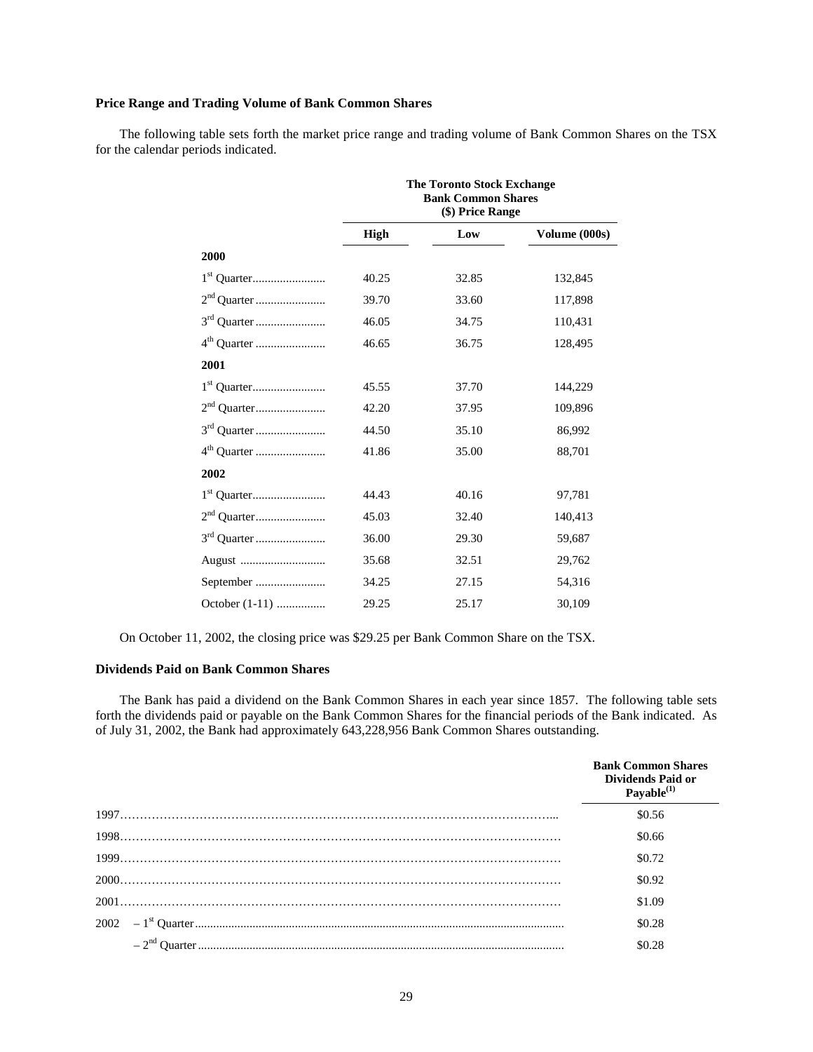### Price Range and Trading Volume of Bank Common Shares

The following table sets forth the market price range and trading volume of Bank Common Shares on the TSX for the calendar periods indicated.

| | The Toronto Stock Exchange Bank Common Shares ($) Price Range | | |
|---|---|---|---|
| | **High** | **Low** | **Volume (000s)** |
| **2000** | | | |
| 1st Quarter | 40.25 | 32.85 | 132,845 |
| 2nd Quarter | 39.70 | 33.60 | 117,898 |
| 3rd Quarter | 46.05 | 34.75 | 110,431 |
| 4th Quarter | 46.65 | 36.75 | 128,495 |
| **2001** | | | |
| 1st Quarter | 45.55 | 37.70 | 144,229 |
| 2nd Quarter | 42.20 | 37.95 | 109,896 |
| 3rd Quarter | 44.50 | 35.10 | 86,992 |
| 4th Quarter | 41.86 | 35.00 | 88,701 |
| **2002** | | | |
| 1st Quarter | 44.43 | 40.16 | 97,781 |
| 2nd Quarter | 45.03 | 32.40 | 140,413 |
| 3rd Quarter | 36.00 | 29.30 | 59,687 |
| August | 35.68 | 32.51 | 29,762 |
| September | 34.25 | 27.15 | 54,316 |
| October (1-11) | 29.25 | 25.17 | 30,109 |

On October 11, 2002, the closing price was $29.25 per Bank Common Share on the TSX.

### Dividends Paid on Bank Common Shares

The Bank has paid a dividend on the Bank Common Shares in each year since 1857. The following table sets forth the dividends paid or payable on the Bank Common Shares for the financial periods of the Bank indicated. As of July 31, 2002, the Bank had approximately 643,228,956 Bank Common Shares outstanding.

| | Bank Common Shares Dividends Paid or Payable[(1)] |
|---|---|
| 1997 | $0.56 |
| 1998 | $0.66 |
| 1999 | $0.72 |
| 2000 | $0.92 |
| 2001 | $1.09 |
| 2002 – 1st Quarter | $0.28 |
| – 2nd Quarter | $0.28 |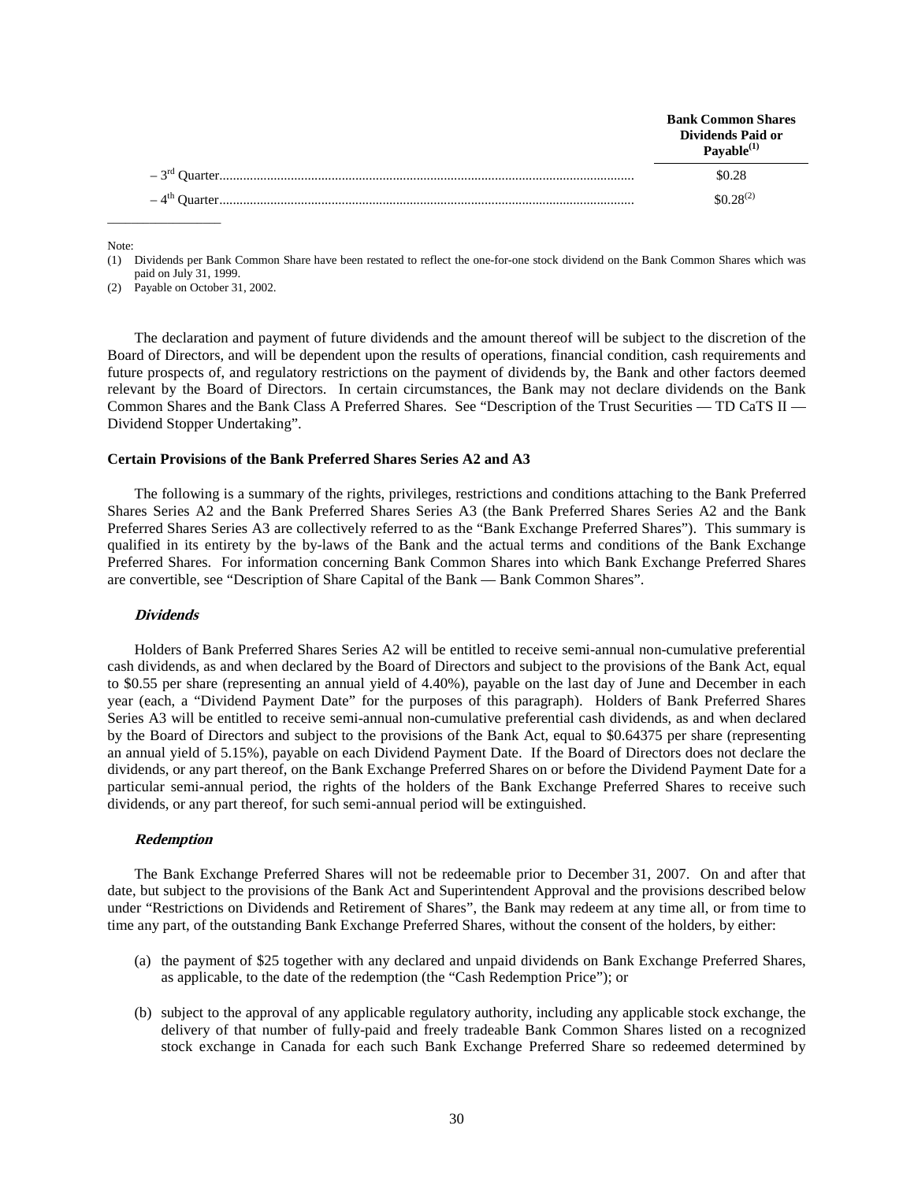| | Bank Common Shares Dividends Paid or Payable[(1)] |
|---|---|
| – 3rd Quarter | $0.28 |
| – 4th Quarter | $0.28[(2)] |

Note:

(1) Dividends per Bank Common Share have been restated to reflect the one-for-one stock dividend on the Bank Common Shares which was paid on July 31, 1999.

(2) Payable on October 31, 2002.

The declaration and payment of future dividends and the amount thereof will be subject to the discretion of the Board of Directors, and will be dependent upon the results of operations, financial condition, cash requirements and future prospects of, and regulatory restrictions on the payment of dividends by, the Bank and other factors deemed relevant by the Board of Directors. In certain circumstances, the Bank may not declare dividends on the Bank Common Shares and the Bank Class A Preferred Shares. See "Description of the Trust Securities — TD CaTS II — Dividend Stopper Undertaking".

**Certain Provisions of the Bank Preferred Shares Series A2 and A3**

The following is a summary of the rights, privileges, restrictions and conditions attaching to the Bank Preferred Shares Series A2 and the Bank Preferred Shares Series A3 (the Bank Preferred Shares Series A2 and the Bank Preferred Shares Series A3 are collectively referred to as the "Bank Exchange Preferred Shares"). This summary is qualified in its entirety by the by-laws of the Bank and the actual terms and conditions of the Bank Exchange Preferred Shares. For information concerning Bank Common Shares into which Bank Exchange Preferred Shares are convertible, see "Description of Share Capital of the Bank — Bank Common Shares".

***Dividends***

Holders of Bank Preferred Shares Series A2 will be entitled to receive semi-annual non-cumulative preferential cash dividends, as and when declared by the Board of Directors and subject to the provisions of the Bank Act, equal to $0.55 per share (representing an annual yield of 4.40%), payable on the last day of June and December in each year (each, a "Dividend Payment Date" for the purposes of this paragraph). Holders of Bank Preferred Shares Series A3 will be entitled to receive semi-annual non-cumulative preferential cash dividends, as and when declared by the Board of Directors and subject to the provisions of the Bank Act, equal to $0.64375 per share (representing an annual yield of 5.15%), payable on each Dividend Payment Date. If the Board of Directors does not declare the dividends, or any part thereof, on the Bank Exchange Preferred Shares on or before the Dividend Payment Date for a particular semi-annual period, the rights of the holders of the Bank Exchange Preferred Shares to receive such dividends, or any part thereof, for such semi-annual period will be extinguished.

***Redemption***

The Bank Exchange Preferred Shares will not be redeemable prior to December 31, 2007. On and after that date, but subject to the provisions of the Bank Act and Superintendent Approval and the provisions described below under "Restrictions on Dividends and Retirement of Shares", the Bank may redeem at any time all, or from time to time any part, of the outstanding Bank Exchange Preferred Shares, without the consent of the holders, by either:

(a) the payment of $25 together with any declared and unpaid dividends on Bank Exchange Preferred Shares, as applicable, to the date of the redemption (the "Cash Redemption Price"); or

(b) subject to the approval of any applicable regulatory authority, including any applicable stock exchange, the delivery of that number of fully-paid and freely tradeable Bank Common Shares listed on a recognized stock exchange in Canada for each such Bank Exchange Preferred Share so redeemed determined by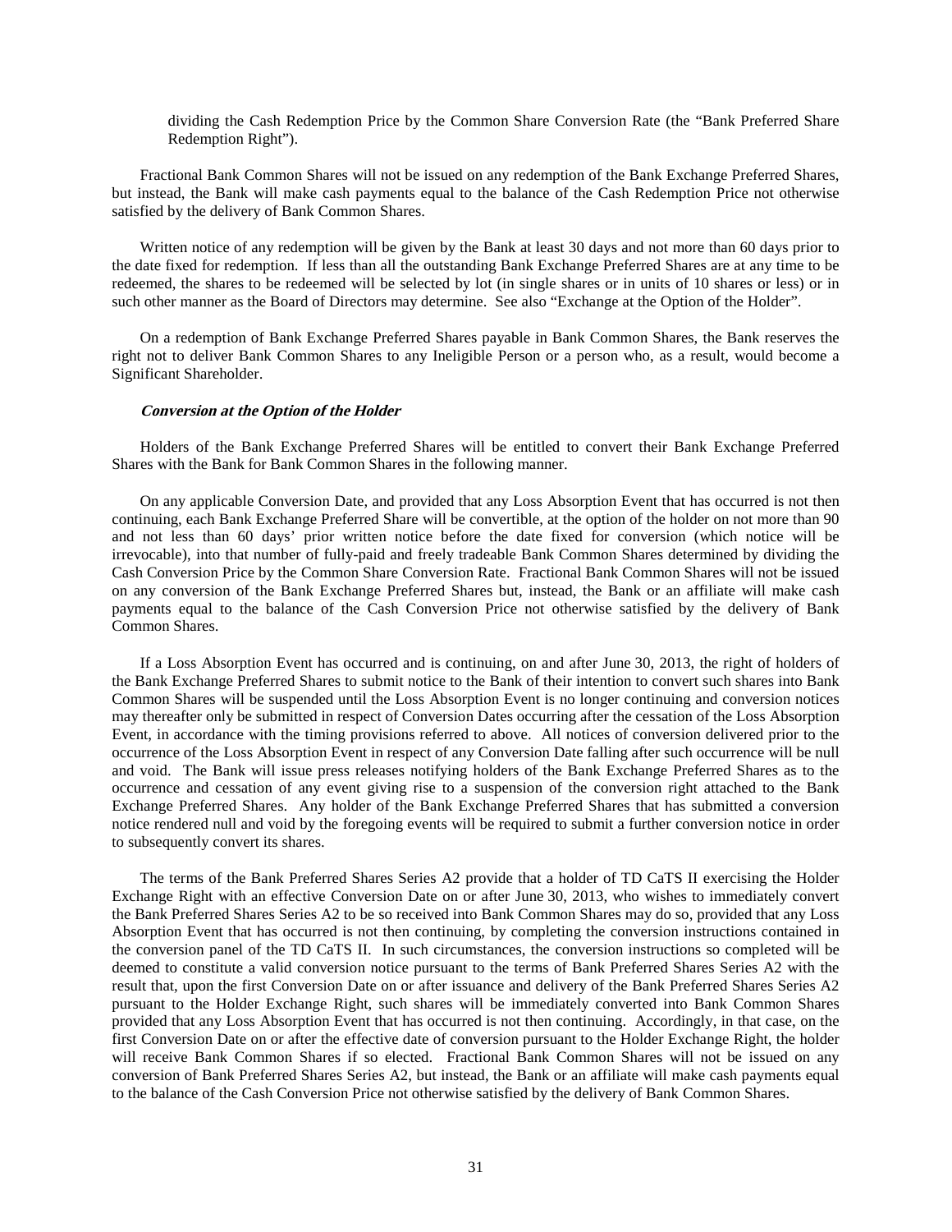dividing the Cash Redemption Price by the Common Share Conversion Rate (the "Bank Preferred Share Redemption Right").

Fractional Bank Common Shares will not be issued on any redemption of the Bank Exchange Preferred Shares, but instead, the Bank will make cash payments equal to the balance of the Cash Redemption Price not otherwise satisfied by the delivery of Bank Common Shares.

Written notice of any redemption will be given by the Bank at least 30 days and not more than 60 days prior to the date fixed for redemption. If less than all the outstanding Bank Exchange Preferred Shares are at any time to be redeemed, the shares to be redeemed will be selected by lot (in single shares or in units of 10 shares or less) or in such other manner as the Board of Directors may determine. See also "Exchange at the Option of the Holder".

On a redemption of Bank Exchange Preferred Shares payable in Bank Common Shares, the Bank reserves the right not to deliver Bank Common Shares to any Ineligible Person or a person who, as a result, would become a Significant Shareholder.

***Conversion at the Option of the Holder***

Holders of the Bank Exchange Preferred Shares will be entitled to convert their Bank Exchange Preferred Shares with the Bank for Bank Common Shares in the following manner.

On any applicable Conversion Date, and provided that any Loss Absorption Event that has occurred is not then continuing, each Bank Exchange Preferred Share will be convertible, at the option of the holder on not more than 90 and not less than 60 days' prior written notice before the date fixed for conversion (which notice will be irrevocable), into that number of fully-paid and freely tradeable Bank Common Shares determined by dividing the Cash Conversion Price by the Common Share Conversion Rate. Fractional Bank Common Shares will not be issued on any conversion of the Bank Exchange Preferred Shares but, instead, the Bank or an affiliate will make cash payments equal to the balance of the Cash Conversion Price not otherwise satisfied by the delivery of Bank Common Shares.

If a Loss Absorption Event has occurred and is continuing, on and after June 30, 2013, the right of holders of the Bank Exchange Preferred Shares to submit notice to the Bank of their intention to convert such shares into Bank Common Shares will be suspended until the Loss Absorption Event is no longer continuing and conversion notices may thereafter only be submitted in respect of Conversion Dates occurring after the cessation of the Loss Absorption Event, in accordance with the timing provisions referred to above. All notices of conversion delivered prior to the occurrence of the Loss Absorption Event in respect of any Conversion Date falling after such occurrence will be null and void. The Bank will issue press releases notifying holders of the Bank Exchange Preferred Shares as to the occurrence and cessation of any event giving rise to a suspension of the conversion right attached to the Bank Exchange Preferred Shares. Any holder of the Bank Exchange Preferred Shares that has submitted a conversion notice rendered null and void by the foregoing events will be required to submit a further conversion notice in order to subsequently convert its shares.

The terms of the Bank Preferred Shares Series A2 provide that a holder of TD CaTS II exercising the Holder Exchange Right with an effective Conversion Date on or after June 30, 2013, who wishes to immediately convert the Bank Preferred Shares Series A2 to be so received into Bank Common Shares may do so, provided that any Loss Absorption Event that has occurred is not then continuing, by completing the conversion instructions contained in the conversion panel of the TD CaTS II. In such circumstances, the conversion instructions so completed will be deemed to constitute a valid conversion notice pursuant to the terms of Bank Preferred Shares Series A2 with the result that, upon the first Conversion Date on or after issuance and delivery of the Bank Preferred Shares Series A2 pursuant to the Holder Exchange Right, such shares will be immediately converted into Bank Common Shares provided that any Loss Absorption Event that has occurred is not then continuing. Accordingly, in that case, on the first Conversion Date on or after the effective date of conversion pursuant to the Holder Exchange Right, the holder will receive Bank Common Shares if so elected. Fractional Bank Common Shares will not be issued on any conversion of Bank Preferred Shares Series A2, but instead, the Bank or an affiliate will make cash payments equal to the balance of the Cash Conversion Price not otherwise satisfied by the delivery of Bank Common Shares.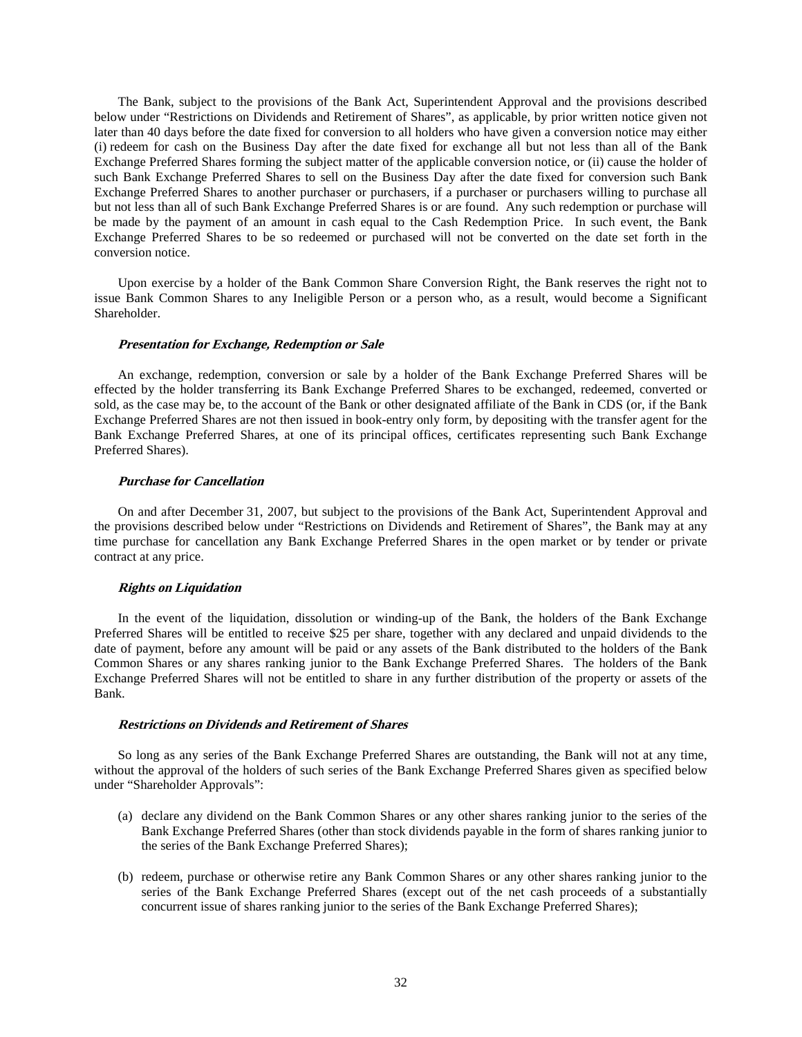The Bank, subject to the provisions of the Bank Act, Superintendent Approval and the provisions described below under "Restrictions on Dividends and Retirement of Shares", as applicable, by prior written notice given not later than 40 days before the date fixed for conversion to all holders who have given a conversion notice may either (i) redeem for cash on the Business Day after the date fixed for exchange all but not less than all of the Bank Exchange Preferred Shares forming the subject matter of the applicable conversion notice, or (ii) cause the holder of such Bank Exchange Preferred Shares to sell on the Business Day after the date fixed for conversion such Bank Exchange Preferred Shares to another purchaser or purchasers, if a purchaser or purchasers willing to purchase all but not less than all of such Bank Exchange Preferred Shares is or are found. Any such redemption or purchase will be made by the payment of an amount in cash equal to the Cash Redemption Price. In such event, the Bank Exchange Preferred Shares to be so redeemed or purchased will not be converted on the date set forth in the conversion notice.

Upon exercise by a holder of the Bank Common Share Conversion Right, the Bank reserves the right not to issue Bank Common Shares to any Ineligible Person or a person who, as a result, would become a Significant Shareholder.

***Presentation for Exchange, Redemption or Sale***

An exchange, redemption, conversion or sale by a holder of the Bank Exchange Preferred Shares will be effected by the holder transferring its Bank Exchange Preferred Shares to be exchanged, redeemed, converted or sold, as the case may be, to the account of the Bank or other designated affiliate of the Bank in CDS (or, if the Bank Exchange Preferred Shares are not then issued in book-entry only form, by depositing with the transfer agent for the Bank Exchange Preferred Shares, at one of its principal offices, certificates representing such Bank Exchange Preferred Shares).

***Purchase for Cancellation***

On and after December 31, 2007, but subject to the provisions of the Bank Act, Superintendent Approval and the provisions described below under "Restrictions on Dividends and Retirement of Shares", the Bank may at any time purchase for cancellation any Bank Exchange Preferred Shares in the open market or by tender or private contract at any price.

***Rights on Liquidation***

In the event of the liquidation, dissolution or winding-up of the Bank, the holders of the Bank Exchange Preferred Shares will be entitled to receive $25 per share, together with any declared and unpaid dividends to the date of payment, before any amount will be paid or any assets of the Bank distributed to the holders of the Bank Common Shares or any shares ranking junior to the Bank Exchange Preferred Shares. The holders of the Bank Exchange Preferred Shares will not be entitled to share in any further distribution of the property or assets of the Bank.

***Restrictions on Dividends and Retirement of Shares***

So long as any series of the Bank Exchange Preferred Shares are outstanding, the Bank will not at any time, without the approval of the holders of such series of the Bank Exchange Preferred Shares given as specified below under "Shareholder Approvals":

(a) declare any dividend on the Bank Common Shares or any other shares ranking junior to the series of the Bank Exchange Preferred Shares (other than stock dividends payable in the form of shares ranking junior to the series of the Bank Exchange Preferred Shares);

(b) redeem, purchase or otherwise retire any Bank Common Shares or any other shares ranking junior to the series of the Bank Exchange Preferred Shares (except out of the net cash proceeds of a substantially concurrent issue of shares ranking junior to the series of the Bank Exchange Preferred Shares);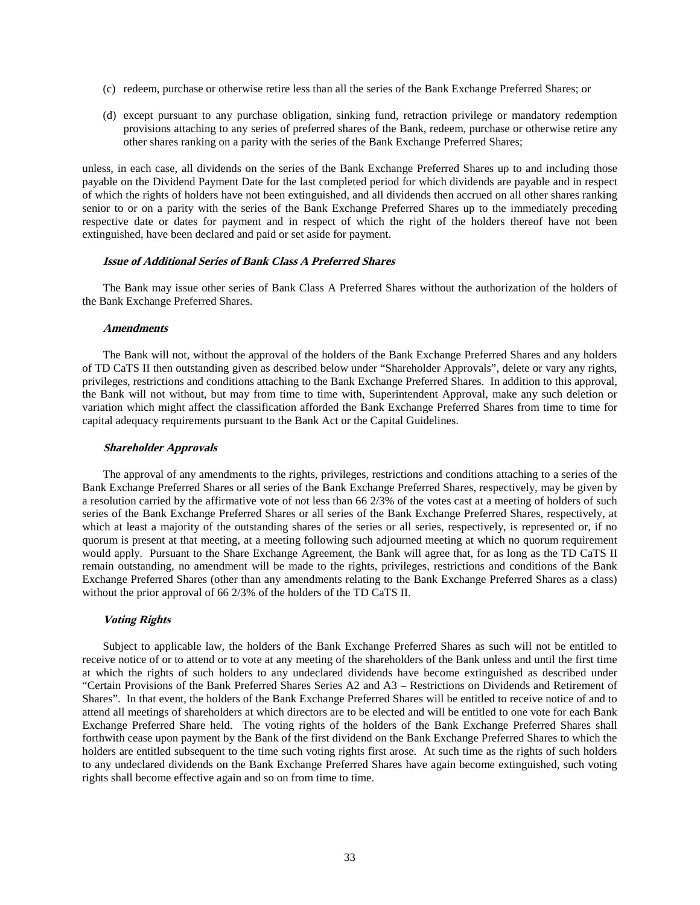(c) redeem, purchase or otherwise retire less than all the series of the Bank Exchange Preferred Shares; or

(d) except pursuant to any purchase obligation, sinking fund, retraction privilege or mandatory redemption provisions attaching to any series of preferred shares of the Bank, redeem, purchase or otherwise retire any other shares ranking on a parity with the series of the Bank Exchange Preferred Shares;

unless, in each case, all dividends on the series of the Bank Exchange Preferred Shares up to and including those payable on the Dividend Payment Date for the last completed period for which dividends are payable and in respect of which the rights of holders have not been extinguished, and all dividends then accrued on all other shares ranking senior to or on a parity with the series of the Bank Exchange Preferred Shares up to the immediately preceding respective date or dates for payment and in respect of which the right of the holders thereof have not been extinguished, have been declared and paid or set aside for payment.

***Issue of Additional Series of Bank Class A Preferred Shares***

The Bank may issue other series of Bank Class A Preferred Shares without the authorization of the holders of the Bank Exchange Preferred Shares.

***Amendments***

The Bank will not, without the approval of the holders of the Bank Exchange Preferred Shares and any holders of TD CaTS II then outstanding given as described below under "Shareholder Approvals", delete or vary any rights, privileges, restrictions and conditions attaching to the Bank Exchange Preferred Shares. In addition to this approval, the Bank will not without, but may from time to time with, Superintendent Approval, make any such deletion or variation which might affect the classification afforded the Bank Exchange Preferred Shares from time to time for capital adequacy requirements pursuant to the Bank Act or the Capital Guidelines.

***Shareholder Approvals***

The approval of any amendments to the rights, privileges, restrictions and conditions attaching to a series of the Bank Exchange Preferred Shares or all series of the Bank Exchange Preferred Shares, respectively, may be given by a resolution carried by the affirmative vote of not less than 66 2/3% of the votes cast at a meeting of holders of such series of the Bank Exchange Preferred Shares or all series of the Bank Exchange Preferred Shares, respectively, at which at least a majority of the outstanding shares of the series or all series, respectively, is represented or, if no quorum is present at that meeting, at a meeting following such adjourned meeting at which no quorum requirement would apply. Pursuant to the Share Exchange Agreement, the Bank will agree that, for as long as the TD CaTS II remain outstanding, no amendment will be made to the rights, privileges, restrictions and conditions of the Bank Exchange Preferred Shares (other than any amendments relating to the Bank Exchange Preferred Shares as a class) without the prior approval of 66 2/3% of the holders of the TD CaTS II.

***Voting Rights***

Subject to applicable law, the holders of the Bank Exchange Preferred Shares as such will not be entitled to receive notice of or to attend or to vote at any meeting of the shareholders of the Bank unless and until the first time at which the rights of such holders to any undeclared dividends have become extinguished as described under "Certain Provisions of the Bank Preferred Shares Series A2 and A3 – Restrictions on Dividends and Retirement of Shares". In that event, the holders of the Bank Exchange Preferred Shares will be entitled to receive notice of and to attend all meetings of shareholders at which directors are to be elected and will be entitled to one vote for each Bank Exchange Preferred Share held. The voting rights of the holders of the Bank Exchange Preferred Shares shall forthwith cease upon payment by the Bank of the first dividend on the Bank Exchange Preferred Shares to which the holders are entitled subsequent to the time such voting rights first arose. At such time as the rights of such holders to any undeclared dividends on the Bank Exchange Preferred Shares have again become extinguished, such voting rights shall become effective again and so on from time to time.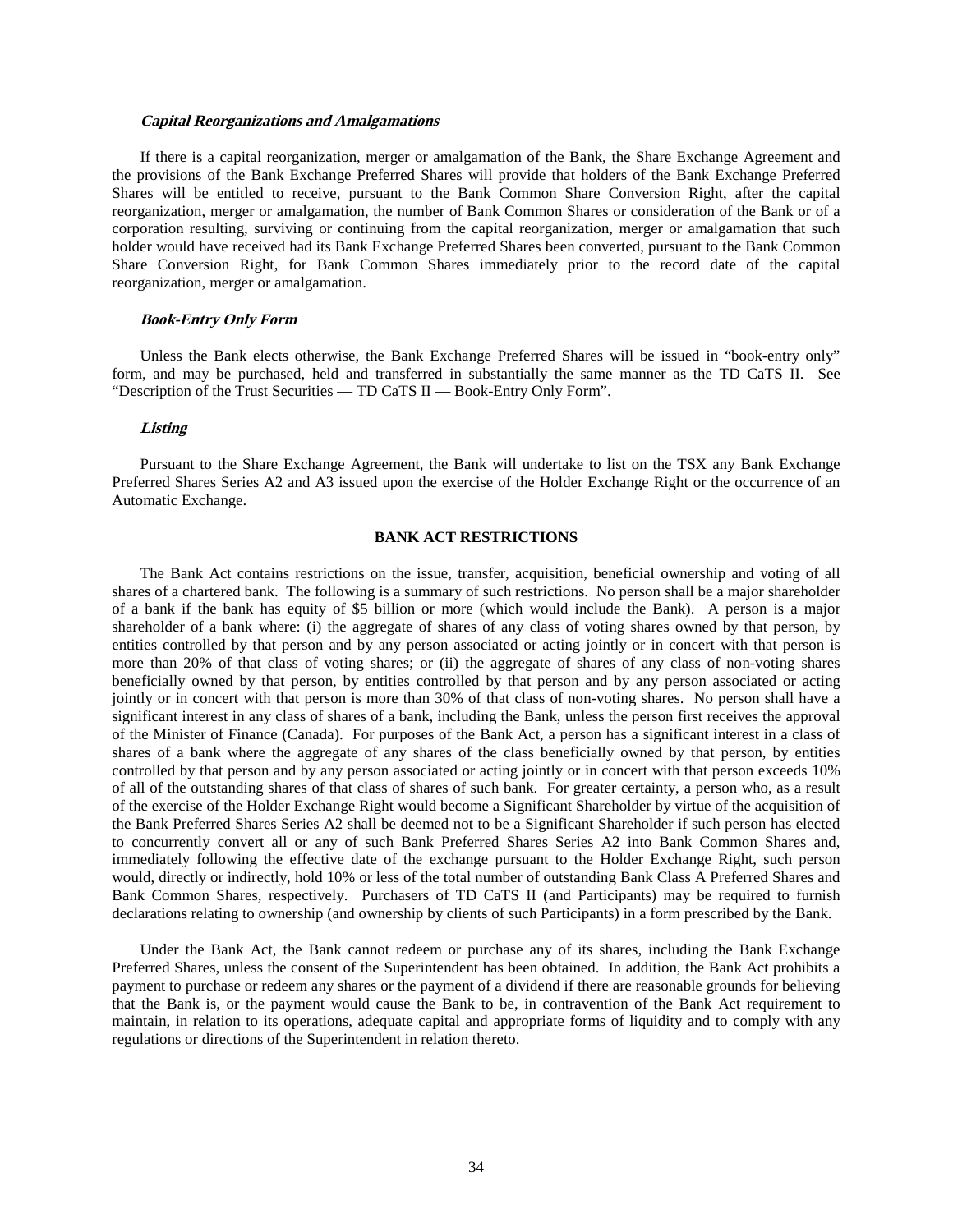***Capital Reorganizations and Amalgamations***

If there is a capital reorganization, merger or amalgamation of the Bank, the Share Exchange Agreement and the provisions of the Bank Exchange Preferred Shares will provide that holders of the Bank Exchange Preferred Shares will be entitled to receive, pursuant to the Bank Common Share Conversion Right, after the capital reorganization, merger or amalgamation, the number of Bank Common Shares or consideration of the Bank or of a corporation resulting, surviving or continuing from the capital reorganization, merger or amalgamation that such holder would have received had its Bank Exchange Preferred Shares been converted, pursuant to the Bank Common Share Conversion Right, for Bank Common Shares immediately prior to the record date of the capital reorganization, merger or amalgamation.

***Book-Entry Only Form***

Unless the Bank elects otherwise, the Bank Exchange Preferred Shares will be issued in "book-entry only" form, and may be purchased, held and transferred in substantially the same manner as the TD CaTS II. See "Description of the Trust Securities — TD CaTS II — Book-Entry Only Form".

***Listing***

Pursuant to the Share Exchange Agreement, the Bank will undertake to list on the TSX any Bank Exchange Preferred Shares Series A2 and A3 issued upon the exercise of the Holder Exchange Right or the occurrence of an Automatic Exchange.

## BANK ACT RESTRICTIONS

The Bank Act contains restrictions on the issue, transfer, acquisition, beneficial ownership and voting of all shares of a chartered bank. The following is a summary of such restrictions. No person shall be a major shareholder of a bank if the bank has equity of $5 billion or more (which would include the Bank). A person is a major shareholder of a bank where: (i) the aggregate of shares of any class of voting shares owned by that person, by entities controlled by that person and by any person associated or acting jointly or in concert with that person is more than 20% of that class of voting shares; or (ii) the aggregate of shares of any class of non-voting shares beneficially owned by that person, by entities controlled by that person and by any person associated or acting jointly or in concert with that person is more than 30% of that class of non-voting shares. No person shall have a significant interest in any class of shares of a bank, including the Bank, unless the person first receives the approval of the Minister of Finance (Canada). For purposes of the Bank Act, a person has a significant interest in a class of shares of a bank where the aggregate of any shares of the class beneficially owned by that person, by entities controlled by that person and by any person associated or acting jointly or in concert with that person exceeds 10% of all of the outstanding shares of that class of shares of such bank. For greater certainty, a person who, as a result of the exercise of the Holder Exchange Right would become a Significant Shareholder by virtue of the acquisition of the Bank Preferred Shares Series A2 shall be deemed not to be a Significant Shareholder if such person has elected to concurrently convert all or any of such Bank Preferred Shares Series A2 into Bank Common Shares and, immediately following the effective date of the exchange pursuant to the Holder Exchange Right, such person would, directly or indirectly, hold 10% or less of the total number of outstanding Bank Class A Preferred Shares and Bank Common Shares, respectively. Purchasers of TD CaTS II (and Participants) may be required to furnish declarations relating to ownership (and ownership by clients of such Participants) in a form prescribed by the Bank.

Under the Bank Act, the Bank cannot redeem or purchase any of its shares, including the Bank Exchange Preferred Shares, unless the consent of the Superintendent has been obtained. In addition, the Bank Act prohibits a payment to purchase or redeem any shares or the payment of a dividend if there are reasonable grounds for believing that the Bank is, or the payment would cause the Bank to be, in contravention of the Bank Act requirement to maintain, in relation to its operations, adequate capital and appropriate forms of liquidity and to comply with any regulations or directions of the Superintendent in relation thereto.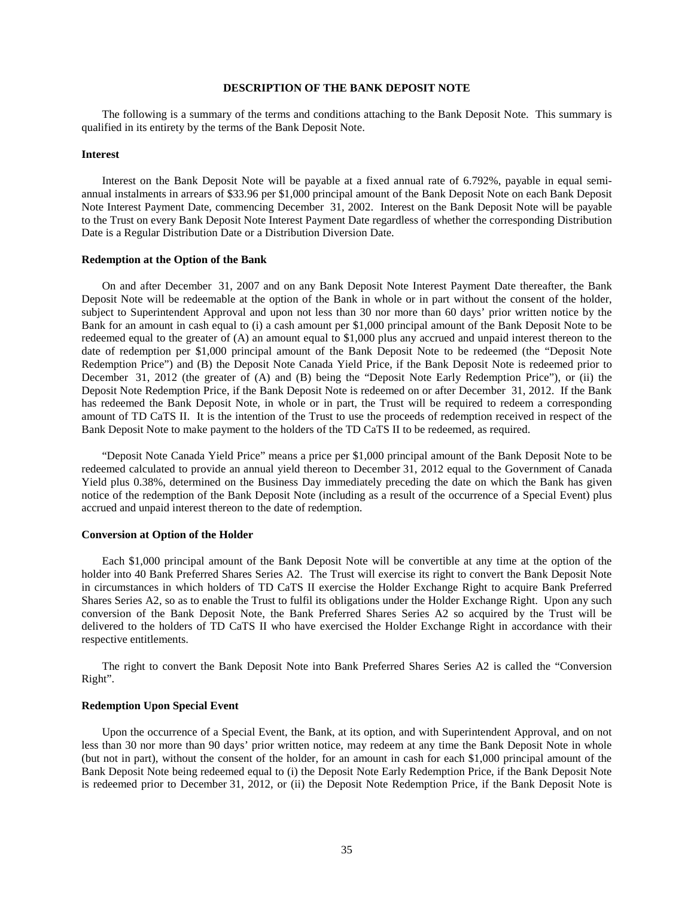## DESCRIPTION OF THE BANK DEPOSIT NOTE

The following is a summary of the terms and conditions attaching to the Bank Deposit Note. This summary is qualified in its entirety by the terms of the Bank Deposit Note.

### Interest

Interest on the Bank Deposit Note will be payable at a fixed annual rate of 6.792%, payable in equal semi-annual instalments in arrears of $33.96 per $1,000 principal amount of the Bank Deposit Note on each Bank Deposit Note Interest Payment Date, commencing December 31, 2002. Interest on the Bank Deposit Note will be payable to the Trust on every Bank Deposit Note Interest Payment Date regardless of whether the corresponding Distribution Date is a Regular Distribution Date or a Distribution Diversion Date.

### Redemption at the Option of the Bank

On and after December 31, 2007 and on any Bank Deposit Note Interest Payment Date thereafter, the Bank Deposit Note will be redeemable at the option of the Bank in whole or in part without the consent of the holder, subject to Superintendent Approval and upon not less than 30 nor more than 60 days' prior written notice by the Bank for an amount in cash equal to (i) a cash amount per $1,000 principal amount of the Bank Deposit Note to be redeemed equal to the greater of (A) an amount equal to $1,000 plus any accrued and unpaid interest thereon to the date of redemption per $1,000 principal amount of the Bank Deposit Note to be redeemed (the "Deposit Note Redemption Price") and (B) the Deposit Note Canada Yield Price, if the Bank Deposit Note is redeemed prior to December 31, 2012 (the greater of (A) and (B) being the "Deposit Note Early Redemption Price"), or (ii) the Deposit Note Redemption Price, if the Bank Deposit Note is redeemed on or after December 31, 2012. If the Bank has redeemed the Bank Deposit Note, in whole or in part, the Trust will be required to redeem a corresponding amount of TD CaTS II. It is the intention of the Trust to use the proceeds of redemption received in respect of the Bank Deposit Note to make payment to the holders of the TD CaTS II to be redeemed, as required.

"Deposit Note Canada Yield Price" means a price per $1,000 principal amount of the Bank Deposit Note to be redeemed calculated to provide an annual yield thereon to December 31, 2012 equal to the Government of Canada Yield plus 0.38%, determined on the Business Day immediately preceding the date on which the Bank has given notice of the redemption of the Bank Deposit Note (including as a result of the occurrence of a Special Event) plus accrued and unpaid interest thereon to the date of redemption.

### Conversion at Option of the Holder

Each $1,000 principal amount of the Bank Deposit Note will be convertible at any time at the option of the holder into 40 Bank Preferred Shares Series A2. The Trust will exercise its right to convert the Bank Deposit Note in circumstances in which holders of TD CaTS II exercise the Holder Exchange Right to acquire Bank Preferred Shares Series A2, so as to enable the Trust to fulfil its obligations under the Holder Exchange Right. Upon any such conversion of the Bank Deposit Note, the Bank Preferred Shares Series A2 so acquired by the Trust will be delivered to the holders of TD CaTS II who have exercised the Holder Exchange Right in accordance with their respective entitlements.

The right to convert the Bank Deposit Note into Bank Preferred Shares Series A2 is called the "Conversion Right".

### Redemption Upon Special Event

Upon the occurrence of a Special Event, the Bank, at its option, and with Superintendent Approval, and on not less than 30 nor more than 90 days' prior written notice, may redeem at any time the Bank Deposit Note in whole (but not in part), without the consent of the holder, for an amount in cash for each $1,000 principal amount of the Bank Deposit Note being redeemed equal to (i) the Deposit Note Early Redemption Price, if the Bank Deposit Note is redeemed prior to December 31, 2012, or (ii) the Deposit Note Redemption Price, if the Bank Deposit Note is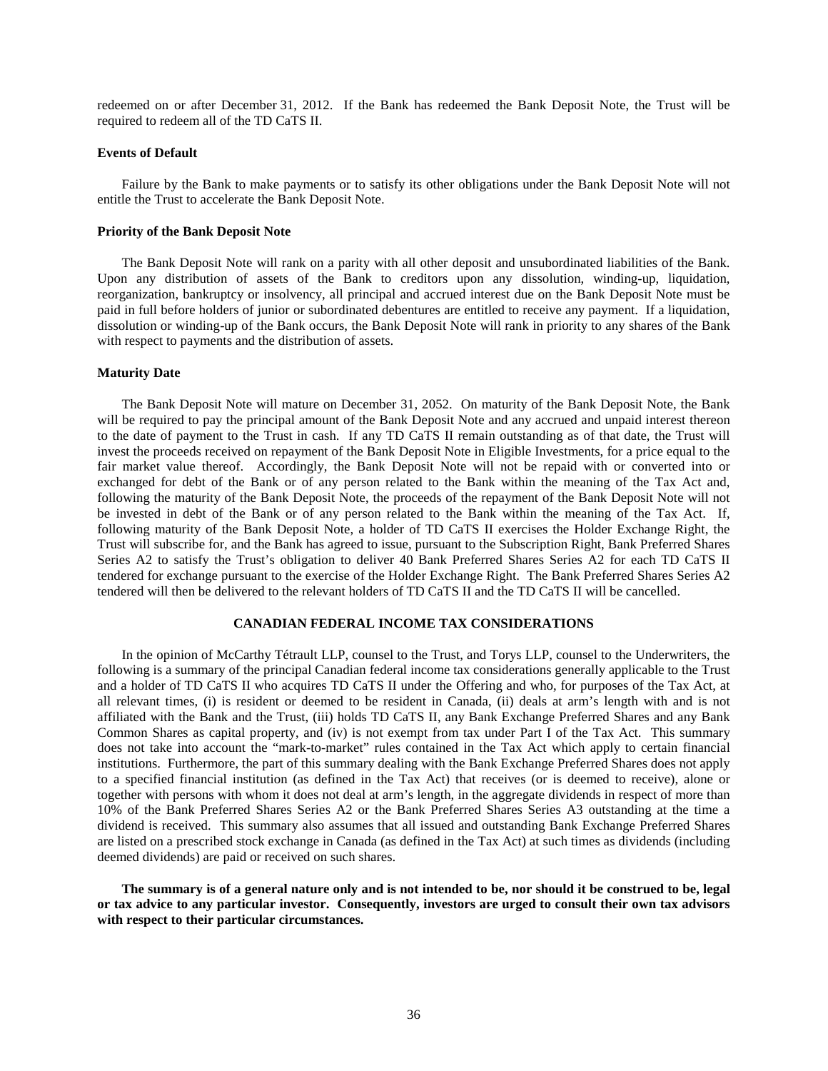redeemed on or after December 31, 2012. If the Bank has redeemed the Bank Deposit Note, the Trust will be required to redeem all of the TD CaTS II.

### Events of Default

Failure by the Bank to make payments or to satisfy its other obligations under the Bank Deposit Note will not entitle the Trust to accelerate the Bank Deposit Note.

### Priority of the Bank Deposit Note

The Bank Deposit Note will rank on a parity with all other deposit and unsubordinated liabilities of the Bank. Upon any distribution of assets of the Bank to creditors upon any dissolution, winding-up, liquidation, reorganization, bankruptcy or insolvency, all principal and accrued interest due on the Bank Deposit Note must be paid in full before holders of junior or subordinated debentures are entitled to receive any payment. If a liquidation, dissolution or winding-up of the Bank occurs, the Bank Deposit Note will rank in priority to any shares of the Bank with respect to payments and the distribution of assets.

### Maturity Date

The Bank Deposit Note will mature on December 31, 2052. On maturity of the Bank Deposit Note, the Bank will be required to pay the principal amount of the Bank Deposit Note and any accrued and unpaid interest thereon to the date of payment to the Trust in cash. If any TD CaTS II remain outstanding as of that date, the Trust will invest the proceeds received on repayment of the Bank Deposit Note in Eligible Investments, for a price equal to the fair market value thereof. Accordingly, the Bank Deposit Note will not be repaid with or converted into or exchanged for debt of the Bank or of any person related to the Bank within the meaning of the Tax Act and, following the maturity of the Bank Deposit Note, the proceeds of the repayment of the Bank Deposit Note will not be invested in debt of the Bank or of any person related to the Bank within the meaning of the Tax Act. If, following maturity of the Bank Deposit Note, a holder of TD CaTS II exercises the Holder Exchange Right, the Trust will subscribe for, and the Bank has agreed to issue, pursuant to the Subscription Right, Bank Preferred Shares Series A2 to satisfy the Trust's obligation to deliver 40 Bank Preferred Shares Series A2 for each TD CaTS II tendered for exchange pursuant to the exercise of the Holder Exchange Right. The Bank Preferred Shares Series A2 tendered will then be delivered to the relevant holders of TD CaTS II and the TD CaTS II will be cancelled.

## CANADIAN FEDERAL INCOME TAX CONSIDERATIONS

In the opinion of McCarthy Tétrault LLP, counsel to the Trust, and Torys LLP, counsel to the Underwriters, the following is a summary of the principal Canadian federal income tax considerations generally applicable to the Trust and a holder of TD CaTS II who acquires TD CaTS II under the Offering and who, for purposes of the Tax Act, at all relevant times, (i) is resident or deemed to be resident in Canada, (ii) deals at arm's length with and is not affiliated with the Bank and the Trust, (iii) holds TD CaTS II, any Bank Exchange Preferred Shares and any Bank Common Shares as capital property, and (iv) is not exempt from tax under Part I of the Tax Act. This summary does not take into account the "mark-to-market" rules contained in the Tax Act which apply to certain financial institutions. Furthermore, the part of this summary dealing with the Bank Exchange Preferred Shares does not apply to a specified financial institution (as defined in the Tax Act) that receives (or is deemed to receive), alone or together with persons with whom it does not deal at arm's length, in the aggregate dividends in respect of more than 10% of the Bank Preferred Shares Series A2 or the Bank Preferred Shares Series A3 outstanding at the time a dividend is received. This summary also assumes that all issued and outstanding Bank Exchange Preferred Shares are listed on a prescribed stock exchange in Canada (as defined in the Tax Act) at such times as dividends (including deemed dividends) are paid or received on such shares.

**The summary is of a general nature only and is not intended to be, nor should it be construed to be, legal or tax advice to any particular investor. Consequently, investors are urged to consult their own tax advisors with respect to their particular circumstances.**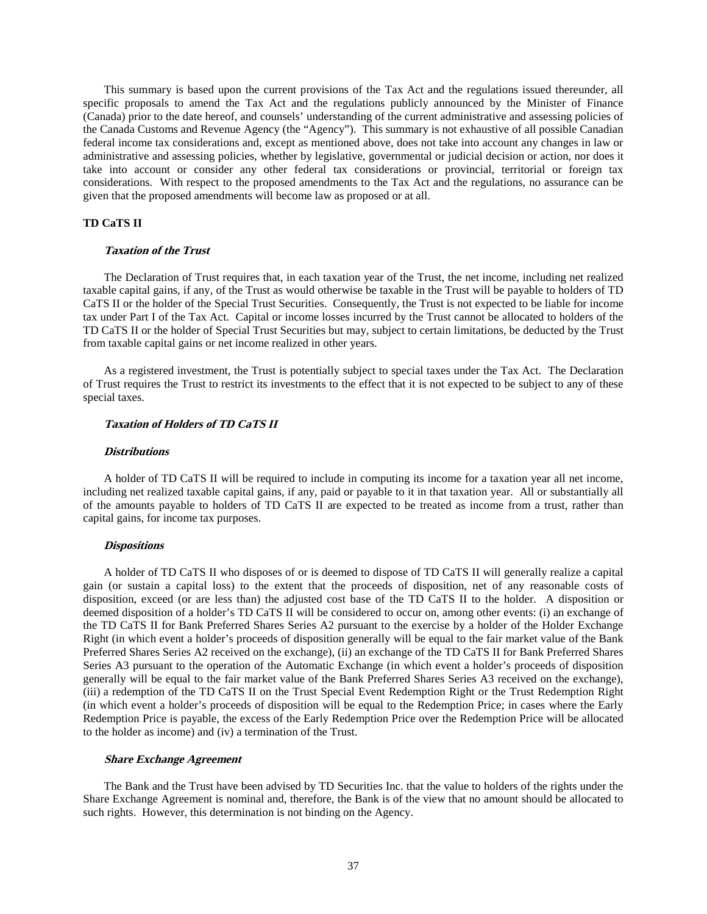This summary is based upon the current provisions of the Tax Act and the regulations issued thereunder, all specific proposals to amend the Tax Act and the regulations publicly announced by the Minister of Finance (Canada) prior to the date hereof, and counsels' understanding of the current administrative and assessing policies of the Canada Customs and Revenue Agency (the "Agency"). This summary is not exhaustive of all possible Canadian federal income tax considerations and, except as mentioned above, does not take into account any changes in law or administrative and assessing policies, whether by legislative, governmental or judicial decision or action, nor does it take into account or consider any other federal tax considerations or provincial, territorial or foreign tax considerations. With respect to the proposed amendments to the Tax Act and the regulations, no assurance can be given that the proposed amendments will become law as proposed or at all.

**TD CaTS II**

***Taxation of the Trust***

The Declaration of Trust requires that, in each taxation year of the Trust, the net income, including net realized taxable capital gains, if any, of the Trust as would otherwise be taxable in the Trust will be payable to holders of TD CaTS II or the holder of the Special Trust Securities. Consequently, the Trust is not expected to be liable for income tax under Part I of the Tax Act. Capital or income losses incurred by the Trust cannot be allocated to holders of the TD CaTS II or the holder of Special Trust Securities but may, subject to certain limitations, be deducted by the Trust from taxable capital gains or net income realized in other years.

As a registered investment, the Trust is potentially subject to special taxes under the Tax Act. The Declaration of Trust requires the Trust to restrict its investments to the effect that it is not expected to be subject to any of these special taxes.

***Taxation of Holders of TD CaTS II***

***Distributions***

A holder of TD CaTS II will be required to include in computing its income for a taxation year all net income, including net realized taxable capital gains, if any, paid or payable to it in that taxation year. All or substantially all of the amounts payable to holders of TD CaTS II are expected to be treated as income from a trust, rather than capital gains, for income tax purposes.

***Dispositions***

A holder of TD CaTS II who disposes of or is deemed to dispose of TD CaTS II will generally realize a capital gain (or sustain a capital loss) to the extent that the proceeds of disposition, net of any reasonable costs of disposition, exceed (or are less than) the adjusted cost base of the TD CaTS II to the holder. A disposition or deemed disposition of a holder's TD CaTS II will be considered to occur on, among other events: (i) an exchange of the TD CaTS II for Bank Preferred Shares Series A2 pursuant to the exercise by a holder of the Holder Exchange Right (in which event a holder's proceeds of disposition generally will be equal to the fair market value of the Bank Preferred Shares Series A2 received on the exchange), (ii) an exchange of the TD CaTS II for Bank Preferred Shares Series A3 pursuant to the operation of the Automatic Exchange (in which event a holder's proceeds of disposition generally will be equal to the fair market value of the Bank Preferred Shares Series A3 received on the exchange), (iii) a redemption of the TD CaTS II on the Trust Special Event Redemption Right or the Trust Redemption Right (in which event a holder's proceeds of disposition will be equal to the Redemption Price; in cases where the Early Redemption Price is payable, the excess of the Early Redemption Price over the Redemption Price will be allocated to the holder as income) and (iv) a termination of the Trust.

***Share Exchange Agreement***

The Bank and the Trust have been advised by TD Securities Inc. that the value to holders of the rights under the Share Exchange Agreement is nominal and, therefore, the Bank is of the view that no amount should be allocated to such rights. However, this determination is not binding on the Agency.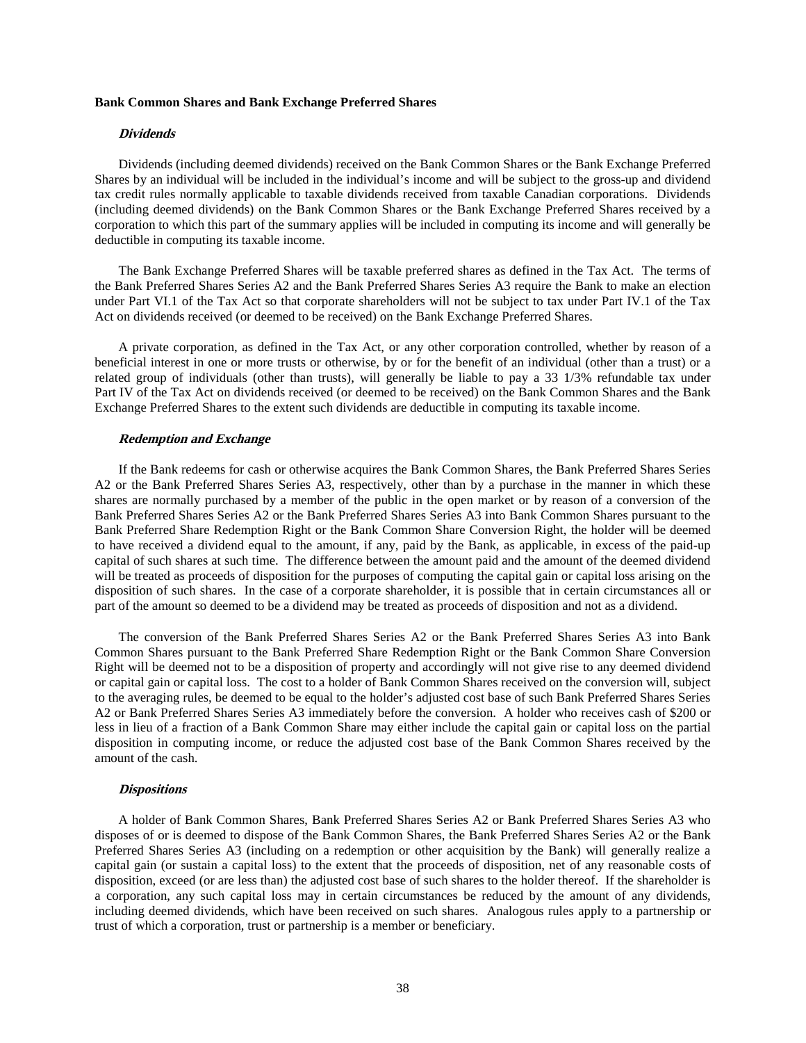**Bank Common Shares and Bank Exchange Preferred Shares**

***Dividends***

Dividends (including deemed dividends) received on the Bank Common Shares or the Bank Exchange Preferred Shares by an individual will be included in the individual's income and will be subject to the gross-up and dividend tax credit rules normally applicable to taxable dividends received from taxable Canadian corporations. Dividends (including deemed dividends) on the Bank Common Shares or the Bank Exchange Preferred Shares received by a corporation to which this part of the summary applies will be included in computing its income and will generally be deductible in computing its taxable income.

The Bank Exchange Preferred Shares will be taxable preferred shares as defined in the Tax Act. The terms of the Bank Preferred Shares Series A2 and the Bank Preferred Shares Series A3 require the Bank to make an election under Part VI.1 of the Tax Act so that corporate shareholders will not be subject to tax under Part IV.1 of the Tax Act on dividends received (or deemed to be received) on the Bank Exchange Preferred Shares.

A private corporation, as defined in the Tax Act, or any other corporation controlled, whether by reason of a beneficial interest in one or more trusts or otherwise, by or for the benefit of an individual (other than a trust) or a related group of individuals (other than trusts), will generally be liable to pay a 33 1/3% refundable tax under Part IV of the Tax Act on dividends received (or deemed to be received) on the Bank Common Shares and the Bank Exchange Preferred Shares to the extent such dividends are deductible in computing its taxable income.

***Redemption and Exchange***

If the Bank redeems for cash or otherwise acquires the Bank Common Shares, the Bank Preferred Shares Series A2 or the Bank Preferred Shares Series A3, respectively, other than by a purchase in the manner in which these shares are normally purchased by a member of the public in the open market or by reason of a conversion of the Bank Preferred Shares Series A2 or the Bank Preferred Shares Series A3 into Bank Common Shares pursuant to the Bank Preferred Share Redemption Right or the Bank Common Share Conversion Right, the holder will be deemed to have received a dividend equal to the amount, if any, paid by the Bank, as applicable, in excess of the paid-up capital of such shares at such time. The difference between the amount paid and the amount of the deemed dividend will be treated as proceeds of disposition for the purposes of computing the capital gain or capital loss arising on the disposition of such shares. In the case of a corporate shareholder, it is possible that in certain circumstances all or part of the amount so deemed to be a dividend may be treated as proceeds of disposition and not as a dividend.

The conversion of the Bank Preferred Shares Series A2 or the Bank Preferred Shares Series A3 into Bank Common Shares pursuant to the Bank Preferred Share Redemption Right or the Bank Common Share Conversion Right will be deemed not to be a disposition of property and accordingly will not give rise to any deemed dividend or capital gain or capital loss. The cost to a holder of Bank Common Shares received on the conversion will, subject to the averaging rules, be deemed to be equal to the holder's adjusted cost base of such Bank Preferred Shares Series A2 or Bank Preferred Shares Series A3 immediately before the conversion. A holder who receives cash of $200 or less in lieu of a fraction of a Bank Common Share may either include the capital gain or capital loss on the partial disposition in computing income, or reduce the adjusted cost base of the Bank Common Shares received by the amount of the cash.

***Dispositions***

A holder of Bank Common Shares, Bank Preferred Shares Series A2 or Bank Preferred Shares Series A3 who disposes of or is deemed to dispose of the Bank Common Shares, the Bank Preferred Shares Series A2 or the Bank Preferred Shares Series A3 (including on a redemption or other acquisition by the Bank) will generally realize a capital gain (or sustain a capital loss) to the extent that the proceeds of disposition, net of any reasonable costs of disposition, exceed (or are less than) the adjusted cost base of such shares to the holder thereof. If the shareholder is a corporation, any such capital loss may in certain circumstances be reduced by the amount of any dividends, including deemed dividends, which have been received on such shares. Analogous rules apply to a partnership or trust of which a corporation, trust or partnership is a member or beneficiary.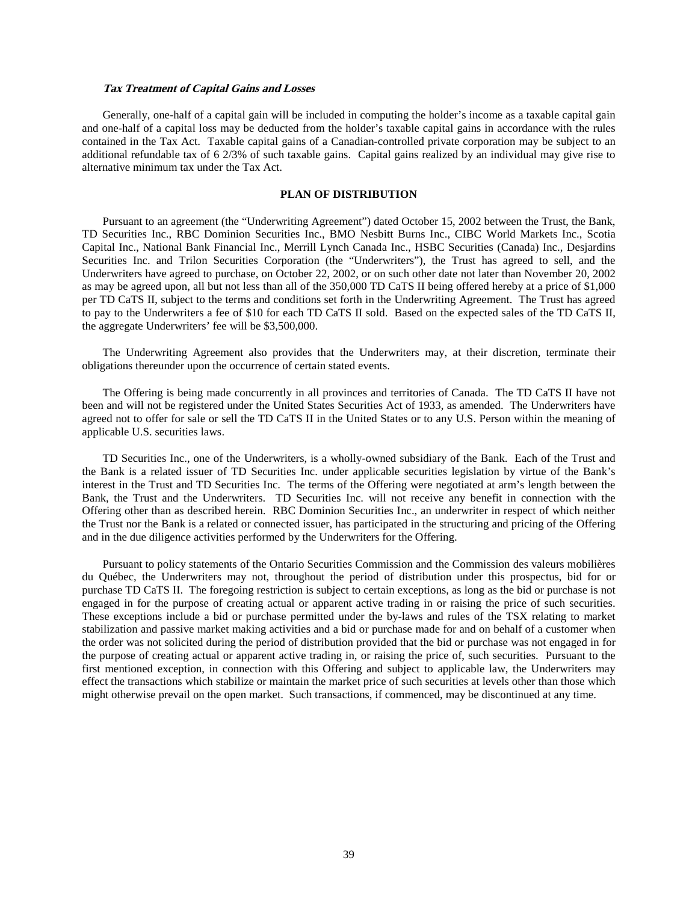***Tax Treatment of Capital Gains and Losses***

Generally, one-half of a capital gain will be included in computing the holder's income as a taxable capital gain and one-half of a capital loss may be deducted from the holder's taxable capital gains in accordance with the rules contained in the Tax Act. Taxable capital gains of a Canadian-controlled private corporation may be subject to an additional refundable tax of 6 2/3% of such taxable gains. Capital gains realized by an individual may give rise to alternative minimum tax under the Tax Act.

## PLAN OF DISTRIBUTION

Pursuant to an agreement (the "Underwriting Agreement") dated October 15, 2002 between the Trust, the Bank, TD Securities Inc., RBC Dominion Securities Inc., BMO Nesbitt Burns Inc., CIBC World Markets Inc., Scotia Capital Inc., National Bank Financial Inc., Merrill Lynch Canada Inc., HSBC Securities (Canada) Inc., Desjardins Securities Inc. and Trilon Securities Corporation (the "Underwriters"), the Trust has agreed to sell, and the Underwriters have agreed to purchase, on October 22, 2002, or on such other date not later than November 20, 2002 as may be agreed upon, all but not less than all of the 350,000 TD CaTS II being offered hereby at a price of $1,000 per TD CaTS II, subject to the terms and conditions set forth in the Underwriting Agreement. The Trust has agreed to pay to the Underwriters a fee of $10 for each TD CaTS II sold. Based on the expected sales of the TD CaTS II, the aggregate Underwriters' fee will be $3,500,000.

The Underwriting Agreement also provides that the Underwriters may, at their discretion, terminate their obligations thereunder upon the occurrence of certain stated events.

The Offering is being made concurrently in all provinces and territories of Canada. The TD CaTS II have not been and will not be registered under the United States Securities Act of 1933, as amended. The Underwriters have agreed not to offer for sale or sell the TD CaTS II in the United States or to any U.S. Person within the meaning of applicable U.S. securities laws.

TD Securities Inc., one of the Underwriters, is a wholly-owned subsidiary of the Bank. Each of the Trust and the Bank is a related issuer of TD Securities Inc. under applicable securities legislation by virtue of the Bank's interest in the Trust and TD Securities Inc. The terms of the Offering were negotiated at arm's length between the Bank, the Trust and the Underwriters. TD Securities Inc. will not receive any benefit in connection with the Offering other than as described herein. RBC Dominion Securities Inc., an underwriter in respect of which neither the Trust nor the Bank is a related or connected issuer, has participated in the structuring and pricing of the Offering and in the due diligence activities performed by the Underwriters for the Offering.

Pursuant to policy statements of the Ontario Securities Commission and the Commission des valeurs mobilières du Québec, the Underwriters may not, throughout the period of distribution under this prospectus, bid for or purchase TD CaTS II. The foregoing restriction is subject to certain exceptions, as long as the bid or purchase is not engaged in for the purpose of creating actual or apparent active trading in or raising the price of such securities. These exceptions include a bid or purchase permitted under the by-laws and rules of the TSX relating to market stabilization and passive market making activities and a bid or purchase made for and on behalf of a customer when the order was not solicited during the period of distribution provided that the bid or purchase was not engaged in for the purpose of creating actual or apparent active trading in, or raising the price of, such securities. Pursuant to the first mentioned exception, in connection with this Offering and subject to applicable law, the Underwriters may effect the transactions which stabilize or maintain the market price of such securities at levels other than those which might otherwise prevail on the open market. Such transactions, if commenced, may be discontinued at any time.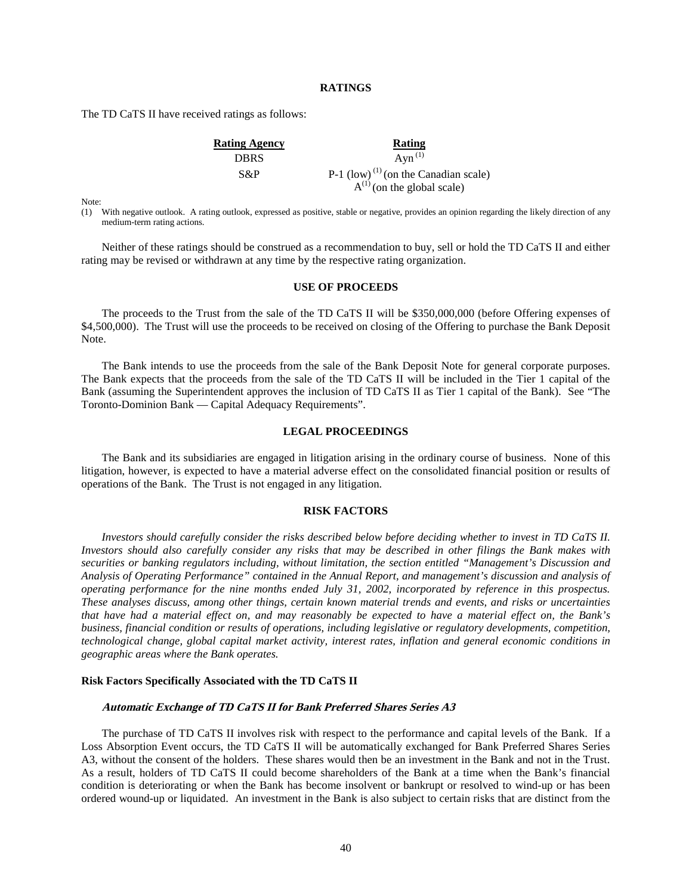## RATINGS

The TD CaTS II have received ratings as follows:

| Rating Agency | Rating |
|---|---|
| DBRS | Ayn [(1)] |
| S&P | P-1 (low) [(1)] (on the Canadian scale) |
| | A[(1)] (on the global scale) |

Note:

(1) With negative outlook. A rating outlook, expressed as positive, stable or negative, provides an opinion regarding the likely direction of any medium-term rating actions.

Neither of these ratings should be construed as a recommendation to buy, sell or hold the TD CaTS II and either rating may be revised or withdrawn at any time by the respective rating organization.

## USE OF PROCEEDS

The proceeds to the Trust from the sale of the TD CaTS II will be $350,000,000 (before Offering expenses of $4,500,000). The Trust will use the proceeds to be received on closing of the Offering to purchase the Bank Deposit Note.

The Bank intends to use the proceeds from the sale of the Bank Deposit Note for general corporate purposes. The Bank expects that the proceeds from the sale of the TD CaTS II will be included in the Tier 1 capital of the Bank (assuming the Superintendent approves the inclusion of TD CaTS II as Tier 1 capital of the Bank). See "The Toronto-Dominion Bank — Capital Adequacy Requirements".

## LEGAL PROCEEDINGS

The Bank and its subsidiaries are engaged in litigation arising in the ordinary course of business. None of this litigation, however, is expected to have a material adverse effect on the consolidated financial position or results of operations of the Bank. The Trust is not engaged in any litigation.

## RISK FACTORS

*Investors should carefully consider the risks described below before deciding whether to invest in TD CaTS II. Investors should also carefully consider any risks that may be described in other filings the Bank makes with securities or banking regulators including, without limitation, the section entitled "Management's Discussion and Analysis of Operating Performance" contained in the Annual Report, and management's discussion and analysis of operating performance for the nine months ended July 31, 2002, incorporated by reference in this prospectus. These analyses discuss, among other things, certain known material trends and events, and risks or uncertainties that have had a material effect on, and may reasonably be expected to have a material effect on, the Bank's business, financial condition or results of operations, including legislative or regulatory developments, competition, technological change, global capital market activity, interest rates, inflation and general economic conditions in geographic areas where the Bank operates.*

### Risk Factors Specifically Associated with the TD CaTS II

#### *Automatic Exchange of TD CaTS II for Bank Preferred Shares Series A3*

The purchase of TD CaTS II involves risk with respect to the performance and capital levels of the Bank. If a Loss Absorption Event occurs, the TD CaTS II will be automatically exchanged for Bank Preferred Shares Series A3, without the consent of the holders. These shares would then be an investment in the Bank and not in the Trust. As a result, holders of TD CaTS II could become shareholders of the Bank at a time when the Bank's financial condition is deteriorating or when the Bank has become insolvent or bankrupt or resolved to wind-up or has been ordered wound-up or liquidated. An investment in the Bank is also subject to certain risks that are distinct from the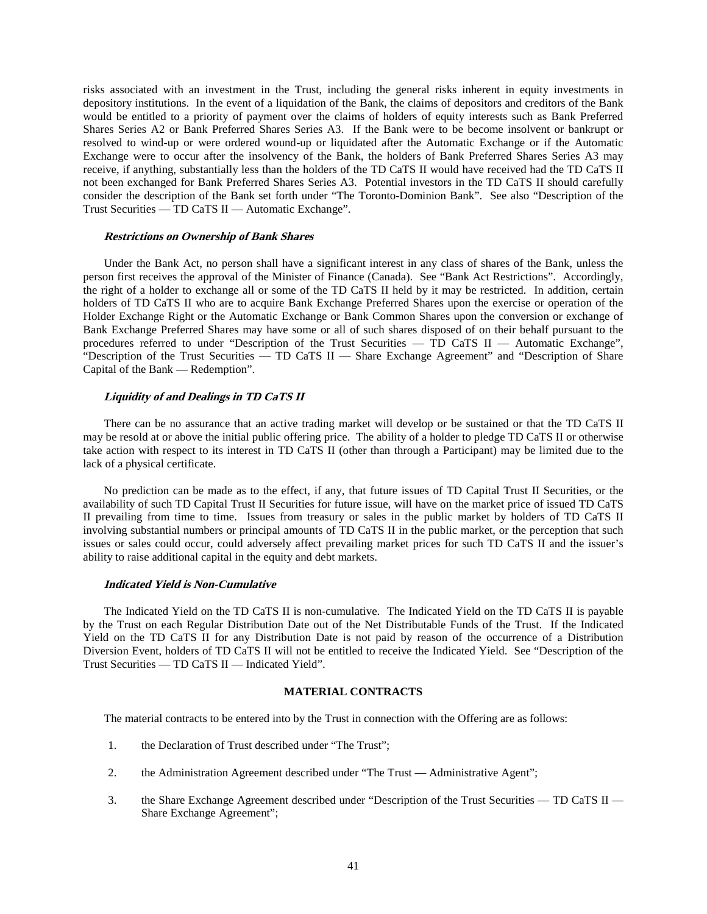risks associated with an investment in the Trust, including the general risks inherent in equity investments in depository institutions. In the event of a liquidation of the Bank, the claims of depositors and creditors of the Bank would be entitled to a priority of payment over the claims of holders of equity interests such as Bank Preferred Shares Series A2 or Bank Preferred Shares Series A3. If the Bank were to be become insolvent or bankrupt or resolved to wind-up or were ordered wound-up or liquidated after the Automatic Exchange or if the Automatic Exchange were to occur after the insolvency of the Bank, the holders of Bank Preferred Shares Series A3 may receive, if anything, substantially less than the holders of the TD CaTS II would have received had the TD CaTS II not been exchanged for Bank Preferred Shares Series A3. Potential investors in the TD CaTS II should carefully consider the description of the Bank set forth under "The Toronto-Dominion Bank". See also "Description of the Trust Securities — TD CaTS II — Automatic Exchange".

***Restrictions on Ownership of Bank Shares***

Under the Bank Act, no person shall have a significant interest in any class of shares of the Bank, unless the person first receives the approval of the Minister of Finance (Canada). See "Bank Act Restrictions". Accordingly, the right of a holder to exchange all or some of the TD CaTS II held by it may be restricted. In addition, certain holders of TD CaTS II who are to acquire Bank Exchange Preferred Shares upon the exercise or operation of the Holder Exchange Right or the Automatic Exchange or Bank Common Shares upon the conversion or exchange of Bank Exchange Preferred Shares may have some or all of such shares disposed of on their behalf pursuant to the procedures referred to under "Description of the Trust Securities — TD CaTS II — Automatic Exchange", "Description of the Trust Securities — TD CaTS II — Share Exchange Agreement" and "Description of Share Capital of the Bank — Redemption".

***Liquidity of and Dealings in TD CaTS II***

There can be no assurance that an active trading market will develop or be sustained or that the TD CaTS II may be resold at or above the initial public offering price. The ability of a holder to pledge TD CaTS II or otherwise take action with respect to its interest in TD CaTS II (other than through a Participant) may be limited due to the lack of a physical certificate.

No prediction can be made as to the effect, if any, that future issues of TD Capital Trust II Securities, or the availability of such TD Capital Trust II Securities for future issue, will have on the market price of issued TD CaTS II prevailing from time to time. Issues from treasury or sales in the public market by holders of TD CaTS II involving substantial numbers or principal amounts of TD CaTS II in the public market, or the perception that such issues or sales could occur, could adversely affect prevailing market prices for such TD CaTS II and the issuer's ability to raise additional capital in the equity and debt markets.

***Indicated Yield is Non-Cumulative***

The Indicated Yield on the TD CaTS II is non-cumulative. The Indicated Yield on the TD CaTS II is payable by the Trust on each Regular Distribution Date out of the Net Distributable Funds of the Trust. If the Indicated Yield on the TD CaTS II for any Distribution Date is not paid by reason of the occurrence of a Distribution Diversion Event, holders of TD CaTS II will not be entitled to receive the Indicated Yield. See "Description of the Trust Securities — TD CaTS II — Indicated Yield".

## MATERIAL CONTRACTS

The material contracts to be entered into by the Trust in connection with the Offering are as follows:

1. the Declaration of Trust described under "The Trust";
2. the Administration Agreement described under "The Trust — Administrative Agent";
3. the Share Exchange Agreement described under "Description of the Trust Securities — TD CaTS II — Share Exchange Agreement";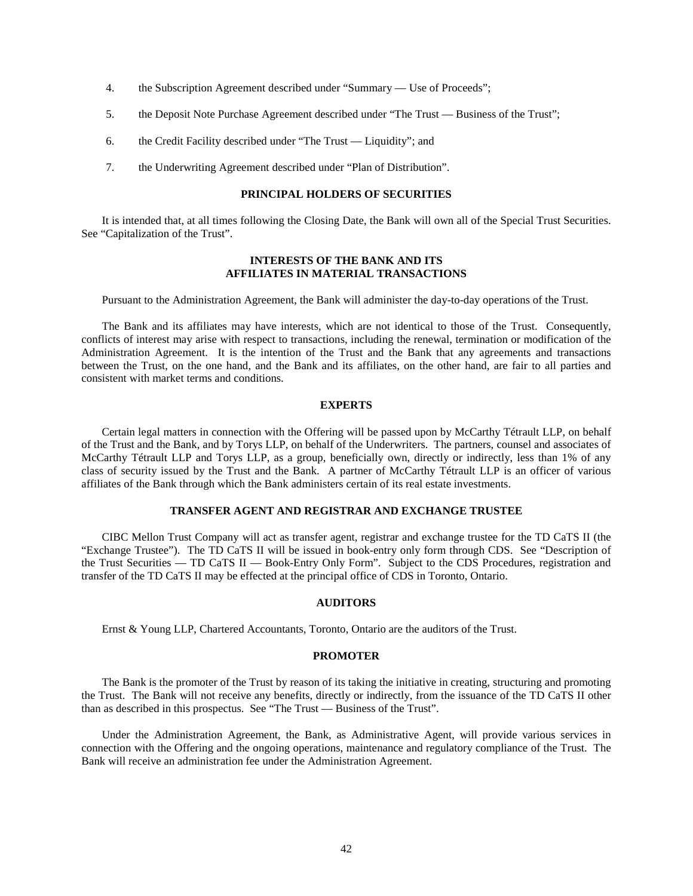4. the Subscription Agreement described under “Summary — Use of Proceeds”;

5. the Deposit Note Purchase Agreement described under “The Trust — Business of the Trust”;

6. the Credit Facility described under “The Trust — Liquidity”; and

7. the Underwriting Agreement described under “Plan of Distribution”.

## PRINCIPAL HOLDERS OF SECURITIES

It is intended that, at all times following the Closing Date, the Bank will own all of the Special Trust Securities. See “Capitalization of the Trust”.

## INTERESTS OF THE BANK AND ITS AFFILIATES IN MATERIAL TRANSACTIONS

Pursuant to the Administration Agreement, the Bank will administer the day-to-day operations of the Trust.

The Bank and its affiliates may have interests, which are not identical to those of the Trust. Consequently, conflicts of interest may arise with respect to transactions, including the renewal, termination or modification of the Administration Agreement. It is the intention of the Trust and the Bank that any agreements and transactions between the Trust, on the one hand, and the Bank and its affiliates, on the other hand, are fair to all parties and consistent with market terms and conditions.

## EXPERTS

Certain legal matters in connection with the Offering will be passed upon by McCarthy Tétrault LLP, on behalf of the Trust and the Bank, and by Torys LLP, on behalf of the Underwriters. The partners, counsel and associates of McCarthy Tétrault LLP and Torys LLP, as a group, beneficially own, directly or indirectly, less than 1% of any class of security issued by the Trust and the Bank. A partner of McCarthy Tétrault LLP is an officer of various affiliates of the Bank through which the Bank administers certain of its real estate investments.

## TRANSFER AGENT AND REGISTRAR AND EXCHANGE TRUSTEE

CIBC Mellon Trust Company will act as transfer agent, registrar and exchange trustee for the TD CaTS II (the “Exchange Trustee”). The TD CaTS II will be issued in book-entry only form through CDS. See “Description of the Trust Securities — TD CaTS II — Book-Entry Only Form”. Subject to the CDS Procedures, registration and transfer of the TD CaTS II may be effected at the principal office of CDS in Toronto, Ontario.

## AUDITORS

Ernst & Young LLP, Chartered Accountants, Toronto, Ontario are the auditors of the Trust.

## PROMOTER

The Bank is the promoter of the Trust by reason of its taking the initiative in creating, structuring and promoting the Trust. The Bank will not receive any benefits, directly or indirectly, from the issuance of the TD CaTS II other than as described in this prospectus. See “The Trust — Business of the Trust”.

Under the Administration Agreement, the Bank, as Administrative Agent, will provide various services in connection with the Offering and the ongoing operations, maintenance and regulatory compliance of the Trust. The Bank will receive an administration fee under the Administration Agreement.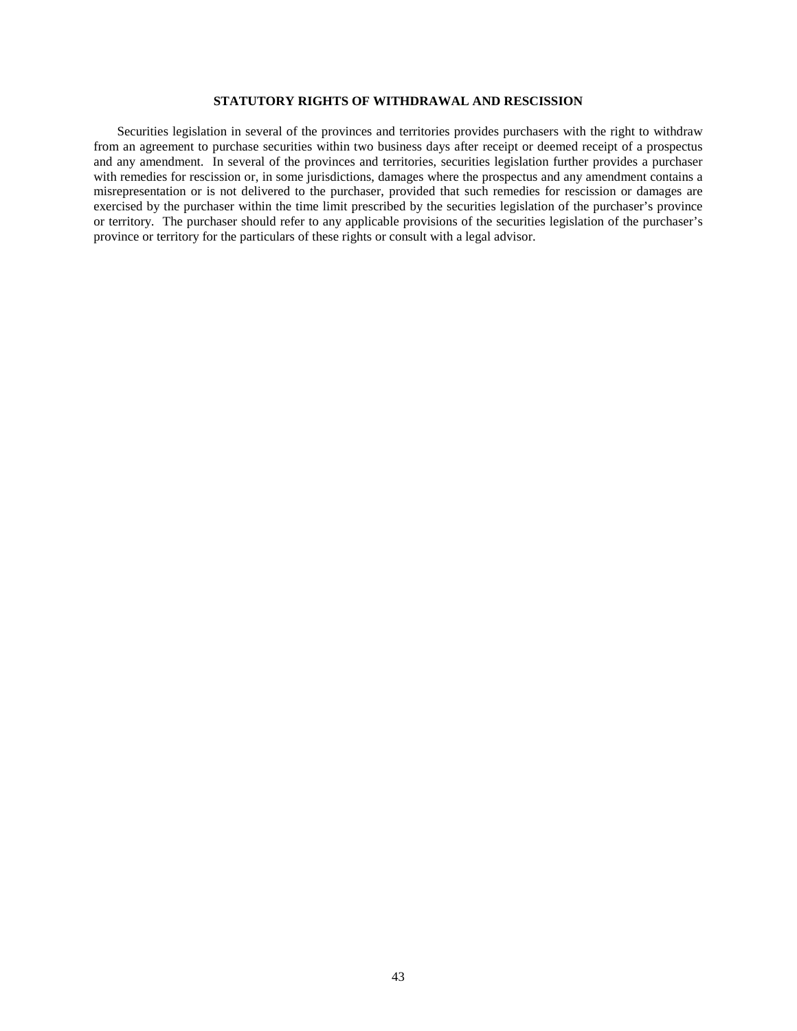## STATUTORY RIGHTS OF WITHDRAWAL AND RESCISSION

Securities legislation in several of the provinces and territories provides purchasers with the right to withdraw from an agreement to purchase securities within two business days after receipt or deemed receipt of a prospectus and any amendment. In several of the provinces and territories, securities legislation further provides a purchaser with remedies for rescission or, in some jurisdictions, damages where the prospectus and any amendment contains a misrepresentation or is not delivered to the purchaser, provided that such remedies for rescission or damages are exercised by the purchaser within the time limit prescribed by the securities legislation of the purchaser's province or territory. The purchaser should refer to any applicable provisions of the securities legislation of the purchaser's province or territory for the particulars of these rights or consult with a legal advisor.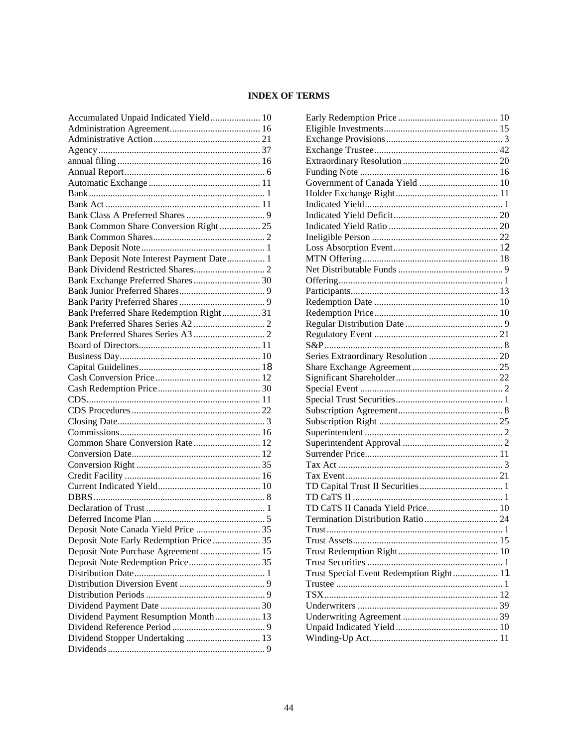**INDEX OF TERMS**

Accumulated Unpaid Indicated Yield .................... 10
Administration Agreement..................................... 16
Administrative Action............................................ 21
Agency................................................................... 37
annual filing .......................................................... 16
Annual Report......................................................... 6
Automatic Exchange .............................................. 11
Bank........................................................................ 1
Bank Act ............................................................... 11
Bank Class A Preferred Shares ................................ 9
Bank Common Share Conversion Right ................ 25
Bank Common Shares.............................................. 2
Bank Deposit Note ................................................... 1
Bank Deposit Note Interest Payment Date ............... 1
Bank Dividend Restricted Shares............................. 2
Bank Exchange Preferred Shares ........................... 30
Bank Junior Preferred Shares ................................... 9
Bank Parity Preferred Shares ................................... 9
Bank Preferred Share Redemption Right ................ 31
Bank Preferred Shares Series A2 ............................. 2
Bank Preferred Shares Series A3 ............................. 2
Board of Directors.................................................. 11
Business Day.......................................................... 10
Capital Guidelines.................................................. 18
Cash Conversion Price ........................................... 12
Cash Redemption Price .......................................... 30
CDS........................................................................ 11
CDS Procedures ..................................................... 22
Closing Date............................................................. 3
Commissions .......................................................... 16
Common Share Conversion Rate ........................... 12
Conversion Date..................................................... 12
Conversion Right ................................................... 35
Credit Facility ........................................................ 16
Current Indicated Yield.......................................... 10
DBRS ....................................................................... 8
Declaration of Trust ................................................. 1
Deferred Income Plan .............................................. 5
Deposit Note Canada Yield Price .......................... 35
Deposit Note Early Redemption Price ................... 35
Deposit Note Purchase Agreement ........................ 15
Deposit Note Redemption Price............................. 35
Distribution Date...................................................... 1
Distribution Diversion Event ................................... 9
Distribution Periods ................................................. 9
Dividend Payment Date ......................................... 30
Dividend Payment Resumption Month .................. 13
Dividend Reference Period ...................................... 9
Dividend Stopper Undertaking .............................. 13
Dividends ................................................................. 9
Early Redemption Price ......................................... 10
Eligible Investments............................................... 15
Exchange Provisions ................................................ 3
Exchange Trustee ................................................... 42
Extraordinary Resolution ....................................... 20
Funding Note ......................................................... 16
Government of Canada Yield ................................ 10
Holder Exchange Right .......................................... 11
Indicated Yield.......................................................... 1
Indicated Yield Deficit ........................................... 20
Indicated Yield Ratio ............................................. 20
Ineligible Person .................................................... 22
Loss Absorption Event ........................................... 12
MTN Offering ........................................................ 18
Net Distributable Funds ........................................... 9
Offering.................................................................... 1
Participants............................................................. 13
Redemption Date ................................................... 10
Redemption Price ................................................... 10
Regular Distribution Date ........................................ 9
Regulatory Event ................................................... 21
S&P .......................................................................... 8
Series Extraordinary Resolution ............................ 20
Share Exchange Agreement ................................... 25
Significant Shareholder .......................................... 22
Special Event ........................................................... 2
Special Trust Securities............................................ 1
Subscription Agreement ........................................... 8
Subscription Right ................................................. 25
Superintendent ......................................................... 2
Superintendent Approval ......................................... 2
Surrender Price....................................................... 11
Tax Act .................................................................... 3
Tax Event ............................................................... 21
TD Capital Trust II Securities .................................. 1
TD CaTS II .............................................................. 1
TD CaTS II Canada Yield Price............................. 10
Termination Distribution Ratio .............................. 24
Trust ......................................................................... 1
Trust Assets ............................................................ 15
Trust Redemption Right ......................................... 10
Trust Securities ........................................................ 1
Trust Special Event Redemption Right .................. 11
Trustee ..................................................................... 1
TSX ........................................................................ 12
Underwriters .......................................................... 39
Underwriting Agreement ....................................... 39
Unpaid Indicated Yield .......................................... 10
Winding-Up Act..................................................... 11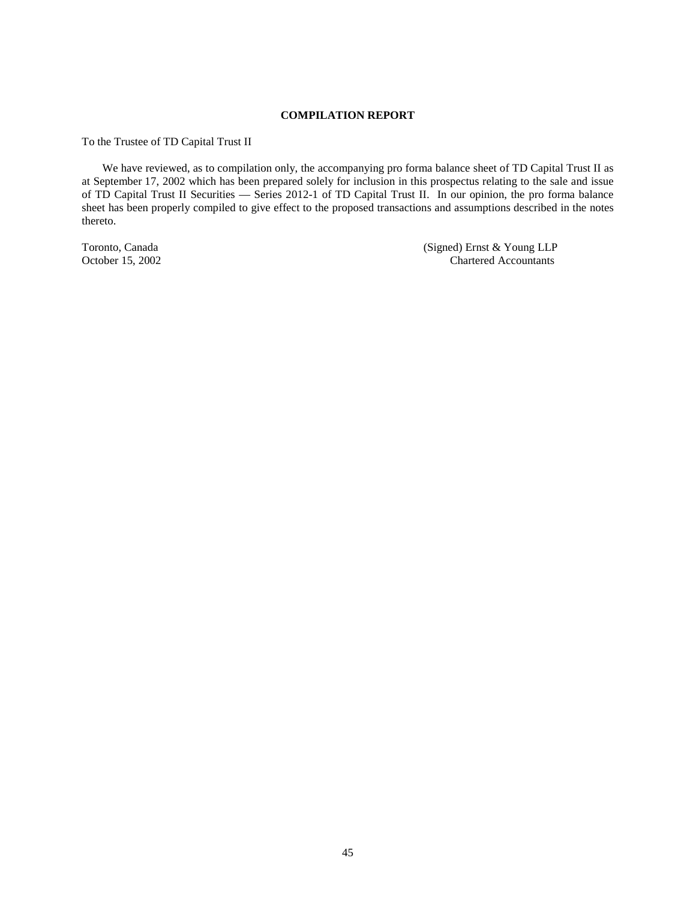## COMPILATION REPORT

To the Trustee of TD Capital Trust II

We have reviewed, as to compilation only, the accompanying pro forma balance sheet of TD Capital Trust II as at September 17, 2002 which has been prepared solely for inclusion in this prospectus relating to the sale and issue of TD Capital Trust II Securities — Series 2012-1 of TD Capital Trust II. In our opinion, the pro forma balance sheet has been properly compiled to give effect to the proposed transactions and assumptions described in the notes thereto.

Toronto, Canada
October 15, 2002

(Signed) Ernst & Young LLP
Chartered Accountants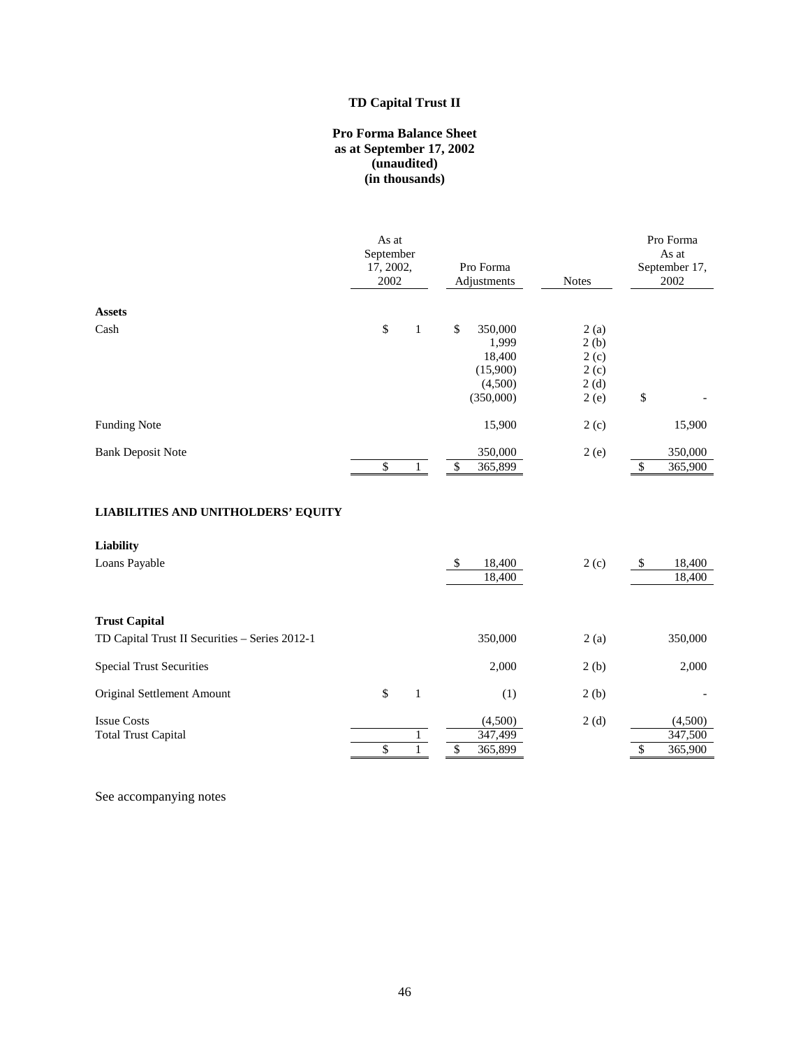**TD Capital Trust II**

**Pro Forma Balance Sheet**
**as at September 17, 2002**
**(unaudited)**
**(in thousands)**

| | As at September 17, 2002, 2002 | Pro Forma Adjustments | Notes | Pro Forma As at September 17, 2002 |
|---|---|---|---|---|
| **Assets** | | | | |
| Cash | $ 1 | $ 350,000 | 2 (a) | |
| | | 1,999 | 2 (b) | |
| | | 18,400 | 2 (c) | |
| | | (15,900) | 2 (c) | |
| | | (4,500) | 2 (d) | |
| | | (350,000) | 2 (e) | $ - |
| Funding Note | | 15,900 | 2 (c) | 15,900 |
| Bank Deposit Note | | 350,000 | 2 (e) | 350,000 |
| | $ 1 | $ 365,899 | | $ 365,900 |
| **LIABILITIES AND UNITHOLDERS' EQUITY** | | | | |
| **Liability** | | | | |
| Loans Payable | | $ 18,400 | 2 (c) | $ 18,400 |
| | | 18,400 | | 18,400 |
| **Trust Capital** | | | | |
| TD Capital Trust II Securities – Series 2012-1 | | 350,000 | 2 (a) | 350,000 |
| Special Trust Securities | | 2,000 | 2 (b) | 2,000 |
| Original Settlement Amount | $ 1 | (1) | 2 (b) | - |
| Issue Costs | | (4,500) | 2 (d) | (4,500) |
| Total Trust Capital | 1 | 347,499 | | 347,500 |
| | $ 1 | $ 365,899 | | $ 365,900 |

See accompanying notes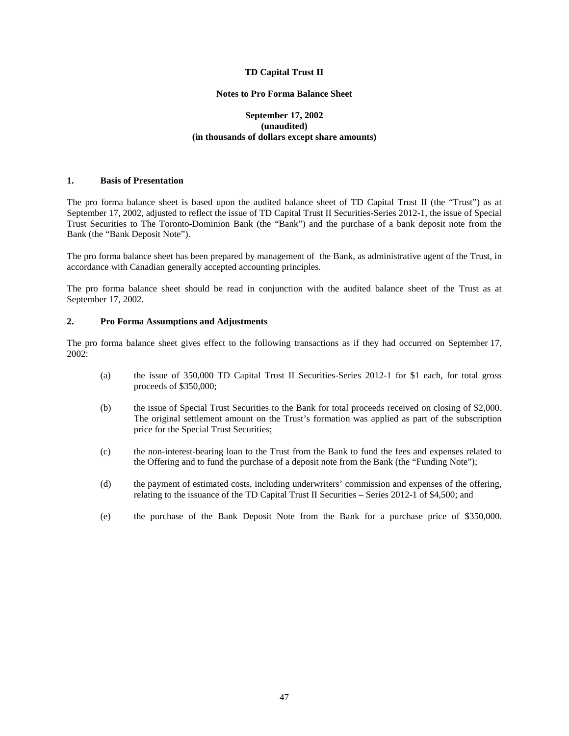**TD Capital Trust II**

**Notes to Pro Forma Balance Sheet**

**September 17, 2002**
**(unaudited)**
**(in thousands of dollars except share amounts)**

## 1. Basis of Presentation

The pro forma balance sheet is based upon the audited balance sheet of TD Capital Trust II (the "Trust") as at September 17, 2002, adjusted to reflect the issue of TD Capital Trust II Securities-Series 2012-1, the issue of Special Trust Securities to The Toronto-Dominion Bank (the "Bank") and the purchase of a bank deposit note from the Bank (the "Bank Deposit Note").

The pro forma balance sheet has been prepared by management of the Bank, as administrative agent of the Trust, in accordance with Canadian generally accepted accounting principles.

The pro forma balance sheet should be read in conjunction with the audited balance sheet of the Trust as at September 17, 2002.

## 2. Pro Forma Assumptions and Adjustments

The pro forma balance sheet gives effect to the following transactions as if they had occurred on September 17, 2002:

(a) the issue of 350,000 TD Capital Trust II Securities-Series 2012-1 for $1 each, for total gross proceeds of $350,000;

(b) the issue of Special Trust Securities to the Bank for total proceeds received on closing of $2,000. The original settlement amount on the Trust's formation was applied as part of the subscription price for the Special Trust Securities;

(c) the non-interest-bearing loan to the Trust from the Bank to fund the fees and expenses related to the Offering and to fund the purchase of a deposit note from the Bank (the "Funding Note");

(d) the payment of estimated costs, including underwriters' commission and expenses of the offering, relating to the issuance of the TD Capital Trust II Securities – Series 2012-1 of $4,500; and

(e) the purchase of the Bank Deposit Note from the Bank for a purchase price of $350,000.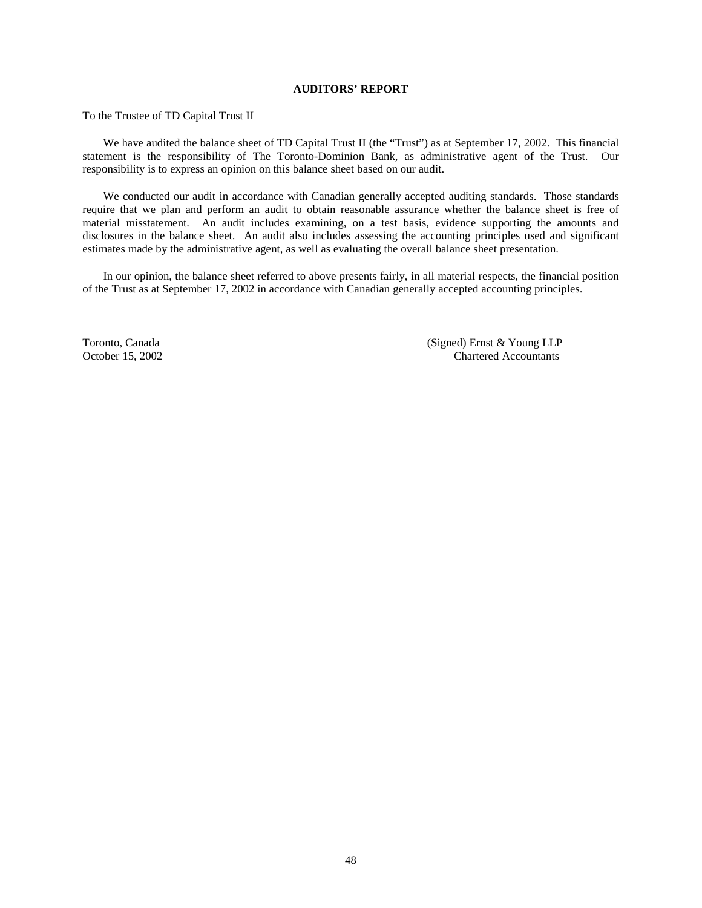## AUDITORS' REPORT

To the Trustee of TD Capital Trust II

We have audited the balance sheet of TD Capital Trust II (the "Trust") as at September 17, 2002. This financial statement is the responsibility of The Toronto-Dominion Bank, as administrative agent of the Trust. Our responsibility is to express an opinion on this balance sheet based on our audit.

We conducted our audit in accordance with Canadian generally accepted auditing standards. Those standards require that we plan and perform an audit to obtain reasonable assurance whether the balance sheet is free of material misstatement. An audit includes examining, on a test basis, evidence supporting the amounts and disclosures in the balance sheet. An audit also includes assessing the accounting principles used and significant estimates made by the administrative agent, as well as evaluating the overall balance sheet presentation.

In our opinion, the balance sheet referred to above presents fairly, in all material respects, the financial position of the Trust as at September 17, 2002 in accordance with Canadian generally accepted accounting principles.

Toronto, Canada
October 15, 2002

(Signed) Ernst & Young LLP
Chartered Accountants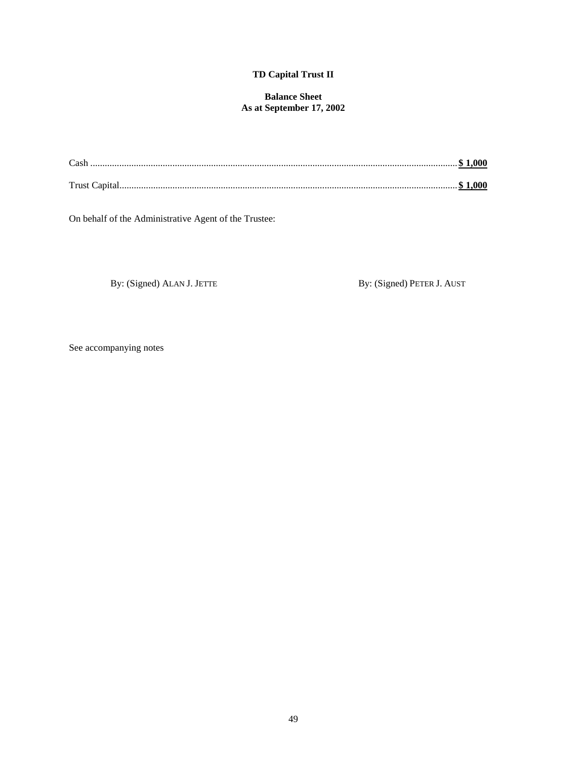**TD Capital Trust II**

**Balance Sheet**
**As at September 17, 2002**

| | |
|---|---|
| Cash | **$ 1,000** |
| Trust Capital | **$ 1,000** |

On behalf of the Administrative Agent of the Trustee:

By: (Signed) ALAN J. JETTE

By: (Signed) PETER J. AUST

See accompanying notes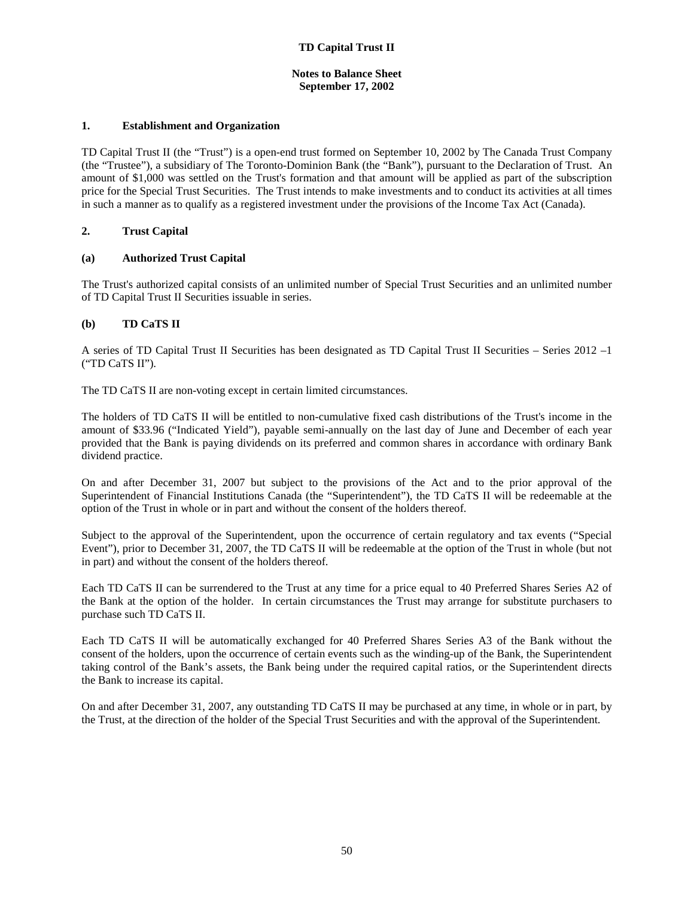# TD Capital Trust II

## Notes to Balance Sheet
## September 17, 2002

### 1. Establishment and Organization

TD Capital Trust II (the "Trust") is a open-end trust formed on September 10, 2002 by The Canada Trust Company (the "Trustee"), a subsidiary of The Toronto-Dominion Bank (the "Bank"), pursuant to the Declaration of Trust. An amount of $1,000 was settled on the Trust's formation and that amount will be applied as part of the subscription price for the Special Trust Securities. The Trust intends to make investments and to conduct its activities at all times in such a manner as to qualify as a registered investment under the provisions of the Income Tax Act (Canada).

### 2. Trust Capital

#### (a) Authorized Trust Capital

The Trust's authorized capital consists of an unlimited number of Special Trust Securities and an unlimited number of TD Capital Trust II Securities issuable in series.

#### (b) TD CaTS II

A series of TD Capital Trust II Securities has been designated as TD Capital Trust II Securities – Series 2012 –1 ("TD CaTS II").

The TD CaTS II are non-voting except in certain limited circumstances.

The holders of TD CaTS II will be entitled to non-cumulative fixed cash distributions of the Trust's income in the amount of $33.96 ("Indicated Yield"), payable semi-annually on the last day of June and December of each year provided that the Bank is paying dividends on its preferred and common shares in accordance with ordinary Bank dividend practice.

On and after December 31, 2007 but subject to the provisions of the Act and to the prior approval of the Superintendent of Financial Institutions Canada (the "Superintendent"), the TD CaTS II will be redeemable at the option of the Trust in whole or in part and without the consent of the holders thereof.

Subject to the approval of the Superintendent, upon the occurrence of certain regulatory and tax events ("Special Event"), prior to December 31, 2007, the TD CaTS II will be redeemable at the option of the Trust in whole (but not in part) and without the consent of the holders thereof.

Each TD CaTS II can be surrendered to the Trust at any time for a price equal to 40 Preferred Shares Series A2 of the Bank at the option of the holder. In certain circumstances the Trust may arrange for substitute purchasers to purchase such TD CaTS II.

Each TD CaTS II will be automatically exchanged for 40 Preferred Shares Series A3 of the Bank without the consent of the holders, upon the occurrence of certain events such as the winding-up of the Bank, the Superintendent taking control of the Bank's assets, the Bank being under the required capital ratios, or the Superintendent directs the Bank to increase its capital.

On and after December 31, 2007, any outstanding TD CaTS II may be purchased at any time, in whole or in part, by the Trust, at the direction of the holder of the Special Trust Securities and with the approval of the Superintendent.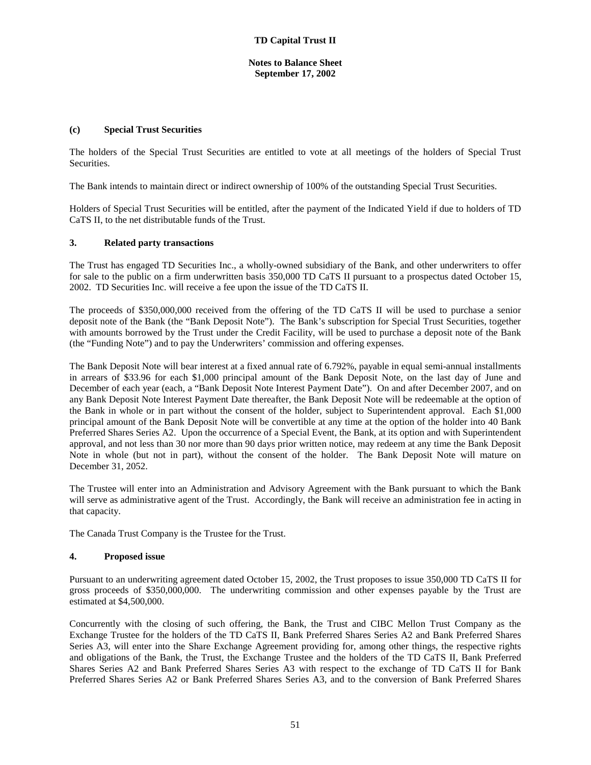#### (c) Special Trust Securities

The holders of the Special Trust Securities are entitled to vote at all meetings of the holders of Special Trust Securities.

The Bank intends to maintain direct or indirect ownership of 100% of the outstanding Special Trust Securities.

Holders of Special Trust Securities will be entitled, after the payment of the Indicated Yield if due to holders of TD CaTS II, to the net distributable funds of the Trust.

### 3. Related party transactions

The Trust has engaged TD Securities Inc., a wholly-owned subsidiary of the Bank, and other underwriters to offer for sale to the public on a firm underwritten basis 350,000 TD CaTS II pursuant to a prospectus dated October 15, 2002. TD Securities Inc. will receive a fee upon the issue of the TD CaTS II.

The proceeds of $350,000,000 received from the offering of the TD CaTS II will be used to purchase a senior deposit note of the Bank (the "Bank Deposit Note"). The Bank's subscription for Special Trust Securities, together with amounts borrowed by the Trust under the Credit Facility, will be used to purchase a deposit note of the Bank (the "Funding Note") and to pay the Underwriters' commission and offering expenses.

The Bank Deposit Note will bear interest at a fixed annual rate of 6.792%, payable in equal semi-annual installments in arrears of $33.96 for each $1,000 principal amount of the Bank Deposit Note, on the last day of June and December of each year (each, a "Bank Deposit Note Interest Payment Date"). On and after December 2007, and on any Bank Deposit Note Interest Payment Date thereafter, the Bank Deposit Note will be redeemable at the option of the Bank in whole or in part without the consent of the holder, subject to Superintendent approval. Each $1,000 principal amount of the Bank Deposit Note will be convertible at any time at the option of the holder into 40 Bank Preferred Shares Series A2. Upon the occurrence of a Special Event, the Bank, at its option and with Superintendent approval, and not less than 30 nor more than 90 days prior written notice, may redeem at any time the Bank Deposit Note in whole (but not in part), without the consent of the holder. The Bank Deposit Note will mature on December 31, 2052.

The Trustee will enter into an Administration and Advisory Agreement with the Bank pursuant to which the Bank will serve as administrative agent of the Trust. Accordingly, the Bank will receive an administration fee in acting in that capacity.

The Canada Trust Company is the Trustee for the Trust.

### 4. Proposed issue

Pursuant to an underwriting agreement dated October 15, 2002, the Trust proposes to issue 350,000 TD CaTS II for gross proceeds of $350,000,000. The underwriting commission and other expenses payable by the Trust are estimated at $4,500,000.

Concurrently with the closing of such offering, the Bank, the Trust and CIBC Mellon Trust Company as the Exchange Trustee for the holders of the TD CaTS II, Bank Preferred Shares Series A2 and Bank Preferred Shares Series A3, will enter into the Share Exchange Agreement providing for, among other things, the respective rights and obligations of the Bank, the Trust, the Exchange Trustee and the holders of the TD CaTS II, Bank Preferred Shares Series A2 and Bank Preferred Shares Series A3 with respect to the exchange of TD CaTS II for Bank Preferred Shares Series A2 or Bank Preferred Shares Series A3, and to the conversion of Bank Preferred Shares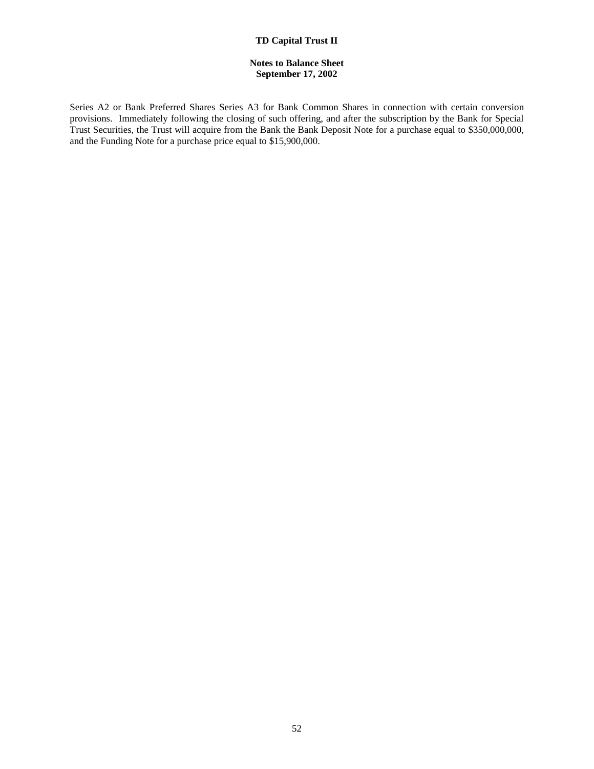Series A2 or Bank Preferred Shares Series A3 for Bank Common Shares in connection with certain conversion provisions. Immediately following the closing of such offering, and after the subscription by the Bank for Special Trust Securities, the Trust will acquire from the Bank the Bank Deposit Note for a purchase equal to $350,000,000, and the Funding Note for a purchase price equal to $15,900,000.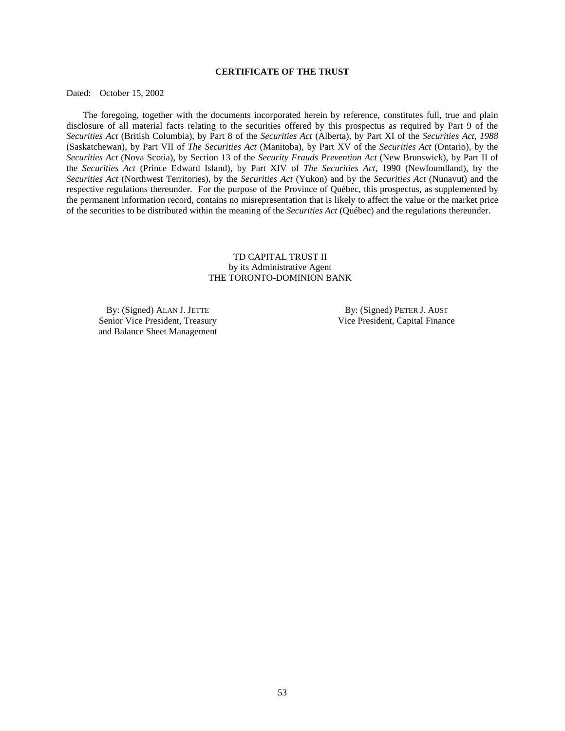**CERTIFICATE OF THE TRUST**

Dated: October 15, 2002

The foregoing, together with the documents incorporated herein by reference, constitutes full, true and plain disclosure of all material facts relating to the securities offered by this prospectus as required by Part 9 of the *Securities Act* (British Columbia), by Part 8 of the *Securities Act* (Alberta), by Part XI of the *Securities Act, 1988* (Saskatchewan), by Part VII of *The Securities Act* (Manitoba), by Part XV of the *Securities Act* (Ontario), by the *Securities Act* (Nova Scotia), by Section 13 of the *Security Frauds Prevention Act* (New Brunswick), by Part II of the *Securities Act* (Prince Edward Island), by Part XIV of *The Securities Act*, 1990 (Newfoundland), by the *Securities Act* (Northwest Territories), by the *Securities Act* (Yukon) and by the *Securities Act* (Nunavut) and the respective regulations thereunder. For the purpose of the Province of Québec, this prospectus, as supplemented by the permanent information record, contains no misrepresentation that is likely to affect the value or the market price of the securities to be distributed within the meaning of the *Securities Act* (Québec) and the regulations thereunder.

TD CAPITAL TRUST II
by its Administrative Agent
THE TORONTO-DOMINION BANK

By: (Signed) ALAN J. JETTE
Senior Vice President, Treasury
and Balance Sheet Management

By: (Signed) PETER J. AUST
Vice President, Capital Finance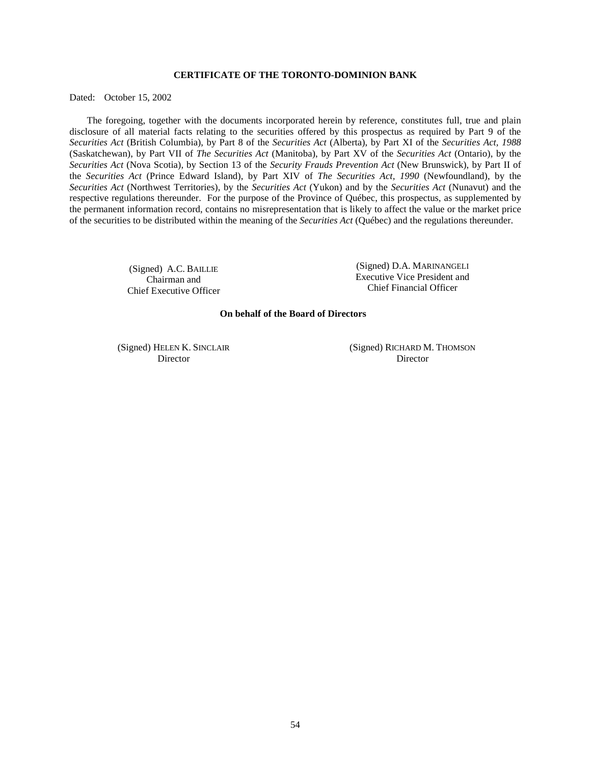**CERTIFICATE OF THE TORONTO-DOMINION BANK**

Dated: October 15, 2002

The foregoing, together with the documents incorporated herein by reference, constitutes full, true and plain disclosure of all material facts relating to the securities offered by this prospectus as required by Part 9 of the *Securities Act* (British Columbia), by Part 8 of the *Securities Act* (Alberta), by Part XI of the *Securities Act, 1988* (Saskatchewan), by Part VII of *The Securities Act* (Manitoba), by Part XV of the *Securities Act* (Ontario), by the *Securities Act* (Nova Scotia), by Section 13 of the *Security Frauds Prevention Act* (New Brunswick), by Part II of the *Securities Act* (Prince Edward Island), by Part XIV of *The Securities Act, 1990* (Newfoundland), by the *Securities Act* (Northwest Territories), by the *Securities Act* (Yukon) and by the *Securities Act* (Nunavut) and the respective regulations thereunder. For the purpose of the Province of Québec, this prospectus, as supplemented by the permanent information record, contains no misrepresentation that is likely to affect the value or the market price of the securities to be distributed within the meaning of the *Securities Act* (Québec) and the regulations thereunder.

(Signed) A.C. BAILLIE
Chairman and
Chief Executive Officer

(Signed) D.A. MARINANGELI
Executive Vice President and
Chief Financial Officer

**On behalf of the Board of Directors**

(Signed) HELEN K. SINCLAIR
Director

(Signed) RICHARD M. THOMSON
Director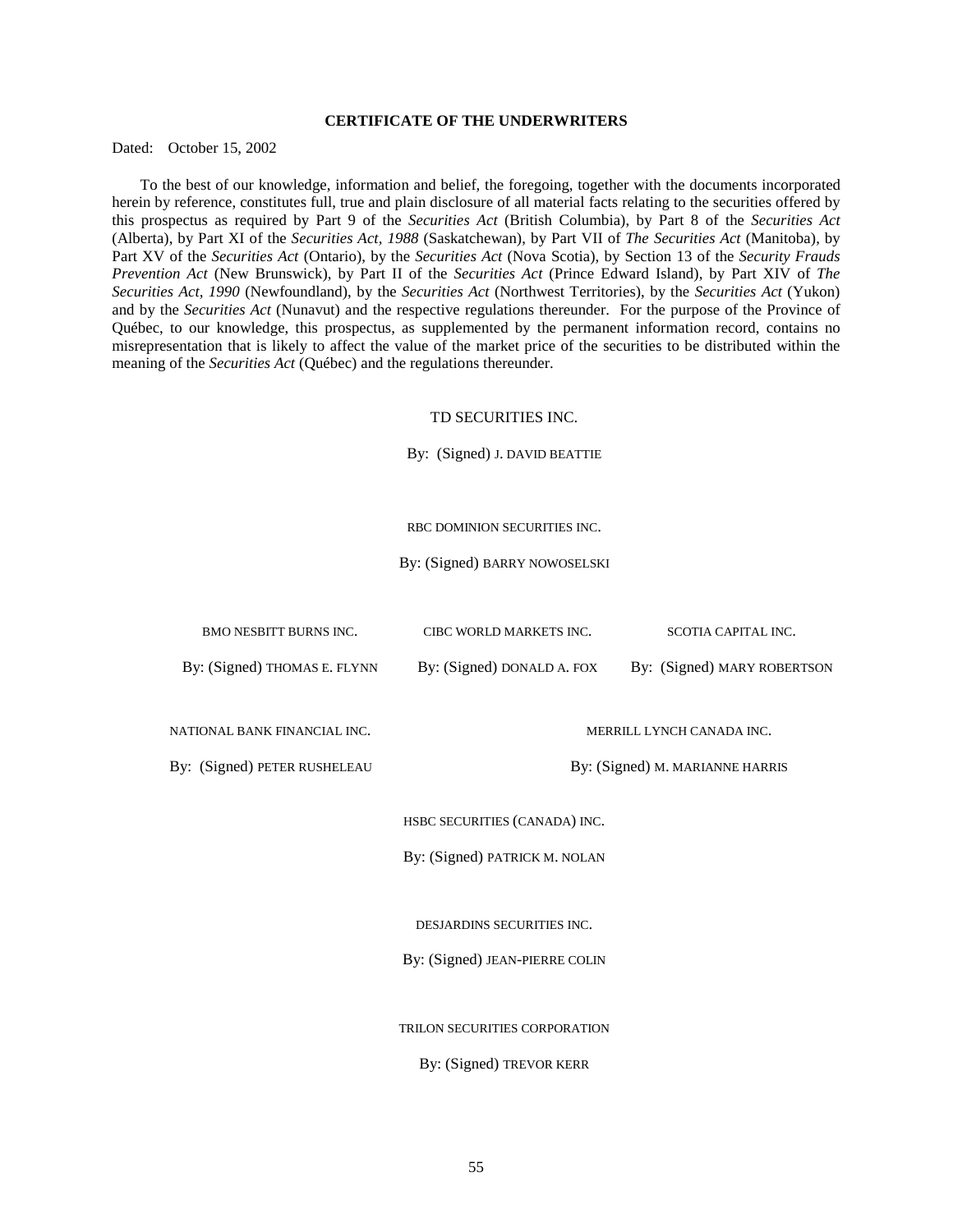## CERTIFICATE OF THE UNDERWRITERS

Dated: October 15, 2002

To the best of our knowledge, information and belief, the foregoing, together with the documents incorporated herein by reference, constitutes full, true and plain disclosure of all material facts relating to the securities offered by this prospectus as required by Part 9 of the *Securities Act* (British Columbia), by Part 8 of the *Securities Act* (Alberta), by Part XI of the *Securities Act, 1988* (Saskatchewan), by Part VII of *The Securities Act* (Manitoba), by Part XV of the *Securities Act* (Ontario), by the *Securities Act* (Nova Scotia), by Section 13 of the *Security Frauds Prevention Act* (New Brunswick), by Part II of the *Securities Act* (Prince Edward Island), by Part XIV of *The Securities Act, 1990* (Newfoundland), by the *Securities Act* (Northwest Territories), by the *Securities Act* (Yukon) and by the *Securities Act* (Nunavut) and the respective regulations thereunder. For the purpose of the Province of Québec, to our knowledge, this prospectus, as supplemented by the permanent information record, contains no misrepresentation that is likely to affect the value of the market price of the securities to be distributed within the meaning of the *Securities Act* (Québec) and the regulations thereunder.

TD SECURITIES INC.

By: (Signed) J. DAVID BEATTIE

RBC DOMINION SECURITIES INC.

By: (Signed) BARRY NOWOSELSKI

BMO NESBITT BURNS INC.

By: (Signed) THOMAS E. FLYNN

CIBC WORLD MARKETS INC.

By: (Signed) DONALD A. FOX

SCOTIA CAPITAL INC.

By: (Signed) MARY ROBERTSON

NATIONAL BANK FINANCIAL INC.

By: (Signed) PETER RUSHELEAU

MERRILL LYNCH CANADA INC.

By: (Signed) M. MARIANNE HARRIS

HSBC SECURITIES (CANADA) INC.

By: (Signed) PATRICK M. NOLAN

DESJARDINS SECURITIES INC.

By: (Signed) JEAN-PIERRE COLIN

TRILON SECURITIES CORPORATION

By: (Signed) TREVOR KERR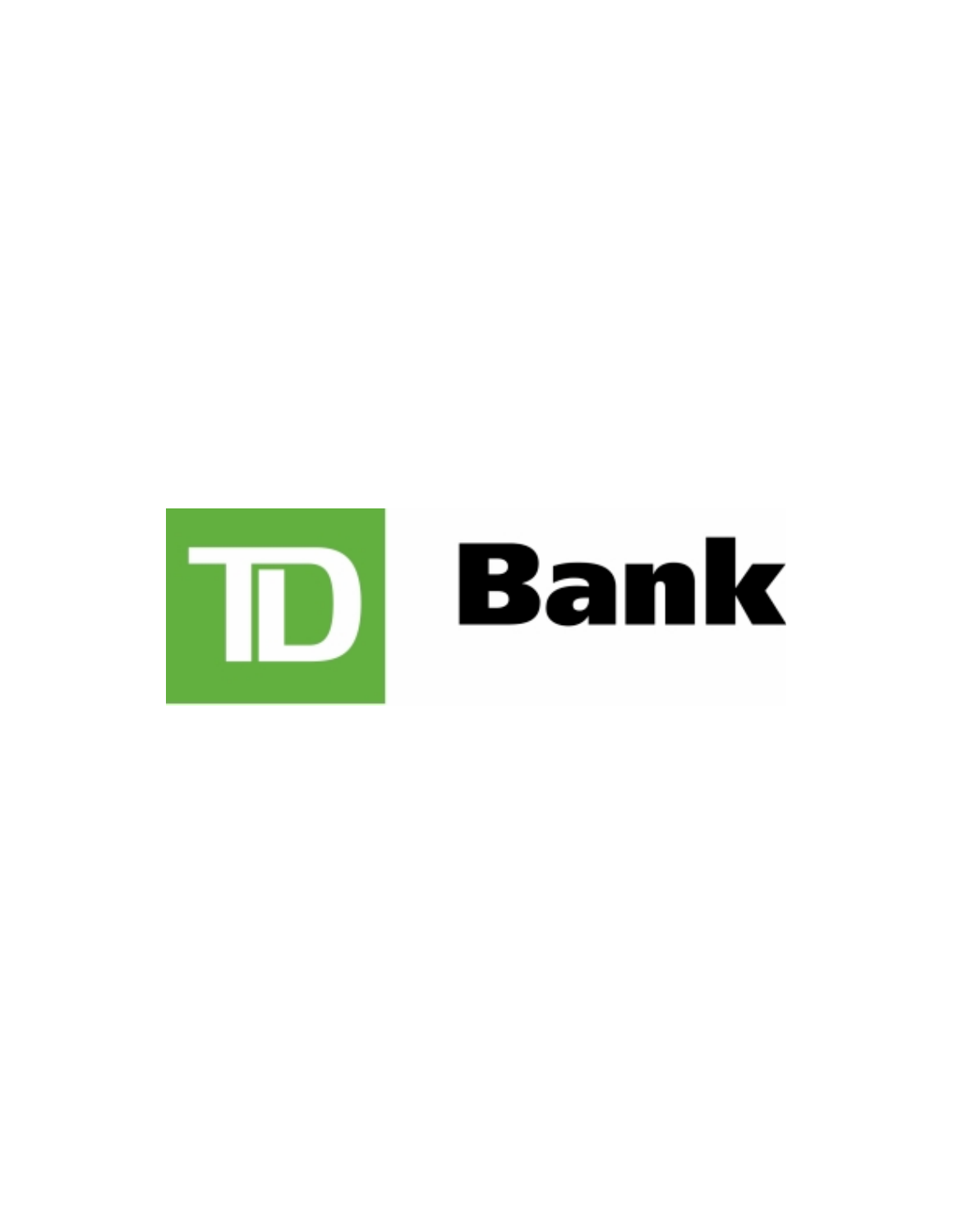TD Bank